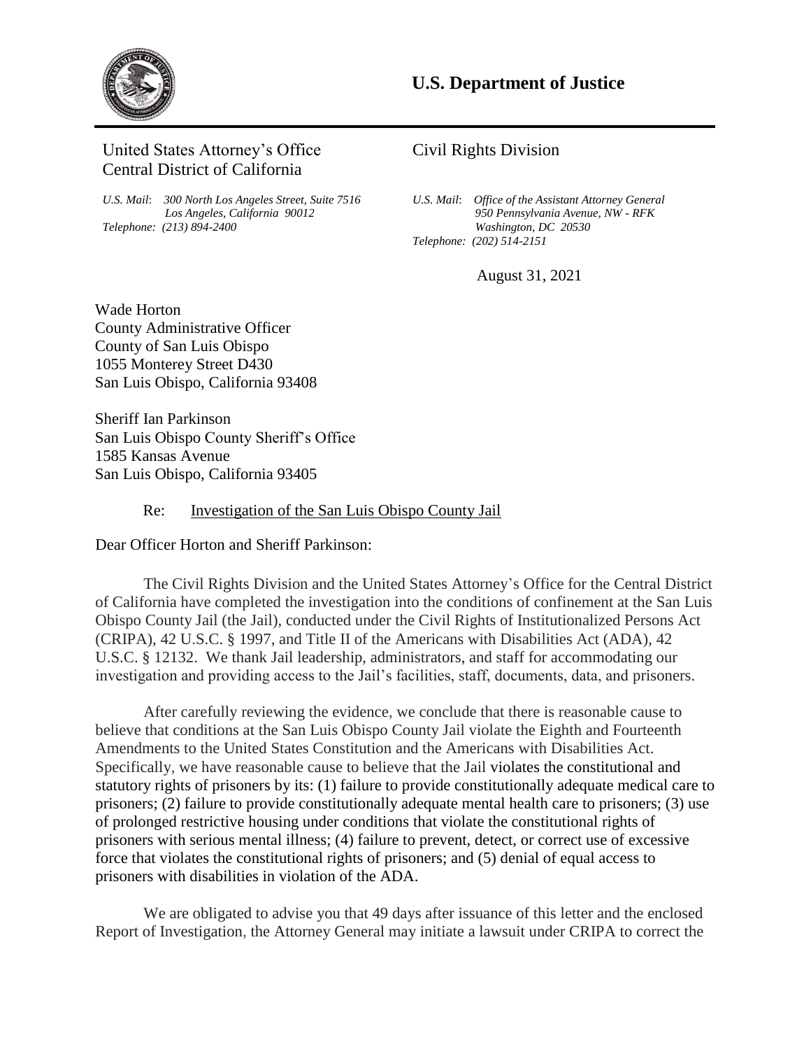# U.S. Department of Justice

United States Attorney's Office
Central District of California

*U.S. Mail*: *300 North Los Angeles Street, Suite 7516*
*Los Angeles, California 90012*
*Telephone: (213) 894-2400*

Civil Rights Division

*U.S. Mail*: *Office of the Assistant Attorney General*
*950 Pennsylvania Avenue, NW - RFK*
*Washington, DC 20530*
*Telephone: (202) 514-2151*

August 31, 2021

Wade Horton
County Administrative Officer
County of San Luis Obispo
1055 Monterey Street D430
San Luis Obispo, California 93408

Sheriff Ian Parkinson
San Luis Obispo County Sheriff's Office
1585 Kansas Avenue
San Luis Obispo, California 93405

Re: Investigation of the San Luis Obispo County Jail

Dear Officer Horton and Sheriff Parkinson:

The Civil Rights Division and the United States Attorney's Office for the Central District of California have completed the investigation into the conditions of confinement at the San Luis Obispo County Jail (the Jail), conducted under the Civil Rights of Institutionalized Persons Act (CRIPA), 42 U.S.C. § 1997, and Title II of the Americans with Disabilities Act (ADA), 42 U.S.C. § 12132. We thank Jail leadership, administrators, and staff for accommodating our investigation and providing access to the Jail's facilities, staff, documents, data, and prisoners.

After carefully reviewing the evidence, we conclude that there is reasonable cause to believe that conditions at the San Luis Obispo County Jail violate the Eighth and Fourteenth Amendments to the United States Constitution and the Americans with Disabilities Act. Specifically, we have reasonable cause to believe that the Jail violates the constitutional and statutory rights of prisoners by its: (1) failure to provide constitutionally adequate medical care to prisoners; (2) failure to provide constitutionally adequate mental health care to prisoners; (3) use of prolonged restrictive housing under conditions that violate the constitutional rights of prisoners with serious mental illness; (4) failure to prevent, detect, or correct use of excessive force that violates the constitutional rights of prisoners; and (5) denial of equal access to prisoners with disabilities in violation of the ADA.

We are obligated to advise you that 49 days after issuance of this letter and the enclosed Report of Investigation, the Attorney General may initiate a lawsuit under CRIPA to correct the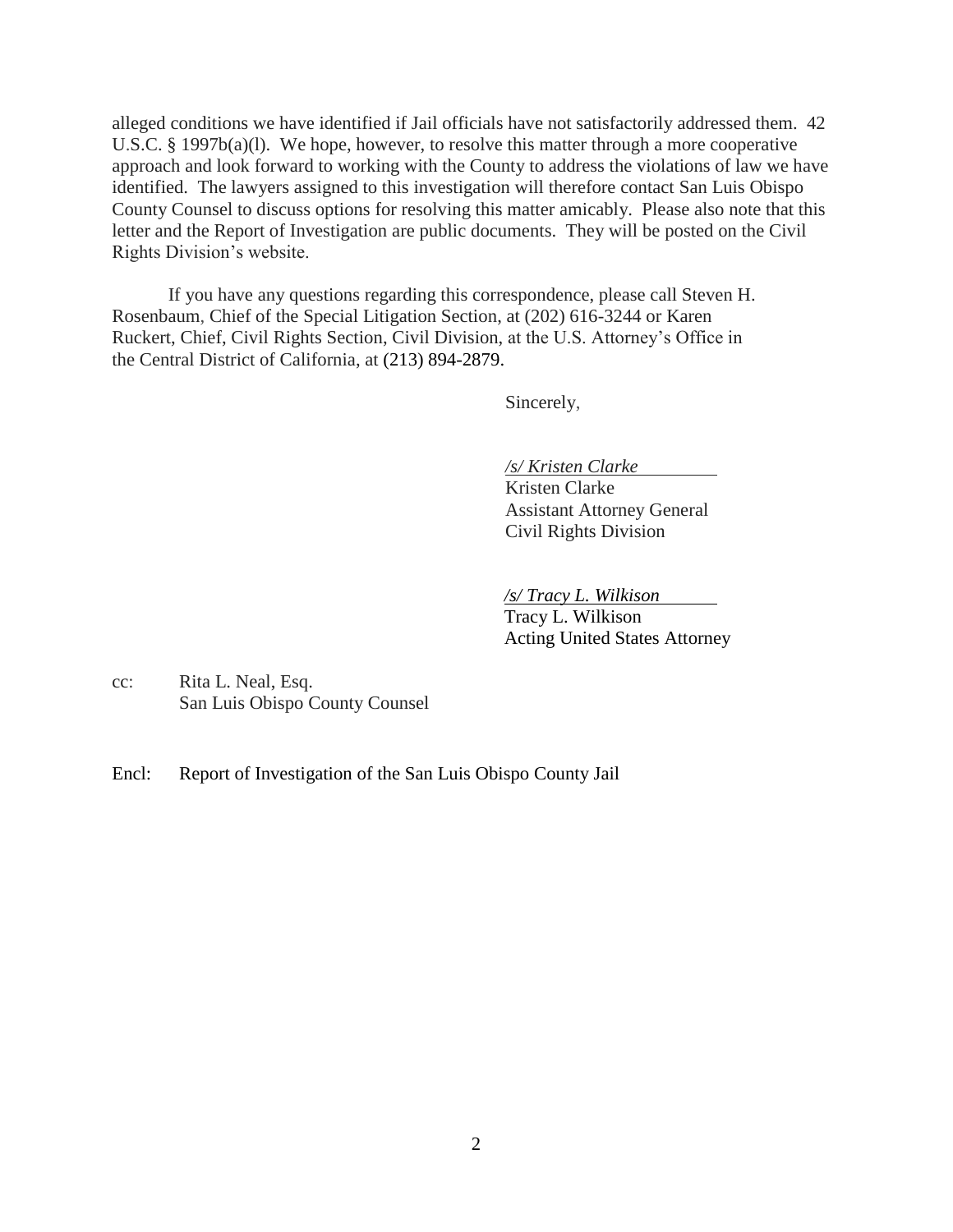alleged conditions we have identified if Jail officials have not satisfactorily addressed them. 42 U.S.C. § 1997b(a)(l). We hope, however, to resolve this matter through a more cooperative approach and look forward to working with the County to address the violations of law we have identified. The lawyers assigned to this investigation will therefore contact San Luis Obispo County Counsel to discuss options for resolving this matter amicably. Please also note that this letter and the Report of Investigation are public documents. They will be posted on the Civil Rights Division's website.

If you have any questions regarding this correspondence, please call Steven H. Rosenbaum, Chief of the Special Litigation Section, at (202) 616-3244 or Karen Ruckert, Chief, Civil Rights Section, Civil Division, at the U.S. Attorney's Office in the Central District of California, at (213) 894-2879.

Sincerely,

*/s/ Kristen Clarke*
Kristen Clarke
Assistant Attorney General
Civil Rights Division

*/s/ Tracy L. Wilkison*
Tracy L. Wilkison
Acting United States Attorney

cc: Rita L. Neal, Esq.
San Luis Obispo County Counsel

Encl: Report of Investigation of the San Luis Obispo County Jail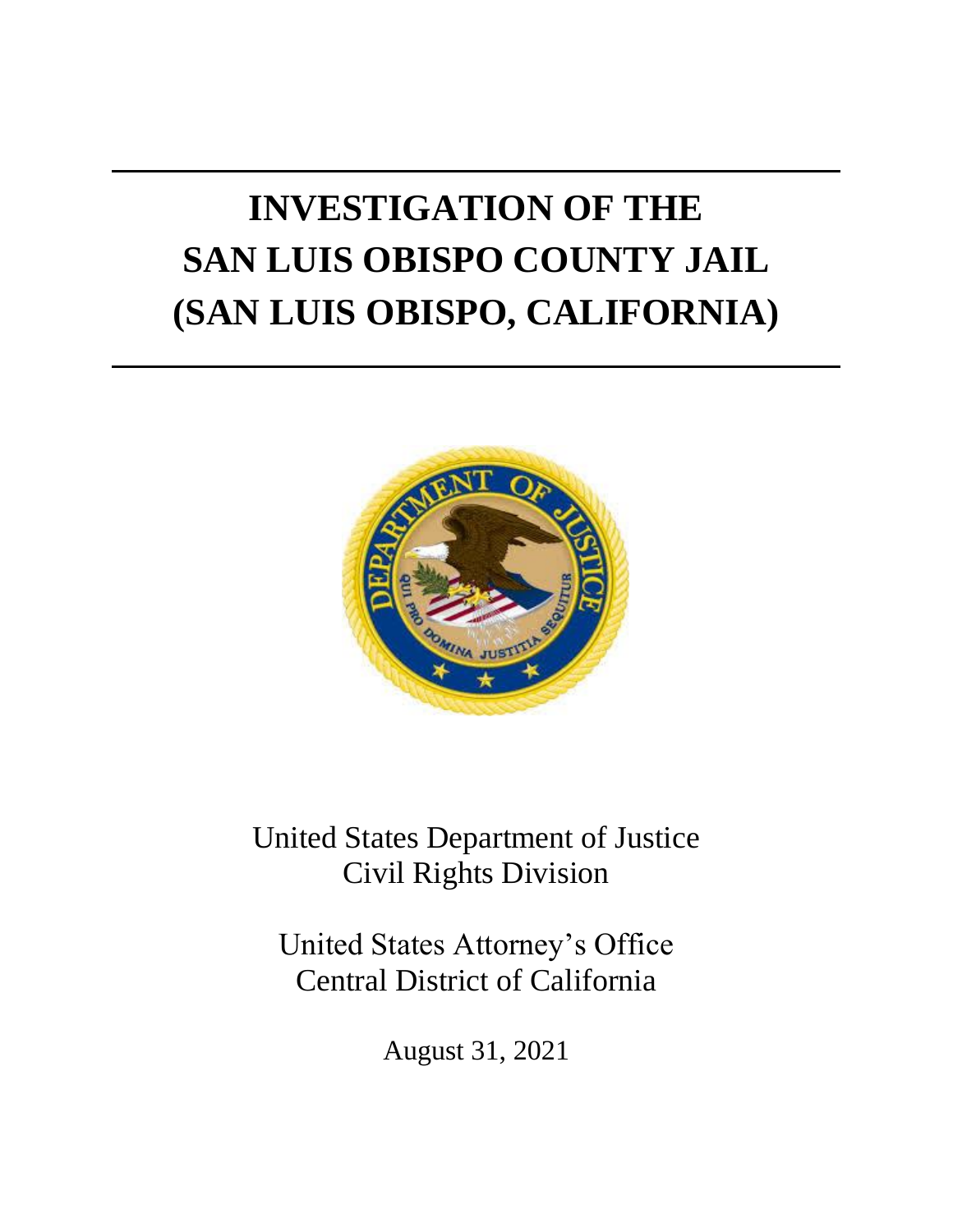# INVESTIGATION OF THE SAN LUIS OBISPO COUNTY JAIL (SAN LUIS OBISPO, CALIFORNIA)

United States Department of Justice
Civil Rights Division

United States Attorney's Office
Central District of California

August 31, 2021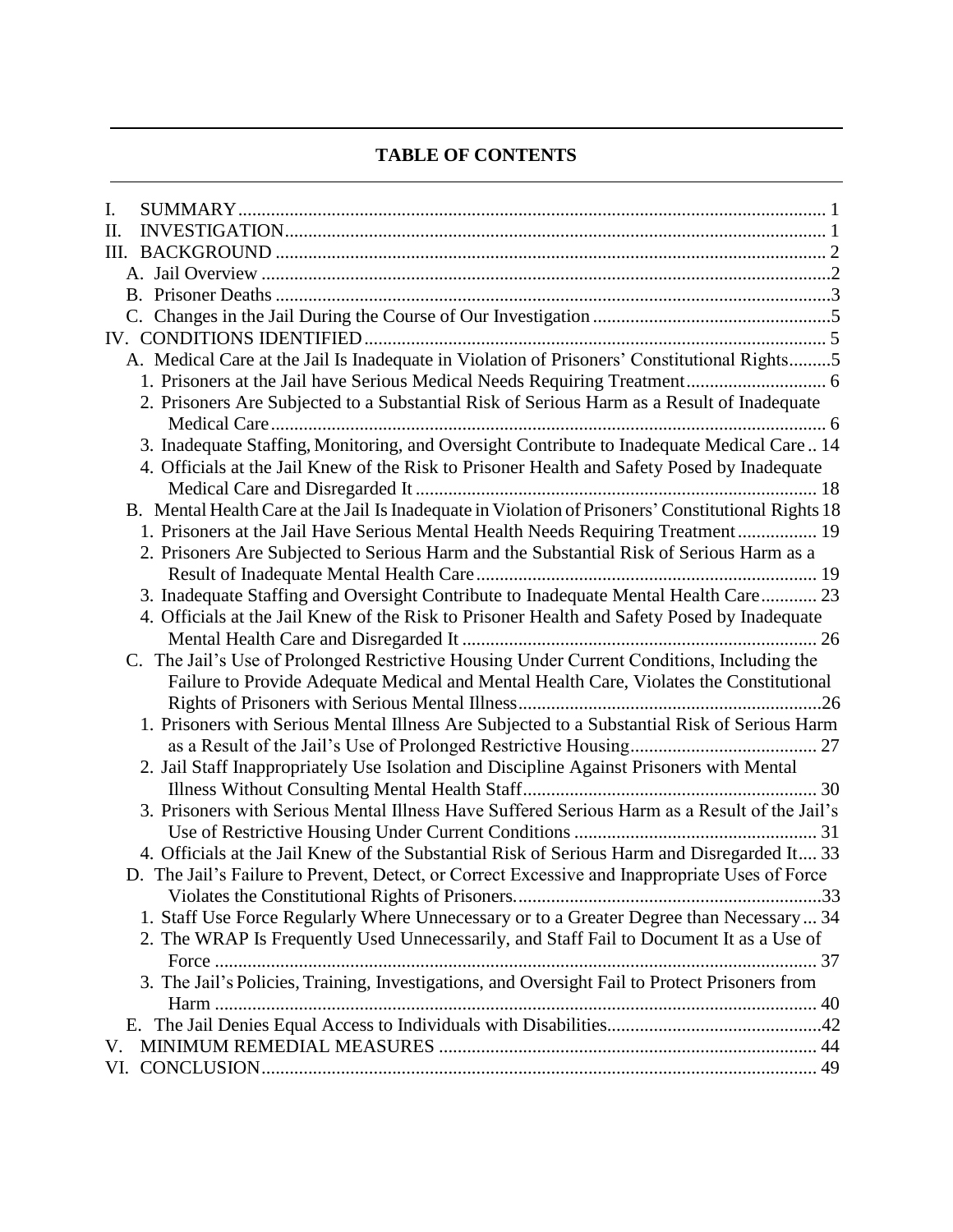## TABLE OF CONTENTS

I. SUMMARY ..... 1
II. INVESTIGATION ..... 1
III. BACKGROUND ..... 2
  A. Jail Overview ..... 2
  B. Prisoner Deaths ..... 3
  C. Changes in the Jail During the Course of Our Investigation ..... 5
IV. CONDITIONS IDENTIFIED ..... 5
  A. Medical Care at the Jail Is Inadequate in Violation of Prisoners' Constitutional Rights ..... 5
    1. Prisoners at the Jail have Serious Medical Needs Requiring Treatment ..... 6
    2. Prisoners Are Subjected to a Substantial Risk of Serious Harm as a Result of Inadequate Medical Care ..... 6
    3. Inadequate Staffing, Monitoring, and Oversight Contribute to Inadequate Medical Care ..... 14
    4. Officials at the Jail Knew of the Risk to Prisoner Health and Safety Posed by Inadequate Medical Care and Disregarded It ..... 18
  B. Mental Health Care at the Jail Is Inadequate in Violation of Prisoners' Constitutional Rights ..... 18
    1. Prisoners at the Jail Have Serious Mental Health Needs Requiring Treatment ..... 19
    2. Prisoners Are Subjected to Serious Harm and the Substantial Risk of Serious Harm as a Result of Inadequate Mental Health Care ..... 19
    3. Inadequate Staffing and Oversight Contribute to Inadequate Mental Health Care ..... 23
    4. Officials at the Jail Knew of the Risk to Prisoner Health and Safety Posed by Inadequate Mental Health Care and Disregarded It ..... 26
  C. The Jail's Use of Prolonged Restrictive Housing Under Current Conditions, Including the Failure to Provide Adequate Medical and Mental Health Care, Violates the Constitutional Rights of Prisoners with Serious Mental Illness ..... 26
    1. Prisoners with Serious Mental Illness Are Subjected to a Substantial Risk of Serious Harm as a Result of the Jail's Use of Prolonged Restrictive Housing ..... 27
    2. Jail Staff Inappropriately Use Isolation and Discipline Against Prisoners with Mental Illness Without Consulting Mental Health Staff ..... 30
    3. Prisoners with Serious Mental Illness Have Suffered Serious Harm as a Result of the Jail's Use of Restrictive Housing Under Current Conditions ..... 31
    4. Officials at the Jail Knew of the Substantial Risk of Serious Harm and Disregarded It ..... 33
  D. The Jail's Failure to Prevent, Detect, or Correct Excessive and Inappropriate Uses of Force Violates the Constitutional Rights of Prisoners ..... 33
    1. Staff Use Force Regularly Where Unnecessary or to a Greater Degree than Necessary ..... 34
    2. The WRAP Is Frequently Used Unnecessarily, and Staff Fail to Document It as a Use of Force ..... 37
    3. The Jail's Policies, Training, Investigations, and Oversight Fail to Protect Prisoners from Harm ..... 40
  E. The Jail Denies Equal Access to Individuals with Disabilities ..... 42
V. MINIMUM REMEDIAL MEASURES ..... 44
VI. CONCLUSION ..... 49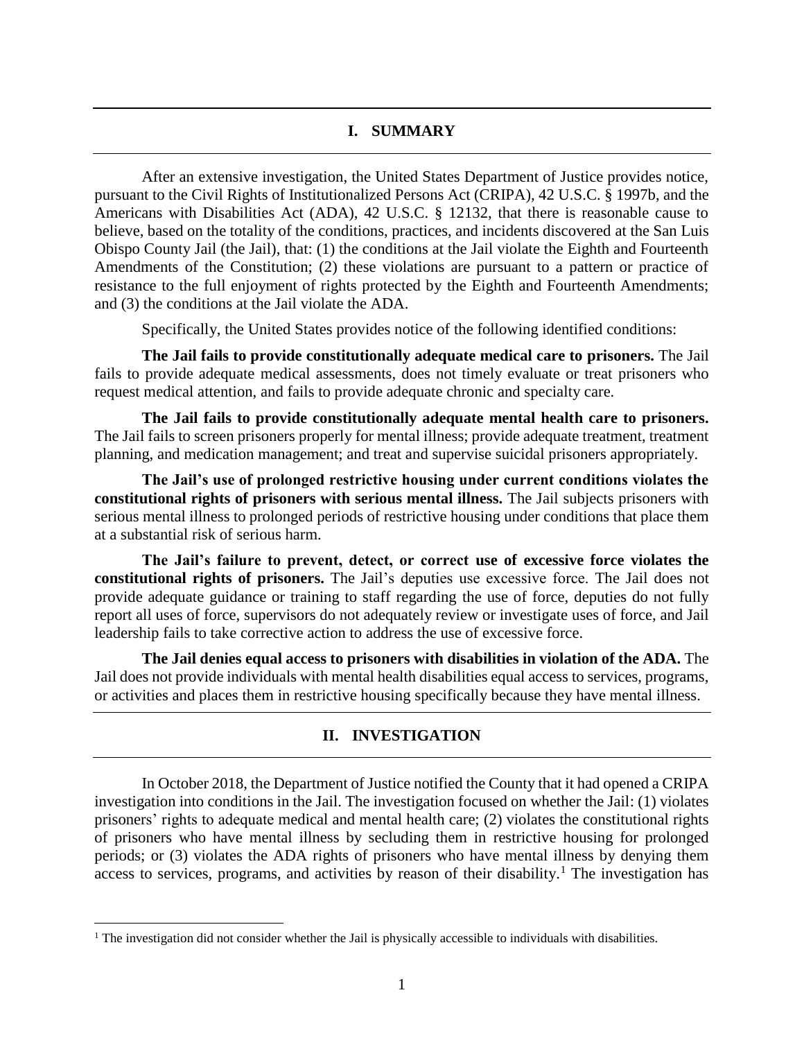## I. SUMMARY

After an extensive investigation, the United States Department of Justice provides notice, pursuant to the Civil Rights of Institutionalized Persons Act (CRIPA), 42 U.S.C. § 1997b, and the Americans with Disabilities Act (ADA), 42 U.S.C. § 12132, that there is reasonable cause to believe, based on the totality of the conditions, practices, and incidents discovered at the San Luis Obispo County Jail (the Jail), that: (1) the conditions at the Jail violate the Eighth and Fourteenth Amendments of the Constitution; (2) these violations are pursuant to a pattern or practice of resistance to the full enjoyment of rights protected by the Eighth and Fourteenth Amendments; and (3) the conditions at the Jail violate the ADA.

Specifically, the United States provides notice of the following identified conditions:

**The Jail fails to provide constitutionally adequate medical care to prisoners.** The Jail fails to provide adequate medical assessments, does not timely evaluate or treat prisoners who request medical attention, and fails to provide adequate chronic and specialty care.

**The Jail fails to provide constitutionally adequate mental health care to prisoners.** The Jail fails to screen prisoners properly for mental illness; provide adequate treatment, treatment planning, and medication management; and treat and supervise suicidal prisoners appropriately.

**The Jail's use of prolonged restrictive housing under current conditions violates the constitutional rights of prisoners with serious mental illness.** The Jail subjects prisoners with serious mental illness to prolonged periods of restrictive housing under conditions that place them at a substantial risk of serious harm.

**The Jail's failure to prevent, detect, or correct use of excessive force violates the constitutional rights of prisoners.** The Jail's deputies use excessive force. The Jail does not provide adequate guidance or training to staff regarding the use of force, deputies do not fully report all uses of force, supervisors do not adequately review or investigate uses of force, and Jail leadership fails to take corrective action to address the use of excessive force.

**The Jail denies equal access to prisoners with disabilities in violation of the ADA.** The Jail does not provide individuals with mental health disabilities equal access to services, programs, or activities and places them in restrictive housing specifically because they have mental illness.

## II. INVESTIGATION

In October 2018, the Department of Justice notified the County that it had opened a CRIPA investigation into conditions in the Jail. The investigation focused on whether the Jail: (1) violates prisoners' rights to adequate medical and mental health care; (2) violates the constitutional rights of prisoners who have mental illness by secluding them in restrictive housing for prolonged periods; or (3) violates the ADA rights of prisoners who have mental illness by denying them access to services, programs, and activities by reason of their disability.[1] The investigation has

[1] The investigation did not consider whether the Jail is physically accessible to individuals with disabilities.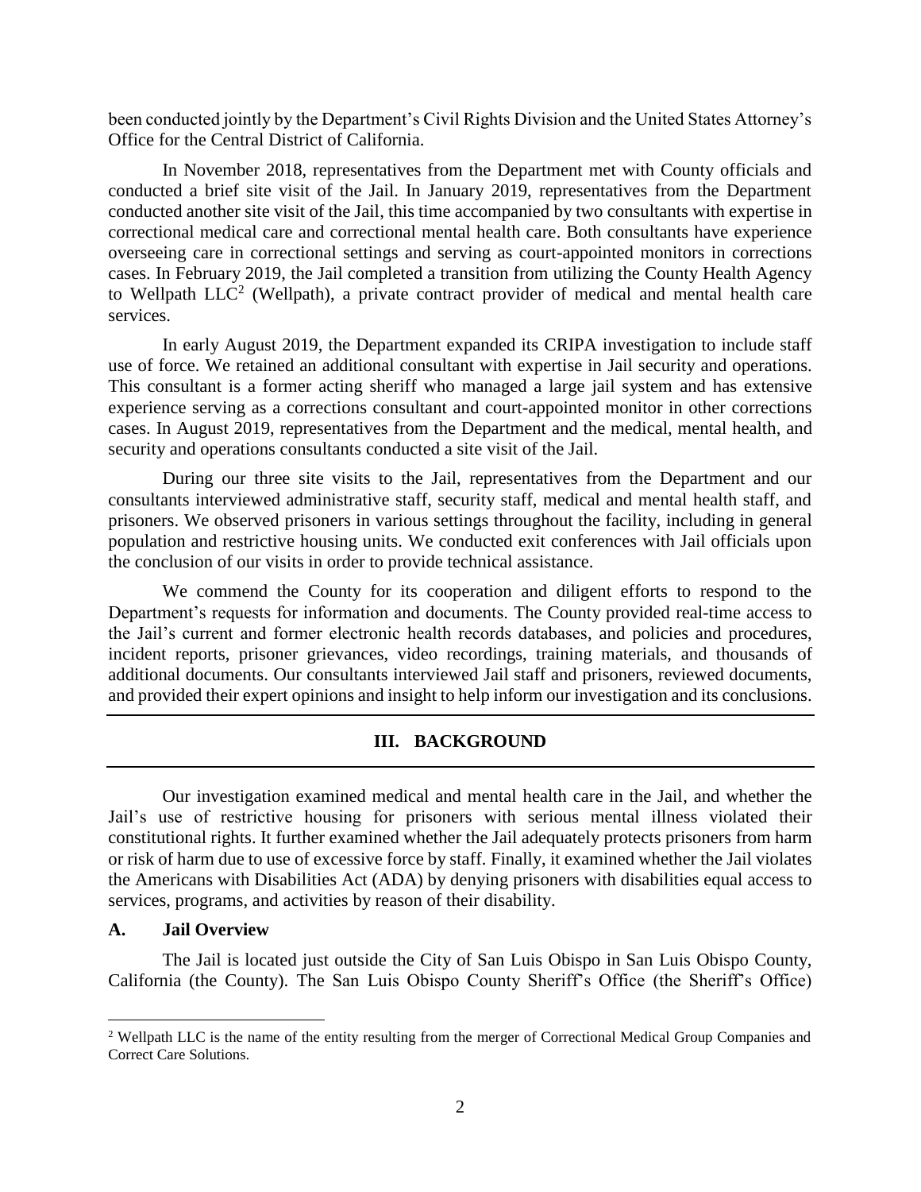been conducted jointly by the Department's Civil Rights Division and the United States Attorney's Office for the Central District of California.

In November 2018, representatives from the Department met with County officials and conducted a brief site visit of the Jail. In January 2019, representatives from the Department conducted another site visit of the Jail, this time accompanied by two consultants with expertise in correctional medical care and correctional mental health care. Both consultants have experience overseeing care in correctional settings and serving as court-appointed monitors in corrections cases. In February 2019, the Jail completed a transition from utilizing the County Health Agency to Wellpath LLC[2] (Wellpath), a private contract provider of medical and mental health care services.

In early August 2019, the Department expanded its CRIPA investigation to include staff use of force. We retained an additional consultant with expertise in Jail security and operations. This consultant is a former acting sheriff who managed a large jail system and has extensive experience serving as a corrections consultant and court-appointed monitor in other corrections cases. In August 2019, representatives from the Department and the medical, mental health, and security and operations consultants conducted a site visit of the Jail.

During our three site visits to the Jail, representatives from the Department and our consultants interviewed administrative staff, security staff, medical and mental health staff, and prisoners. We observed prisoners in various settings throughout the facility, including in general population and restrictive housing units. We conducted exit conferences with Jail officials upon the conclusion of our visits in order to provide technical assistance.

We commend the County for its cooperation and diligent efforts to respond to the Department's requests for information and documents. The County provided real-time access to the Jail's current and former electronic health records databases, and policies and procedures, incident reports, prisoner grievances, video recordings, training materials, and thousands of additional documents. Our consultants interviewed Jail staff and prisoners, reviewed documents, and provided their expert opinions and insight to help inform our investigation and its conclusions.

## III. BACKGROUND

Our investigation examined medical and mental health care in the Jail, and whether the Jail's use of restrictive housing for prisoners with serious mental illness violated their constitutional rights. It further examined whether the Jail adequately protects prisoners from harm or risk of harm due to use of excessive force by staff. Finally, it examined whether the Jail violates the Americans with Disabilities Act (ADA) by denying prisoners with disabilities equal access to services, programs, and activities by reason of their disability.

### A. Jail Overview

The Jail is located just outside the City of San Luis Obispo in San Luis Obispo County, California (the County). The San Luis Obispo County Sheriff's Office (the Sheriff's Office)

---

[2] Wellpath LLC is the name of the entity resulting from the merger of Correctional Medical Group Companies and Correct Care Solutions.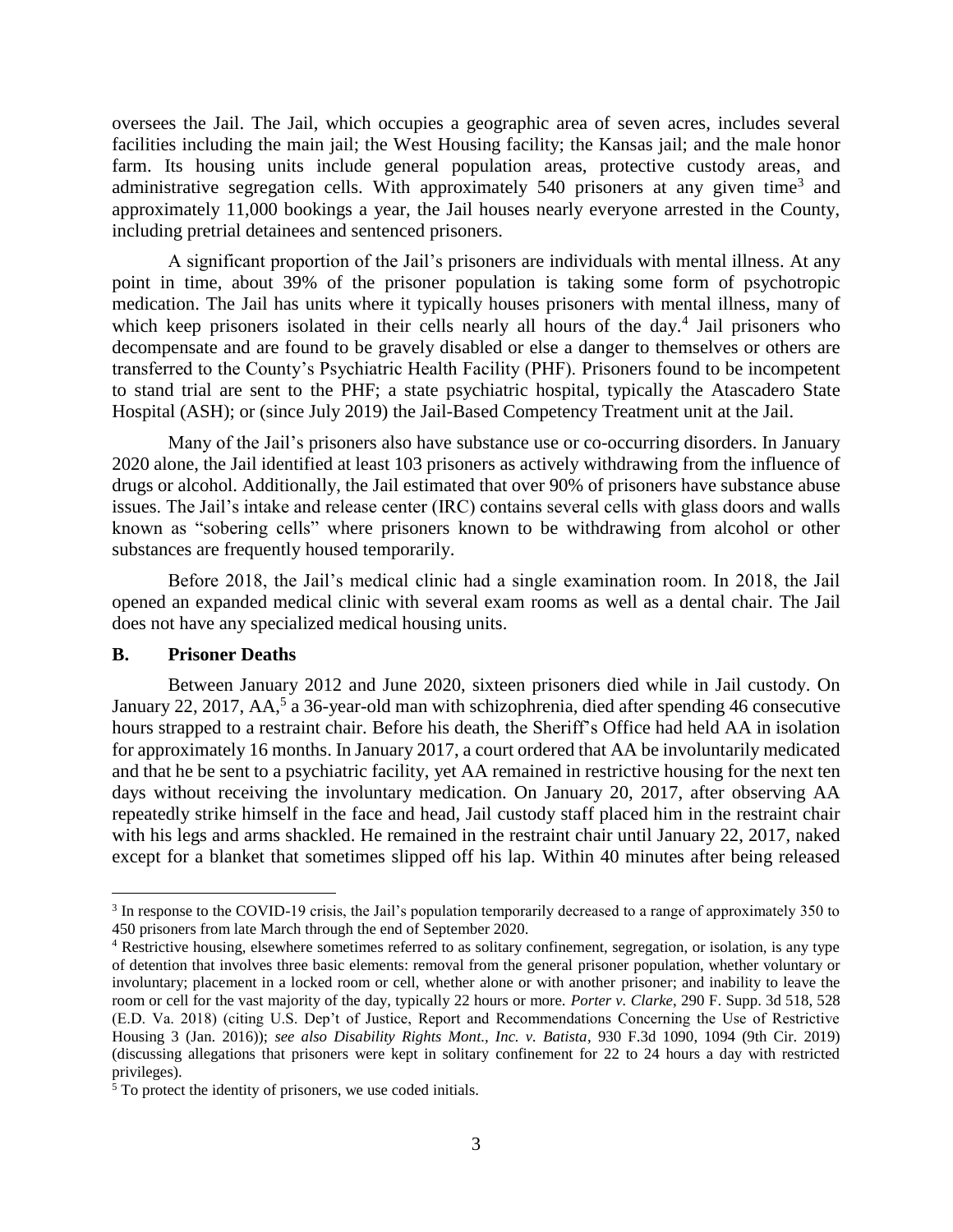oversees the Jail. The Jail, which occupies a geographic area of seven acres, includes several facilities including the main jail; the West Housing facility; the Kansas jail; and the male honor farm. Its housing units include general population areas, protective custody areas, and administrative segregation cells. With approximately 540 prisoners at any given time[3] and approximately 11,000 bookings a year, the Jail houses nearly everyone arrested in the County, including pretrial detainees and sentenced prisoners.

A significant proportion of the Jail's prisoners are individuals with mental illness. At any point in time, about 39% of the prisoner population is taking some form of psychotropic medication. The Jail has units where it typically houses prisoners with mental illness, many of which keep prisoners isolated in their cells nearly all hours of the day.[4] Jail prisoners who decompensate and are found to be gravely disabled or else a danger to themselves or others are transferred to the County's Psychiatric Health Facility (PHF). Prisoners found to be incompetent to stand trial are sent to the PHF; a state psychiatric hospital, typically the Atascadero State Hospital (ASH); or (since July 2019) the Jail-Based Competency Treatment unit at the Jail.

Many of the Jail's prisoners also have substance use or co-occurring disorders. In January 2020 alone, the Jail identified at least 103 prisoners as actively withdrawing from the influence of drugs or alcohol. Additionally, the Jail estimated that over 90% of prisoners have substance abuse issues. The Jail's intake and release center (IRC) contains several cells with glass doors and walls known as "sobering cells" where prisoners known to be withdrawing from alcohol or other substances are frequently housed temporarily.

Before 2018, the Jail's medical clinic had a single examination room. In 2018, the Jail opened an expanded medical clinic with several exam rooms as well as a dental chair. The Jail does not have any specialized medical housing units.

### B. Prisoner Deaths

Between January 2012 and June 2020, sixteen prisoners died while in Jail custody. On January 22, 2017, AA,[5] a 36-year-old man with schizophrenia, died after spending 46 consecutive hours strapped to a restraint chair. Before his death, the Sheriff's Office had held AA in isolation for approximately 16 months. In January 2017, a court ordered that AA be involuntarily medicated and that he be sent to a psychiatric facility, yet AA remained in restrictive housing for the next ten days without receiving the involuntary medication. On January 20, 2017, after observing AA repeatedly strike himself in the face and head, Jail custody staff placed him in the restraint chair with his legs and arms shackled. He remained in the restraint chair until January 22, 2017, naked except for a blanket that sometimes slipped off his lap. Within 40 minutes after being released

---

[3] In response to the COVID-19 crisis, the Jail's population temporarily decreased to a range of approximately 350 to 450 prisoners from late March through the end of September 2020.

[4] Restrictive housing, elsewhere sometimes referred to as solitary confinement, segregation, or isolation, is any type of detention that involves three basic elements: removal from the general prisoner population, whether voluntary or involuntary; placement in a locked room or cell, whether alone or with another prisoner; and inability to leave the room or cell for the vast majority of the day, typically 22 hours or more. *Porter v. Clarke*, 290 F. Supp. 3d 518, 528 (E.D. Va. 2018) (citing U.S. Dep't of Justice, Report and Recommendations Concerning the Use of Restrictive Housing 3 (Jan. 2016)); *see also Disability Rights Mont., Inc. v. Batista*, 930 F.3d 1090, 1094 (9th Cir. 2019) (discussing allegations that prisoners were kept in solitary confinement for 22 to 24 hours a day with restricted privileges).

[5] To protect the identity of prisoners, we use coded initials.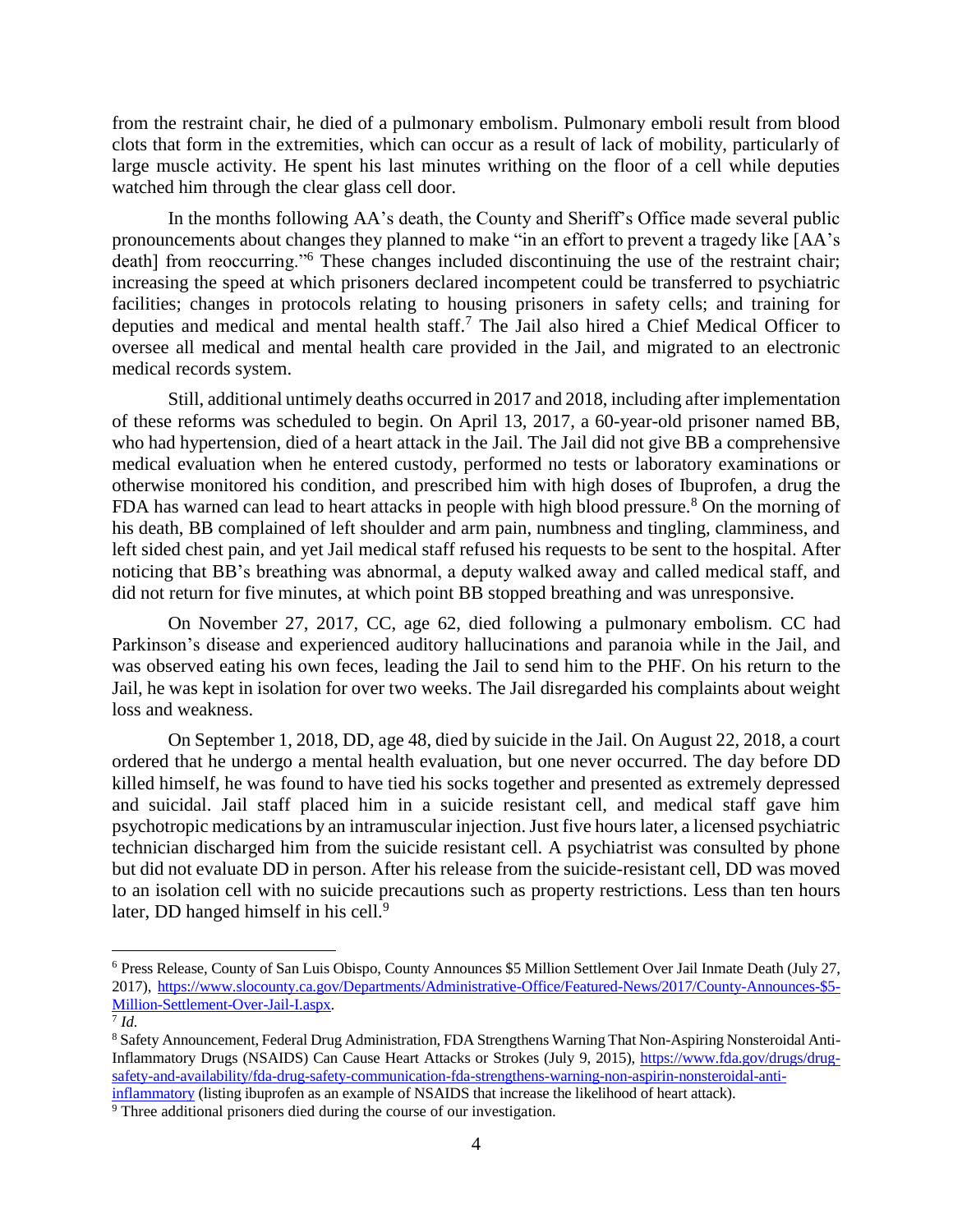from the restraint chair, he died of a pulmonary embolism. Pulmonary emboli result from blood clots that form in the extremities, which can occur as a result of lack of mobility, particularly of large muscle activity. He spent his last minutes writhing on the floor of a cell while deputies watched him through the clear glass cell door.

In the months following AA's death, the County and Sheriff's Office made several public pronouncements about changes they planned to make "in an effort to prevent a tragedy like [AA's death] from reoccurring."[6] These changes included discontinuing the use of the restraint chair; increasing the speed at which prisoners declared incompetent could be transferred to psychiatric facilities; changes in protocols relating to housing prisoners in safety cells; and training for deputies and medical and mental health staff.[7] The Jail also hired a Chief Medical Officer to oversee all medical and mental health care provided in the Jail, and migrated to an electronic medical records system.

Still, additional untimely deaths occurred in 2017 and 2018, including after implementation of these reforms was scheduled to begin. On April 13, 2017, a 60-year-old prisoner named BB, who had hypertension, died of a heart attack in the Jail. The Jail did not give BB a comprehensive medical evaluation when he entered custody, performed no tests or laboratory examinations or otherwise monitored his condition, and prescribed him with high doses of Ibuprofen, a drug the FDA has warned can lead to heart attacks in people with high blood pressure.[8] On the morning of his death, BB complained of left shoulder and arm pain, numbness and tingling, clamminess, and left sided chest pain, and yet Jail medical staff refused his requests to be sent to the hospital. After noticing that BB's breathing was abnormal, a deputy walked away and called medical staff, and did not return for five minutes, at which point BB stopped breathing and was unresponsive.

On November 27, 2017, CC, age 62, died following a pulmonary embolism. CC had Parkinson's disease and experienced auditory hallucinations and paranoia while in the Jail, and was observed eating his own feces, leading the Jail to send him to the PHF. On his return to the Jail, he was kept in isolation for over two weeks. The Jail disregarded his complaints about weight loss and weakness.

On September 1, 2018, DD, age 48, died by suicide in the Jail. On August 22, 2018, a court ordered that he undergo a mental health evaluation, but one never occurred. The day before DD killed himself, he was found to have tied his socks together and presented as extremely depressed and suicidal. Jail staff placed him in a suicide resistant cell, and medical staff gave him psychotropic medications by an intramuscular injection. Just five hours later, a licensed psychiatric technician discharged him from the suicide resistant cell. A psychiatrist was consulted by phone but did not evaluate DD in person. After his release from the suicide-resistant cell, DD was moved to an isolation cell with no suicide precautions such as property restrictions. Less than ten hours later, DD hanged himself in his cell.[9]

---

[6] Press Release, County of San Luis Obispo, County Announces $5 Million Settlement Over Jail Inmate Death (July 27, 2017), https://www.slocounty.ca.gov/Departments/Administrative-Office/Featured-News/2017/County-Announces-$5-Million-Settlement-Over-Jail-I.aspx.

[7] *Id.*

[8] Safety Announcement, Federal Drug Administration, FDA Strengthens Warning That Non-Aspiring Nonsteroidal Anti-Inflammatory Drugs (NSAIDS) Can Cause Heart Attacks or Strokes (July 9, 2015), https://www.fda.gov/drugs/drug-safety-and-availability/fda-drug-safety-communication-fda-strengthens-warning-non-aspirin-nonsteroidal-anti-inflammatory (listing ibuprofen as an example of NSAIDS that increase the likelihood of heart attack).

[9] Three additional prisoners died during the course of our investigation.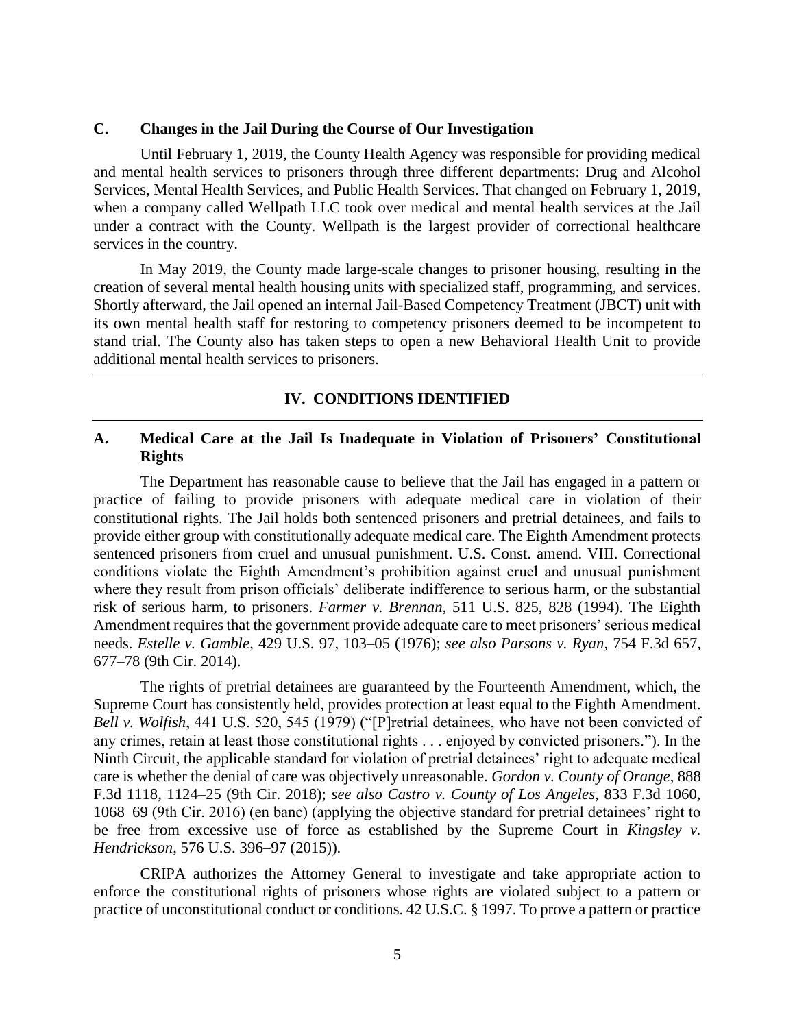### C. Changes in the Jail During the Course of Our Investigation

Until February 1, 2019, the County Health Agency was responsible for providing medical and mental health services to prisoners through three different departments: Drug and Alcohol Services, Mental Health Services, and Public Health Services. That changed on February 1, 2019, when a company called Wellpath LLC took over medical and mental health services at the Jail under a contract with the County. Wellpath is the largest provider of correctional healthcare services in the country.

In May 2019, the County made large-scale changes to prisoner housing, resulting in the creation of several mental health housing units with specialized staff, programming, and services. Shortly afterward, the Jail opened an internal Jail-Based Competency Treatment (JBCT) unit with its own mental health staff for restoring to competency prisoners deemed to be incompetent to stand trial. The County also has taken steps to open a new Behavioral Health Unit to provide additional mental health services to prisoners.

## IV. CONDITIONS IDENTIFIED

### A. Medical Care at the Jail Is Inadequate in Violation of Prisoners' Constitutional Rights

The Department has reasonable cause to believe that the Jail has engaged in a pattern or practice of failing to provide prisoners with adequate medical care in violation of their constitutional rights. The Jail holds both sentenced prisoners and pretrial detainees, and fails to provide either group with constitutionally adequate medical care. The Eighth Amendment protects sentenced prisoners from cruel and unusual punishment. U.S. Const. amend. VIII. Correctional conditions violate the Eighth Amendment's prohibition against cruel and unusual punishment where they result from prison officials' deliberate indifference to serious harm, or the substantial risk of serious harm, to prisoners. *Farmer v. Brennan*, 511 U.S. 825, 828 (1994). The Eighth Amendment requires that the government provide adequate care to meet prisoners' serious medical needs. *Estelle v. Gamble*, 429 U.S. 97, 103–05 (1976); *see also Parsons v. Ryan*, 754 F.3d 657, 677–78 (9th Cir. 2014).

The rights of pretrial detainees are guaranteed by the Fourteenth Amendment, which, the Supreme Court has consistently held, provides protection at least equal to the Eighth Amendment. *Bell v. Wolfish*, 441 U.S. 520, 545 (1979) ("[P]retrial detainees, who have not been convicted of any crimes, retain at least those constitutional rights . . . enjoyed by convicted prisoners."). In the Ninth Circuit, the applicable standard for violation of pretrial detainees' right to adequate medical care is whether the denial of care was objectively unreasonable. *Gordon v. County of Orange*, 888 F.3d 1118, 1124–25 (9th Cir. 2018); *see also Castro v. County of Los Angeles*, 833 F.3d 1060, 1068–69 (9th Cir. 2016) (en banc) (applying the objective standard for pretrial detainees' right to be free from excessive use of force as established by the Supreme Court in *Kingsley v. Hendrickson*, 576 U.S. 396–97 (2015)).

CRIPA authorizes the Attorney General to investigate and take appropriate action to enforce the constitutional rights of prisoners whose rights are violated subject to a pattern or practice of unconstitutional conduct or conditions. 42 U.S.C. § 1997. To prove a pattern or practice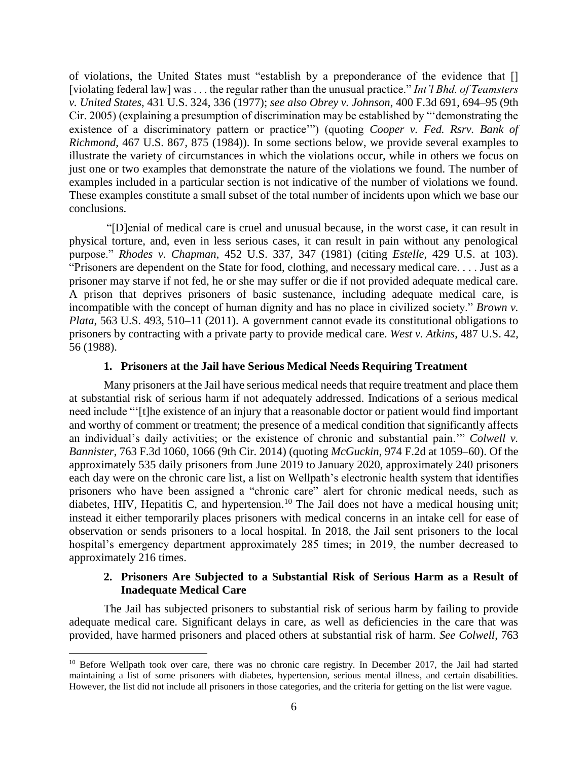of violations, the United States must "establish by a preponderance of the evidence that [] [violating federal law] was . . . the regular rather than the unusual practice." *Int'l Bhd. of Teamsters v. United States*, 431 U.S. 324, 336 (1977); *see also Obrey v. Johnson*, 400 F.3d 691, 694–95 (9th Cir. 2005) (explaining a presumption of discrimination may be established by "'demonstrating the existence of a discriminatory pattern or practice'") (quoting *Cooper v. Fed. Rsrv. Bank of Richmond*, 467 U.S. 867, 875 (1984)). In some sections below, we provide several examples to illustrate the variety of circumstances in which the violations occur, while in others we focus on just one or two examples that demonstrate the nature of the violations we found. The number of examples included in a particular section is not indicative of the number of violations we found. These examples constitute a small subset of the total number of incidents upon which we base our conclusions.

"[D]enial of medical care is cruel and unusual because, in the worst case, it can result in physical torture, and, even in less serious cases, it can result in pain without any penological purpose." *Rhodes v. Chapman*, 452 U.S. 337, 347 (1981) (citing *Estelle*, 429 U.S. at 103). "Prisoners are dependent on the State for food, clothing, and necessary medical care. . . . Just as a prisoner may starve if not fed, he or she may suffer or die if not provided adequate medical care. A prison that deprives prisoners of basic sustenance, including adequate medical care, is incompatible with the concept of human dignity and has no place in civilized society." *Brown v. Plata*, 563 U.S. 493, 510–11 (2011). A government cannot evade its constitutional obligations to prisoners by contracting with a private party to provide medical care. *West v. Atkins*, 487 U.S. 42, 56 (1988).

#### 1. Prisoners at the Jail have Serious Medical Needs Requiring Treatment

Many prisoners at the Jail have serious medical needs that require treatment and place them at substantial risk of serious harm if not adequately addressed. Indications of a serious medical need include "'[t]he existence of an injury that a reasonable doctor or patient would find important and worthy of comment or treatment; the presence of a medical condition that significantly affects an individual's daily activities; or the existence of chronic and substantial pain.'" *Colwell v. Bannister*, 763 F.3d 1060, 1066 (9th Cir. 2014) (quoting *McGuckin*, 974 F.2d at 1059–60). Of the approximately 535 daily prisoners from June 2019 to January 2020, approximately 240 prisoners each day were on the chronic care list, a list on Wellpath's electronic health system that identifies prisoners who have been assigned a "chronic care" alert for chronic medical needs, such as diabetes, HIV, Hepatitis C, and hypertension.[10] The Jail does not have a medical housing unit; instead it either temporarily places prisoners with medical concerns in an intake cell for ease of observation or sends prisoners to a local hospital. In 2018, the Jail sent prisoners to the local hospital's emergency department approximately 285 times; in 2019, the number decreased to approximately 216 times.

#### 2. Prisoners Are Subjected to a Substantial Risk of Serious Harm as a Result of Inadequate Medical Care

The Jail has subjected prisoners to substantial risk of serious harm by failing to provide adequate medical care. Significant delays in care, as well as deficiencies in the care that was provided, have harmed prisoners and placed others at substantial risk of harm. *See Colwell*, 763

---

[10] Before Wellpath took over care, there was no chronic care registry. In December 2017, the Jail had started maintaining a list of some prisoners with diabetes, hypertension, serious mental illness, and certain disabilities. However, the list did not include all prisoners in those categories, and the criteria for getting on the list were vague.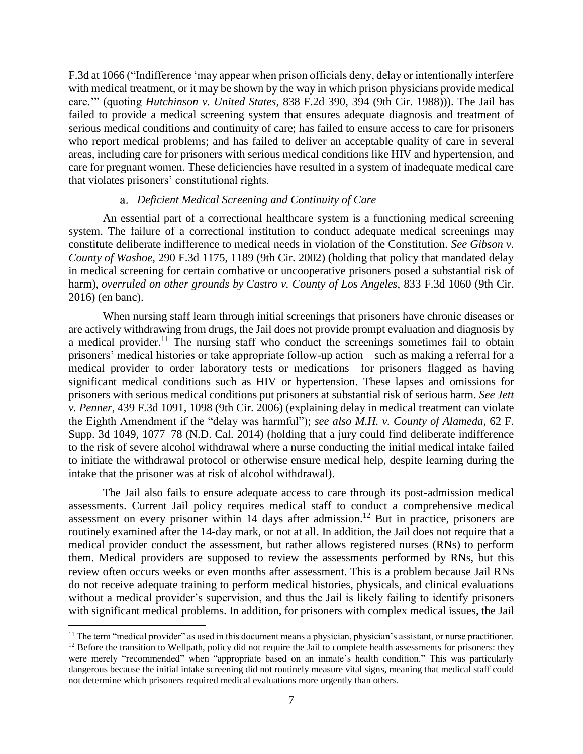F.3d at 1066 ("Indifference 'may appear when prison officials deny, delay or intentionally interfere with medical treatment, or it may be shown by the way in which prison physicians provide medical care.'" (quoting *Hutchinson v. United States*, 838 F.2d 390, 394 (9th Cir. 1988))). The Jail has failed to provide a medical screening system that ensures adequate diagnosis and treatment of serious medical conditions and continuity of care; has failed to ensure access to care for prisoners who report medical problems; and has failed to deliver an acceptable quality of care in several areas, including care for prisoners with serious medical conditions like HIV and hypertension, and care for pregnant women. These deficiencies have resulted in a system of inadequate medical care that violates prisoners' constitutional rights.

#### a. *Deficient Medical Screening and Continuity of Care*

An essential part of a correctional healthcare system is a functioning medical screening system. The failure of a correctional institution to conduct adequate medical screenings may constitute deliberate indifference to medical needs in violation of the Constitution. *See Gibson v. County of Washoe*, 290 F.3d 1175, 1189 (9th Cir. 2002) (holding that policy that mandated delay in medical screening for certain combative or uncooperative prisoners posed a substantial risk of harm), *overruled on other grounds by Castro v. County of Los Angeles*, 833 F.3d 1060 (9th Cir. 2016) (en banc).

When nursing staff learn through initial screenings that prisoners have chronic diseases or are actively withdrawing from drugs, the Jail does not provide prompt evaluation and diagnosis by a medical provider.[11] The nursing staff who conduct the screenings sometimes fail to obtain prisoners' medical histories or take appropriate follow-up action—such as making a referral for a medical provider to order laboratory tests or medications—for prisoners flagged as having significant medical conditions such as HIV or hypertension. These lapses and omissions for prisoners with serious medical conditions put prisoners at substantial risk of serious harm. *See Jett v. Penner*, 439 F.3d 1091, 1098 (9th Cir. 2006) (explaining delay in medical treatment can violate the Eighth Amendment if the "delay was harmful"); *see also M.H. v. County of Alameda*, 62 F. Supp. 3d 1049, 1077–78 (N.D. Cal. 2014) (holding that a jury could find deliberate indifference to the risk of severe alcohol withdrawal where a nurse conducting the initial medical intake failed to initiate the withdrawal protocol or otherwise ensure medical help, despite learning during the intake that the prisoner was at risk of alcohol withdrawal).

The Jail also fails to ensure adequate access to care through its post-admission medical assessments. Current Jail policy requires medical staff to conduct a comprehensive medical assessment on every prisoner within 14 days after admission.[12] But in practice, prisoners are routinely examined after the 14-day mark, or not at all. In addition, the Jail does not require that a medical provider conduct the assessment, but rather allows registered nurses (RNs) to perform them. Medical providers are supposed to review the assessments performed by RNs, but this review often occurs weeks or even months after assessment. This is a problem because Jail RNs do not receive adequate training to perform medical histories, physicals, and clinical evaluations without a medical provider's supervision, and thus the Jail is likely failing to identify prisoners with significant medical problems. In addition, for prisoners with complex medical issues, the Jail

---

[11] The term "medical provider" as used in this document means a physician, physician's assistant, or nurse practitioner.

[12] Before the transition to Wellpath, policy did not require the Jail to complete health assessments for prisoners: they were merely "recommended" when "appropriate based on an inmate's health condition." This was particularly dangerous because the initial intake screening did not routinely measure vital signs, meaning that medical staff could not determine which prisoners required medical evaluations more urgently than others.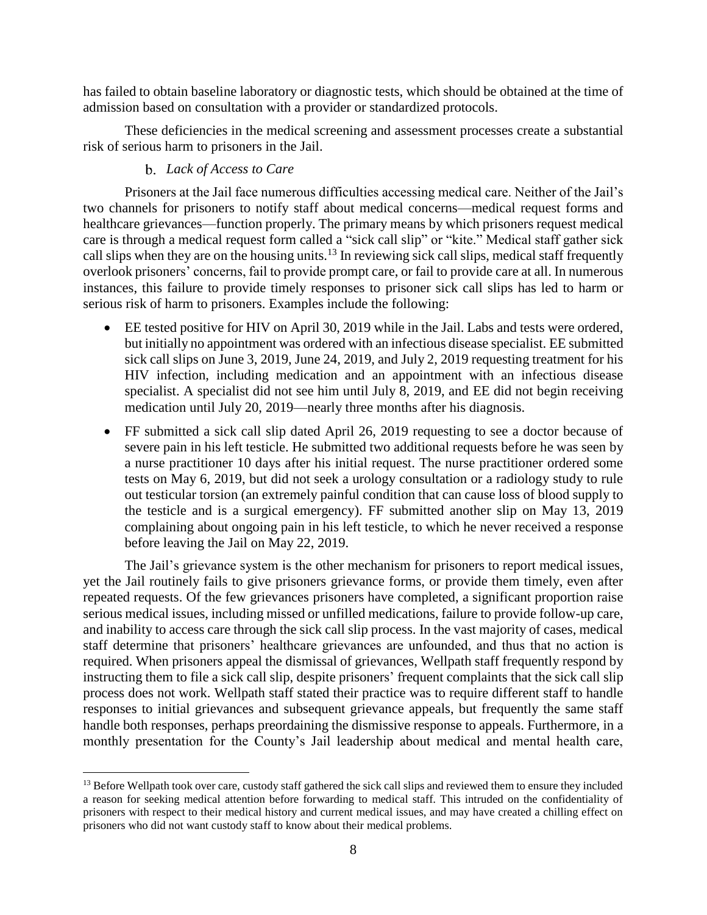has failed to obtain baseline laboratory or diagnostic tests, which should be obtained at the time of admission based on consultation with a provider or standardized protocols.

These deficiencies in the medical screening and assessment processes create a substantial risk of serious harm to prisoners in the Jail.

### b. *Lack of Access to Care*

Prisoners at the Jail face numerous difficulties accessing medical care. Neither of the Jail's two channels for prisoners to notify staff about medical concerns—medical request forms and healthcare grievances—function properly. The primary means by which prisoners request medical care is through a medical request form called a "sick call slip" or "kite." Medical staff gather sick call slips when they are on the housing units.[13] In reviewing sick call slips, medical staff frequently overlook prisoners' concerns, fail to provide prompt care, or fail to provide care at all. In numerous instances, this failure to provide timely responses to prisoner sick call slips has led to harm or serious risk of harm to prisoners. Examples include the following:

- EE tested positive for HIV on April 30, 2019 while in the Jail. Labs and tests were ordered, but initially no appointment was ordered with an infectious disease specialist. EE submitted sick call slips on June 3, 2019, June 24, 2019, and July 2, 2019 requesting treatment for his HIV infection, including medication and an appointment with an infectious disease specialist. A specialist did not see him until July 8, 2019, and EE did not begin receiving medication until July 20, 2019—nearly three months after his diagnosis.
- FF submitted a sick call slip dated April 26, 2019 requesting to see a doctor because of severe pain in his left testicle. He submitted two additional requests before he was seen by a nurse practitioner 10 days after his initial request. The nurse practitioner ordered some tests on May 6, 2019, but did not seek a urology consultation or a radiology study to rule out testicular torsion (an extremely painful condition that can cause loss of blood supply to the testicle and is a surgical emergency). FF submitted another slip on May 13, 2019 complaining about ongoing pain in his left testicle, to which he never received a response before leaving the Jail on May 22, 2019.

The Jail's grievance system is the other mechanism for prisoners to report medical issues, yet the Jail routinely fails to give prisoners grievance forms, or provide them timely, even after repeated requests. Of the few grievances prisoners have completed, a significant proportion raise serious medical issues, including missed or unfilled medications, failure to provide follow-up care, and inability to access care through the sick call slip process. In the vast majority of cases, medical staff determine that prisoners' healthcare grievances are unfounded, and thus that no action is required. When prisoners appeal the dismissal of grievances, Wellpath staff frequently respond by instructing them to file a sick call slip, despite prisoners' frequent complaints that the sick call slip process does not work. Wellpath staff stated their practice was to require different staff to handle responses to initial grievances and subsequent grievance appeals, but frequently the same staff handle both responses, perhaps preordaining the dismissive response to appeals. Furthermore, in a monthly presentation for the County's Jail leadership about medical and mental health care,

[13] Before Wellpath took over care, custody staff gathered the sick call slips and reviewed them to ensure they included a reason for seeking medical attention before forwarding to medical staff. This intruded on the confidentiality of prisoners with respect to their medical history and current medical issues, and may have created a chilling effect on prisoners who did not want custody staff to know about their medical problems.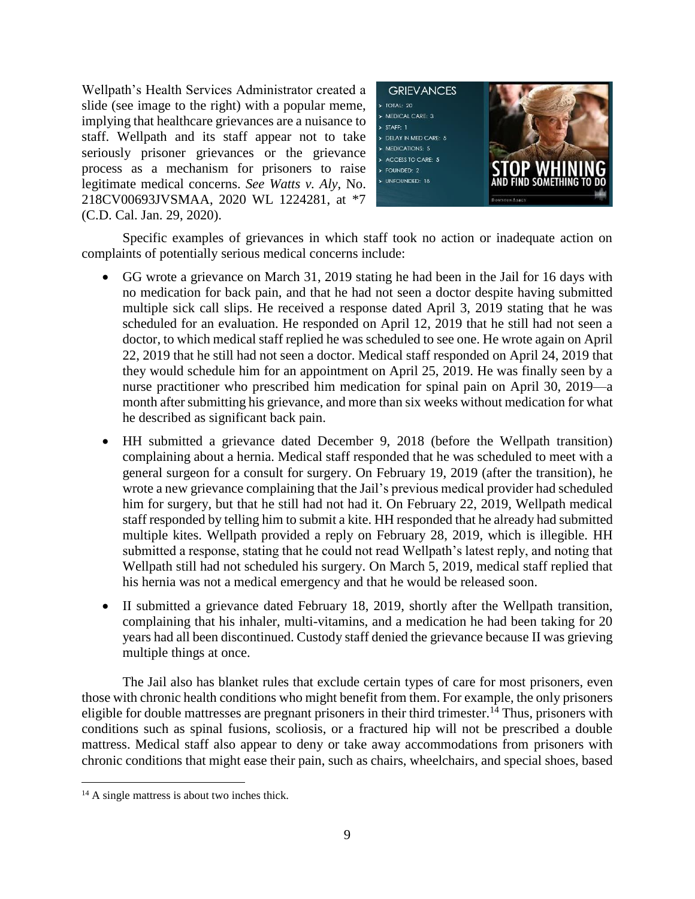Wellpath's Health Services Administrator created a slide (see image to the right) with a popular meme, implying that healthcare grievances are a nuisance to staff. Wellpath and its staff appear not to take seriously prisoner grievances or the grievance process as a mechanism for prisoners to raise legitimate medical concerns. *See Watts v. Aly*, No. 218CV00693JVSMAA, 2020 WL 1224281, at *7 (C.D. Cal. Jan. 29, 2020).

Specific examples of grievances in which staff took no action or inadequate action on complaints of potentially serious medical concerns include:

- GG wrote a grievance on March 31, 2019 stating he had been in the Jail for 16 days with no medication for back pain, and that he had not seen a doctor despite having submitted multiple sick call slips. He received a response dated April 3, 2019 stating that he was scheduled for an evaluation. He responded on April 12, 2019 that he still had not seen a doctor, to which medical staff replied he was scheduled to see one. He wrote again on April 22, 2019 that he still had not seen a doctor. Medical staff responded on April 24, 2019 that they would schedule him for an appointment on April 25, 2019. He was finally seen by a nurse practitioner who prescribed him medication for spinal pain on April 30, 2019—a month after submitting his grievance, and more than six weeks without medication for what he described as significant back pain.
- HH submitted a grievance dated December 9, 2018 (before the Wellpath transition) complaining about a hernia. Medical staff responded that he was scheduled to meet with a general surgeon for a consult for surgery. On February 19, 2019 (after the transition), he wrote a new grievance complaining that the Jail's previous medical provider had scheduled him for surgery, but that he still had not had it. On February 22, 2019, Wellpath medical staff responded by telling him to submit a kite. HH responded that he already had submitted multiple kites. Wellpath provided a reply on February 28, 2019, which is illegible. HH submitted a response, stating that he could not read Wellpath's latest reply, and noting that Wellpath still had not scheduled his surgery. On March 5, 2019, medical staff replied that his hernia was not a medical emergency and that he would be released soon.
- II submitted a grievance dated February 18, 2019, shortly after the Wellpath transition, complaining that his inhaler, multi-vitamins, and a medication he had been taking for 20 years had all been discontinued. Custody staff denied the grievance because II was grieving multiple things at once.

The Jail also has blanket rules that exclude certain types of care for most prisoners, even those with chronic health conditions who might benefit from them. For example, the only prisoners eligible for double mattresses are pregnant prisoners in their third trimester.[14] Thus, prisoners with conditions such as spinal fusions, scoliosis, or a fractured hip will not be prescribed a double mattress. Medical staff also appear to deny or take away accommodations from prisoners with chronic conditions that might ease their pain, such as chairs, wheelchairs, and special shoes, based

[14] A single mattress is about two inches thick.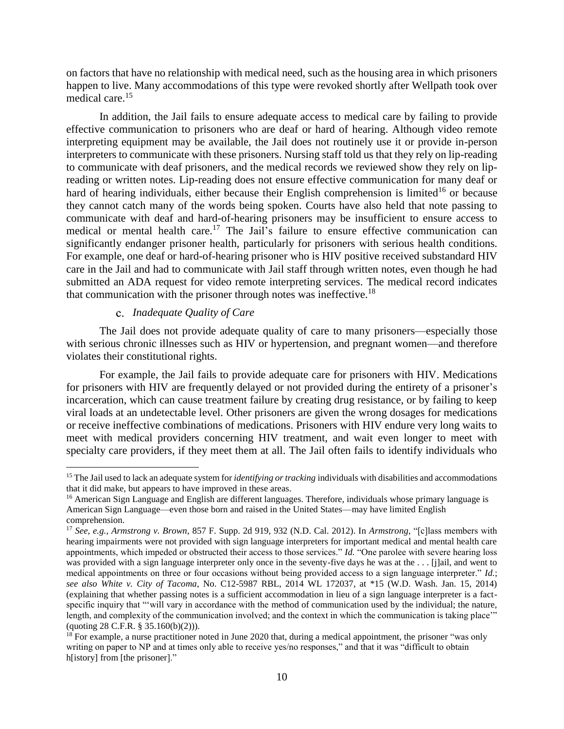on factors that have no relationship with medical need, such as the housing area in which prisoners happen to live. Many accommodations of this type were revoked shortly after Wellpath took over medical care.[15]

In addition, the Jail fails to ensure adequate access to medical care by failing to provide effective communication to prisoners who are deaf or hard of hearing. Although video remote interpreting equipment may be available, the Jail does not routinely use it or provide in-person interpreters to communicate with these prisoners. Nursing staff told us that they rely on lip-reading to communicate with deaf prisoners, and the medical records we reviewed show they rely on lip-reading or written notes. Lip-reading does not ensure effective communication for many deaf or hard of hearing individuals, either because their English comprehension is limited[16] or because they cannot catch many of the words being spoken. Courts have also held that note passing to communicate with deaf and hard-of-hearing prisoners may be insufficient to ensure access to medical or mental health care.[17] The Jail's failure to ensure effective communication can significantly endanger prisoner health, particularly for prisoners with serious health conditions. For example, one deaf or hard-of-hearing prisoner who is HIV positive received substandard HIV care in the Jail and had to communicate with Jail staff through written notes, even though he had submitted an ADA request for video remote interpreting services. The medical record indicates that communication with the prisoner through notes was ineffective.[18]

### c. *Inadequate Quality of Care*

The Jail does not provide adequate quality of care to many prisoners—especially those with serious chronic illnesses such as HIV or hypertension, and pregnant women—and therefore violates their constitutional rights.

For example, the Jail fails to provide adequate care for prisoners with HIV. Medications for prisoners with HIV are frequently delayed or not provided during the entirety of a prisoner's incarceration, which can cause treatment failure by creating drug resistance, or by failing to keep viral loads at an undetectable level. Other prisoners are given the wrong dosages for medications or receive ineffective combinations of medications. Prisoners with HIV endure very long waits to meet with medical providers concerning HIV treatment, and wait even longer to meet with specialty care providers, if they meet them at all. The Jail often fails to identify individuals who

---

[15] The Jail used to lack an adequate system for *identifying or tracking* individuals with disabilities and accommodations that it did make, but appears to have improved in these areas.

[16] American Sign Language and English are different languages. Therefore, individuals whose primary language is American Sign Language—even those born and raised in the United States—may have limited English comprehension.

[17] *See, e.g.*, *Armstrong v. Brown*, 857 F. Supp. 2d 919, 932 (N.D. Cal. 2012). In *Armstrong*, "[c]lass members with hearing impairments were not provided with sign language interpreters for important medical and mental health care appointments, which impeded or obstructed their access to those services." *Id.* "One parolee with severe hearing loss was provided with a sign language interpreter only once in the seventy-five days he was at the . . . [j]ail, and went to medical appointments on three or four occasions without being provided access to a sign language interpreter." *Id.*; *see also White v. City of Tacoma*, No. C12-5987 RBL, 2014 WL 172037, at *15 (W.D. Wash. Jan. 15, 2014) (explaining that whether passing notes is a sufficient accommodation in lieu of a sign language interpreter is a fact-specific inquiry that "'will vary in accordance with the method of communication used by the individual; the nature, length, and complexity of the communication involved; and the context in which the communication is taking place'" (quoting 28 C.F.R. § 35.160(b)(2))).

[18] For example, a nurse practitioner noted in June 2020 that, during a medical appointment, the prisoner "was only writing on paper to NP and at times only able to receive yes/no responses," and that it was "difficult to obtain h[istory] from [the prisoner]."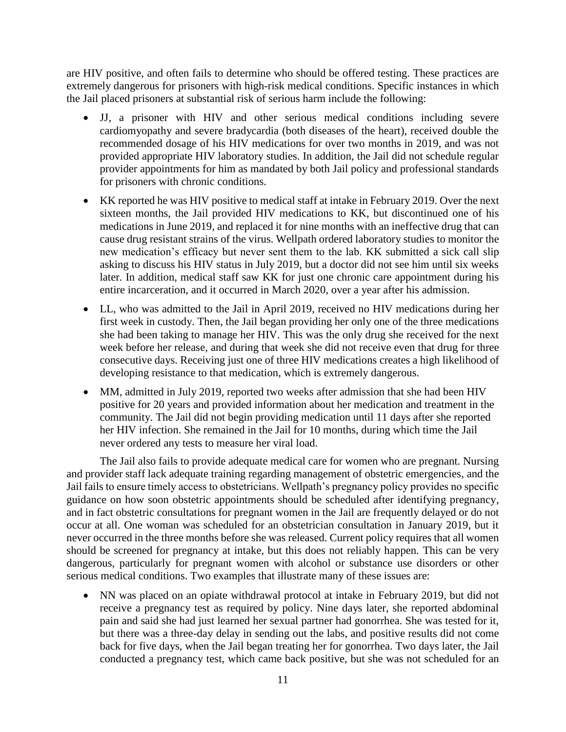are HIV positive, and often fails to determine who should be offered testing. These practices are extremely dangerous for prisoners with high-risk medical conditions. Specific instances in which the Jail placed prisoners at substantial risk of serious harm include the following:

- JJ, a prisoner with HIV and other serious medical conditions including severe cardiomyopathy and severe bradycardia (both diseases of the heart), received double the recommended dosage of his HIV medications for over two months in 2019, and was not provided appropriate HIV laboratory studies. In addition, the Jail did not schedule regular provider appointments for him as mandated by both Jail policy and professional standards for prisoners with chronic conditions.

- KK reported he was HIV positive to medical staff at intake in February 2019. Over the next sixteen months, the Jail provided HIV medications to KK, but discontinued one of his medications in June 2019, and replaced it for nine months with an ineffective drug that can cause drug resistant strains of the virus. Wellpath ordered laboratory studies to monitor the new medication's efficacy but never sent them to the lab. KK submitted a sick call slip asking to discuss his HIV status in July 2019, but a doctor did not see him until six weeks later. In addition, medical staff saw KK for just one chronic care appointment during his entire incarceration, and it occurred in March 2020, over a year after his admission.

- LL, who was admitted to the Jail in April 2019, received no HIV medications during her first week in custody. Then, the Jail began providing her only one of the three medications she had been taking to manage her HIV. This was the only drug she received for the next week before her release, and during that week she did not receive even that drug for three consecutive days. Receiving just one of three HIV medications creates a high likelihood of developing resistance to that medication, which is extremely dangerous.

- MM, admitted in July 2019, reported two weeks after admission that she had been HIV positive for 20 years and provided information about her medication and treatment in the community. The Jail did not begin providing medication until 11 days after she reported her HIV infection. She remained in the Jail for 10 months, during which time the Jail never ordered any tests to measure her viral load.

The Jail also fails to provide adequate medical care for women who are pregnant. Nursing and provider staff lack adequate training regarding management of obstetric emergencies, and the Jail fails to ensure timely access to obstetricians. Wellpath's pregnancy policy provides no specific guidance on how soon obstetric appointments should be scheduled after identifying pregnancy, and in fact obstetric consultations for pregnant women in the Jail are frequently delayed or do not occur at all. One woman was scheduled for an obstetrician consultation in January 2019, but it never occurred in the three months before she was released. Current policy requires that all women should be screened for pregnancy at intake, but this does not reliably happen. This can be very dangerous, particularly for pregnant women with alcohol or substance use disorders or other serious medical conditions. Two examples that illustrate many of these issues are:

- NN was placed on an opiate withdrawal protocol at intake in February 2019, but did not receive a pregnancy test as required by policy. Nine days later, she reported abdominal pain and said she had just learned her sexual partner had gonorrhea. She was tested for it, but there was a three-day delay in sending out the labs, and positive results did not come back for five days, when the Jail began treating her for gonorrhea. Two days later, the Jail conducted a pregnancy test, which came back positive, but she was not scheduled for an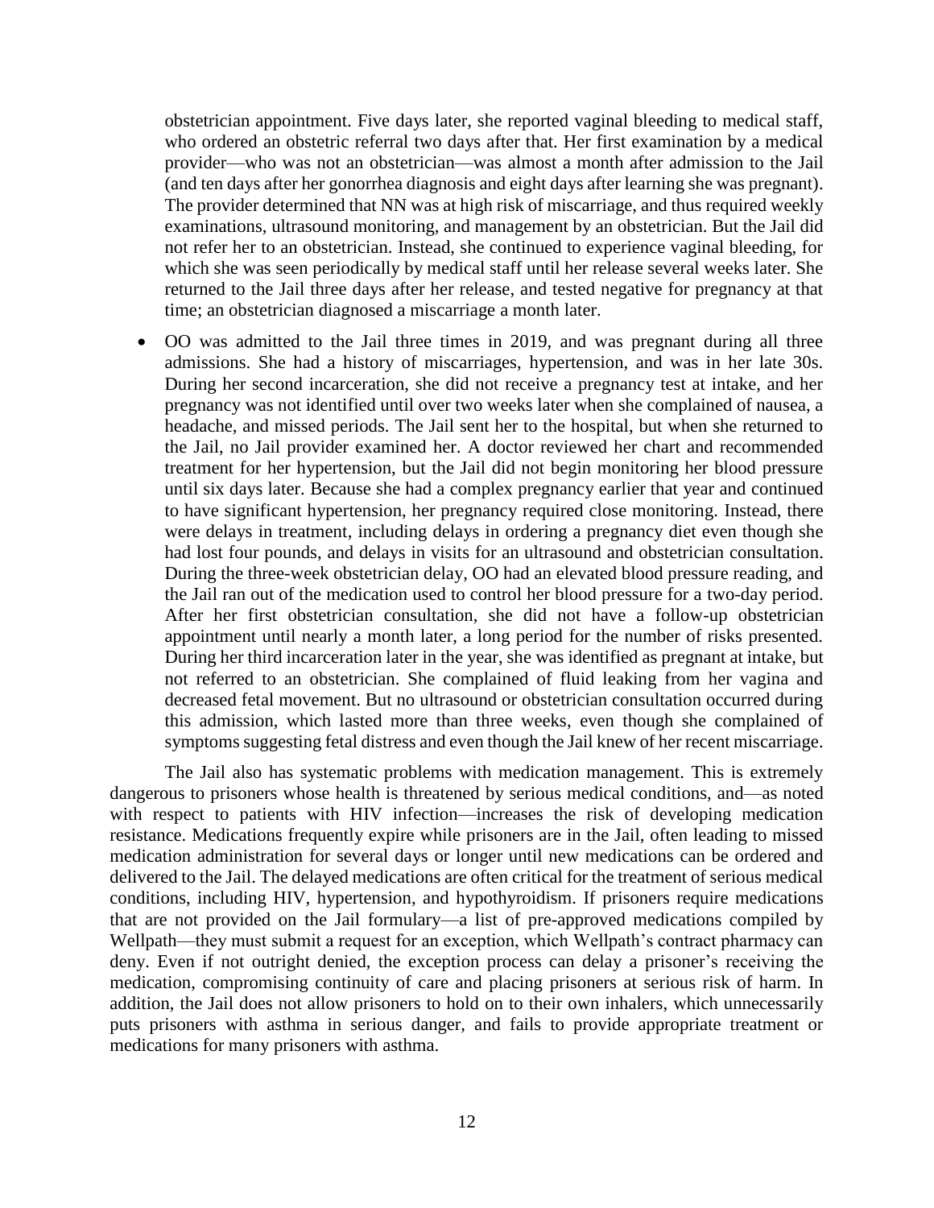obstetrician appointment. Five days later, she reported vaginal bleeding to medical staff, who ordered an obstetric referral two days after that. Her first examination by a medical provider—who was not an obstetrician—was almost a month after admission to the Jail (and ten days after her gonorrhea diagnosis and eight days after learning she was pregnant). The provider determined that NN was at high risk of miscarriage, and thus required weekly examinations, ultrasound monitoring, and management by an obstetrician. But the Jail did not refer her to an obstetrician. Instead, she continued to experience vaginal bleeding, for which she was seen periodically by medical staff until her release several weeks later. She returned to the Jail three days after her release, and tested negative for pregnancy at that time; an obstetrician diagnosed a miscarriage a month later.

- OO was admitted to the Jail three times in 2019, and was pregnant during all three admissions. She had a history of miscarriages, hypertension, and was in her late 30s. During her second incarceration, she did not receive a pregnancy test at intake, and her pregnancy was not identified until over two weeks later when she complained of nausea, a headache, and missed periods. The Jail sent her to the hospital, but when she returned to the Jail, no Jail provider examined her. A doctor reviewed her chart and recommended treatment for her hypertension, but the Jail did not begin monitoring her blood pressure until six days later. Because she had a complex pregnancy earlier that year and continued to have significant hypertension, her pregnancy required close monitoring. Instead, there were delays in treatment, including delays in ordering a pregnancy diet even though she had lost four pounds, and delays in visits for an ultrasound and obstetrician consultation. During the three-week obstetrician delay, OO had an elevated blood pressure reading, and the Jail ran out of the medication used to control her blood pressure for a two-day period. After her first obstetrician consultation, she did not have a follow-up obstetrician appointment until nearly a month later, a long period for the number of risks presented. During her third incarceration later in the year, she was identified as pregnant at intake, but not referred to an obstetrician. She complained of fluid leaking from her vagina and decreased fetal movement. But no ultrasound or obstetrician consultation occurred during this admission, which lasted more than three weeks, even though she complained of symptoms suggesting fetal distress and even though the Jail knew of her recent miscarriage.

The Jail also has systematic problems with medication management. This is extremely dangerous to prisoners whose health is threatened by serious medical conditions, and—as noted with respect to patients with HIV infection—increases the risk of developing medication resistance. Medications frequently expire while prisoners are in the Jail, often leading to missed medication administration for several days or longer until new medications can be ordered and delivered to the Jail. The delayed medications are often critical for the treatment of serious medical conditions, including HIV, hypertension, and hypothyroidism. If prisoners require medications that are not provided on the Jail formulary—a list of pre-approved medications compiled by Wellpath—they must submit a request for an exception, which Wellpath's contract pharmacy can deny. Even if not outright denied, the exception process can delay a prisoner's receiving the medication, compromising continuity of care and placing prisoners at serious risk of harm. In addition, the Jail does not allow prisoners to hold on to their own inhalers, which unnecessarily puts prisoners with asthma in serious danger, and fails to provide appropriate treatment or medications for many prisoners with asthma.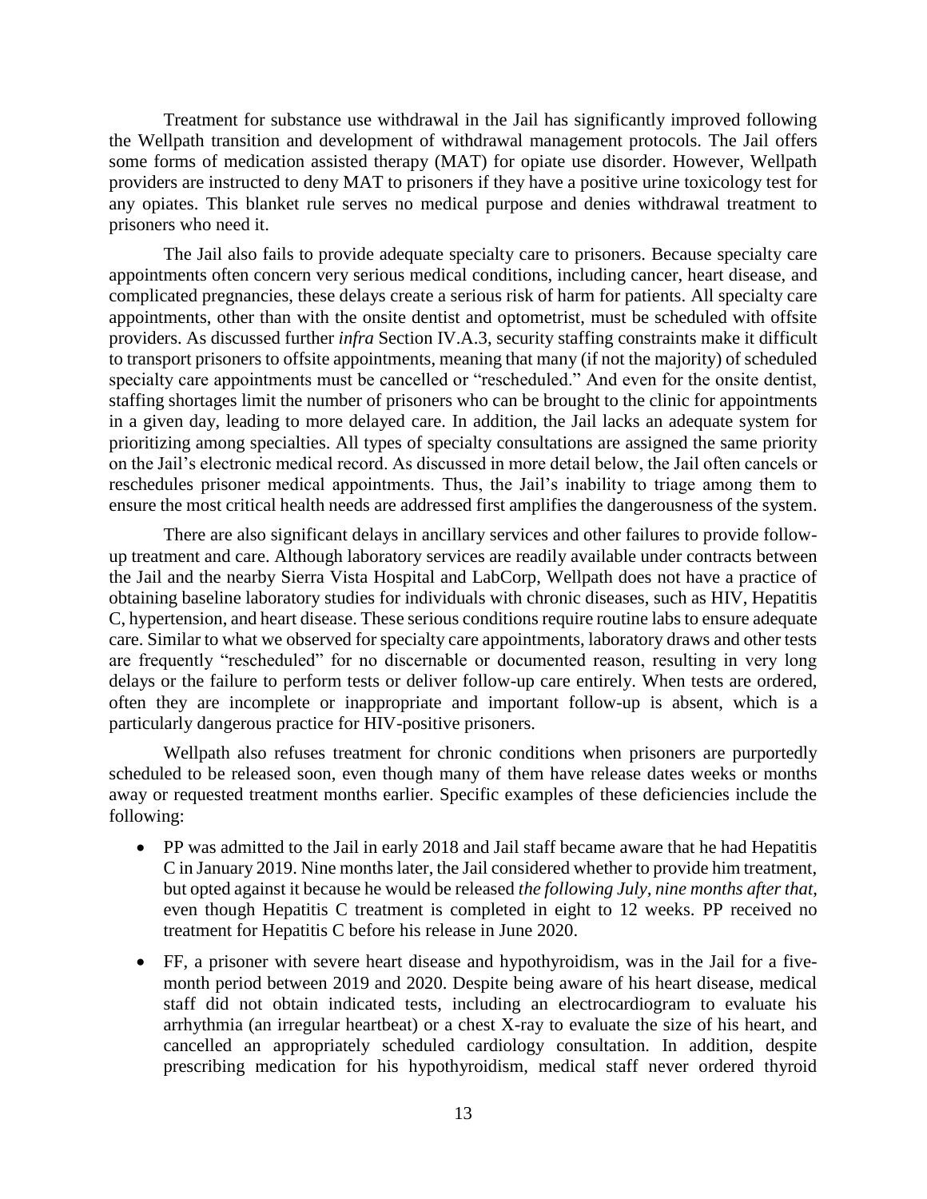Treatment for substance use withdrawal in the Jail has significantly improved following the Wellpath transition and development of withdrawal management protocols. The Jail offers some forms of medication assisted therapy (MAT) for opiate use disorder. However, Wellpath providers are instructed to deny MAT to prisoners if they have a positive urine toxicology test for any opiates. This blanket rule serves no medical purpose and denies withdrawal treatment to prisoners who need it.

The Jail also fails to provide adequate specialty care to prisoners. Because specialty care appointments often concern very serious medical conditions, including cancer, heart disease, and complicated pregnancies, these delays create a serious risk of harm for patients. All specialty care appointments, other than with the onsite dentist and optometrist, must be scheduled with offsite providers. As discussed further *infra* Section IV.A.3, security staffing constraints make it difficult to transport prisoners to offsite appointments, meaning that many (if not the majority) of scheduled specialty care appointments must be cancelled or "rescheduled." And even for the onsite dentist, staffing shortages limit the number of prisoners who can be brought to the clinic for appointments in a given day, leading to more delayed care. In addition, the Jail lacks an adequate system for prioritizing among specialties. All types of specialty consultations are assigned the same priority on the Jail's electronic medical record. As discussed in more detail below, the Jail often cancels or reschedules prisoner medical appointments. Thus, the Jail's inability to triage among them to ensure the most critical health needs are addressed first amplifies the dangerousness of the system.

There are also significant delays in ancillary services and other failures to provide follow-up treatment and care. Although laboratory services are readily available under contracts between the Jail and the nearby Sierra Vista Hospital and LabCorp, Wellpath does not have a practice of obtaining baseline laboratory studies for individuals with chronic diseases, such as HIV, Hepatitis C, hypertension, and heart disease. These serious conditions require routine labs to ensure adequate care. Similar to what we observed for specialty care appointments, laboratory draws and other tests are frequently "rescheduled" for no discernable or documented reason, resulting in very long delays or the failure to perform tests or deliver follow-up care entirely. When tests are ordered, often they are incomplete or inappropriate and important follow-up is absent, which is a particularly dangerous practice for HIV-positive prisoners.

Wellpath also refuses treatment for chronic conditions when prisoners are purportedly scheduled to be released soon, even though many of them have release dates weeks or months away or requested treatment months earlier. Specific examples of these deficiencies include the following:

- PP was admitted to the Jail in early 2018 and Jail staff became aware that he had Hepatitis C in January 2019. Nine months later, the Jail considered whether to provide him treatment, but opted against it because he would be released *the following July, nine months after that*, even though Hepatitis C treatment is completed in eight to 12 weeks. PP received no treatment for Hepatitis C before his release in June 2020.
- FF, a prisoner with severe heart disease and hypothyroidism, was in the Jail for a five-month period between 2019 and 2020. Despite being aware of his heart disease, medical staff did not obtain indicated tests, including an electrocardiogram to evaluate his arrhythmia (an irregular heartbeat) or a chest X-ray to evaluate the size of his heart, and cancelled an appropriately scheduled cardiology consultation. In addition, despite prescribing medication for his hypothyroidism, medical staff never ordered thyroid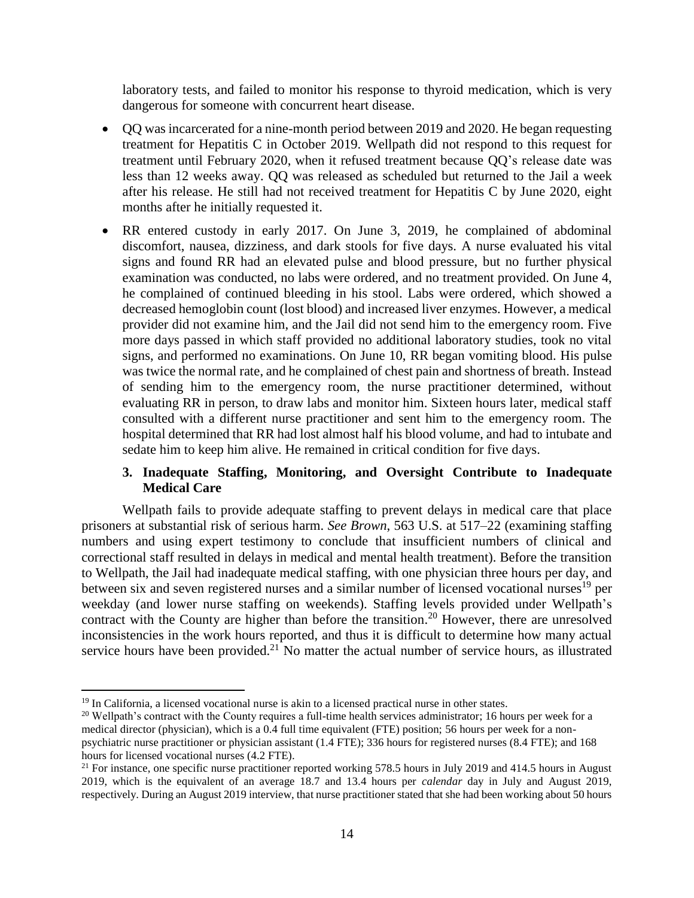laboratory tests, and failed to monitor his response to thyroid medication, which is very dangerous for someone with concurrent heart disease.

- QQ was incarcerated for a nine-month period between 2019 and 2020. He began requesting treatment for Hepatitis C in October 2019. Wellpath did not respond to this request for treatment until February 2020, when it refused treatment because QQ's release date was less than 12 weeks away. QQ was released as scheduled but returned to the Jail a week after his release. He still had not received treatment for Hepatitis C by June 2020, eight months after he initially requested it.
- RR entered custody in early 2017. On June 3, 2019, he complained of abdominal discomfort, nausea, dizziness, and dark stools for five days. A nurse evaluated his vital signs and found RR had an elevated pulse and blood pressure, but no further physical examination was conducted, no labs were ordered, and no treatment provided. On June 4, he complained of continued bleeding in his stool. Labs were ordered, which showed a decreased hemoglobin count (lost blood) and increased liver enzymes. However, a medical provider did not examine him, and the Jail did not send him to the emergency room. Five more days passed in which staff provided no additional laboratory studies, took no vital signs, and performed no examinations. On June 10, RR began vomiting blood. His pulse was twice the normal rate, and he complained of chest pain and shortness of breath. Instead of sending him to the emergency room, the nurse practitioner determined, without evaluating RR in person, to draw labs and monitor him. Sixteen hours later, medical staff consulted with a different nurse practitioner and sent him to the emergency room. The hospital determined that RR had lost almost half his blood volume, and had to intubate and sedate him to keep him alive. He remained in critical condition for five days.

### 3. Inadequate Staffing, Monitoring, and Oversight Contribute to Inadequate Medical Care

Wellpath fails to provide adequate staffing to prevent delays in medical care that place prisoners at substantial risk of serious harm. *See Brown*, 563 U.S. at 517–22 (examining staffing numbers and using expert testimony to conclude that insufficient numbers of clinical and correctional staff resulted in delays in medical and mental health treatment). Before the transition to Wellpath, the Jail had inadequate medical staffing, with one physician three hours per day, and between six and seven registered nurses and a similar number of licensed vocational nurses[19] per weekday (and lower nurse staffing on weekends). Staffing levels provided under Wellpath's contract with the County are higher than before the transition.[20] However, there are unresolved inconsistencies in the work hours reported, and thus it is difficult to determine how many actual service hours have been provided.[21] No matter the actual number of service hours, as illustrated

[19] In California, a licensed vocational nurse is akin to a licensed practical nurse in other states.

[20] Wellpath's contract with the County requires a full-time health services administrator; 16 hours per week for a medical director (physician), which is a 0.4 full time equivalent (FTE) position; 56 hours per week for a non-psychiatric nurse practitioner or physician assistant (1.4 FTE); 336 hours for registered nurses (8.4 FTE); and 168 hours for licensed vocational nurses (4.2 FTE).

[21] For instance, one specific nurse practitioner reported working 578.5 hours in July 2019 and 414.5 hours in August 2019, which is the equivalent of an average 18.7 and 13.4 hours per *calendar* day in July and August 2019, respectively. During an August 2019 interview, that nurse practitioner stated that she had been working about 50 hours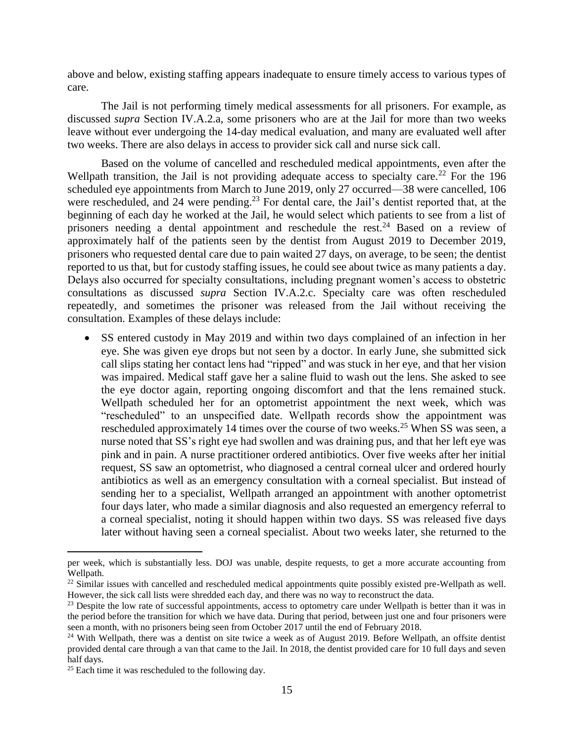above and below, existing staffing appears inadequate to ensure timely access to various types of care.

The Jail is not performing timely medical assessments for all prisoners. For example, as discussed *supra* Section IV.A.2.a, some prisoners who are at the Jail for more than two weeks leave without ever undergoing the 14-day medical evaluation, and many are evaluated well after two weeks. There are also delays in access to provider sick call and nurse sick call.

Based on the volume of cancelled and rescheduled medical appointments, even after the Wellpath transition, the Jail is not providing adequate access to specialty care.[22] For the 196 scheduled eye appointments from March to June 2019, only 27 occurred—38 were cancelled, 106 were rescheduled, and 24 were pending.[23] For dental care, the Jail's dentist reported that, at the beginning of each day he worked at the Jail, he would select which patients to see from a list of prisoners needing a dental appointment and reschedule the rest.[24] Based on a review of approximately half of the patients seen by the dentist from August 2019 to December 2019, prisoners who requested dental care due to pain waited 27 days, on average, to be seen; the dentist reported to us that, but for custody staffing issues, he could see about twice as many patients a day. Delays also occurred for specialty consultations, including pregnant women's access to obstetric consultations as discussed *supra* Section IV.A.2.c. Specialty care was often rescheduled repeatedly, and sometimes the prisoner was released from the Jail without receiving the consultation. Examples of these delays include:

- SS entered custody in May 2019 and within two days complained of an infection in her eye. She was given eye drops but not seen by a doctor. In early June, she submitted sick call slips stating her contact lens had "ripped" and was stuck in her eye, and that her vision was impaired. Medical staff gave her a saline fluid to wash out the lens. She asked to see the eye doctor again, reporting ongoing discomfort and that the lens remained stuck. Wellpath scheduled her for an optometrist appointment the next week, which was "rescheduled" to an unspecified date. Wellpath records show the appointment was rescheduled approximately 14 times over the course of two weeks.[25] When SS was seen, a nurse noted that SS's right eye had swollen and was draining pus, and that her left eye was pink and in pain. A nurse practitioner ordered antibiotics. Over five weeks after her initial request, SS saw an optometrist, who diagnosed a central corneal ulcer and ordered hourly antibiotics as well as an emergency consultation with a corneal specialist. But instead of sending her to a specialist, Wellpath arranged an appointment with another optometrist four days later, who made a similar diagnosis and also requested an emergency referral to a corneal specialist, noting it should happen within two days. SS was released five days later without having seen a corneal specialist. About two weeks later, she returned to the

---

per week, which is substantially less. DOJ was unable, despite requests, to get a more accurate accounting from Wellpath.

[22] Similar issues with cancelled and rescheduled medical appointments quite possibly existed pre-Wellpath as well. However, the sick call lists were shredded each day, and there was no way to reconstruct the data.

[23] Despite the low rate of successful appointments, access to optometry care under Wellpath is better than it was in the period before the transition for which we have data. During that period, between just one and four prisoners were seen a month, with no prisoners being seen from October 2017 until the end of February 2018.

[24] With Wellpath, there was a dentist on site twice a week as of August 2019. Before Wellpath, an offsite dentist provided dental care through a van that came to the Jail. In 2018, the dentist provided care for 10 full days and seven half days.

[25] Each time it was rescheduled to the following day.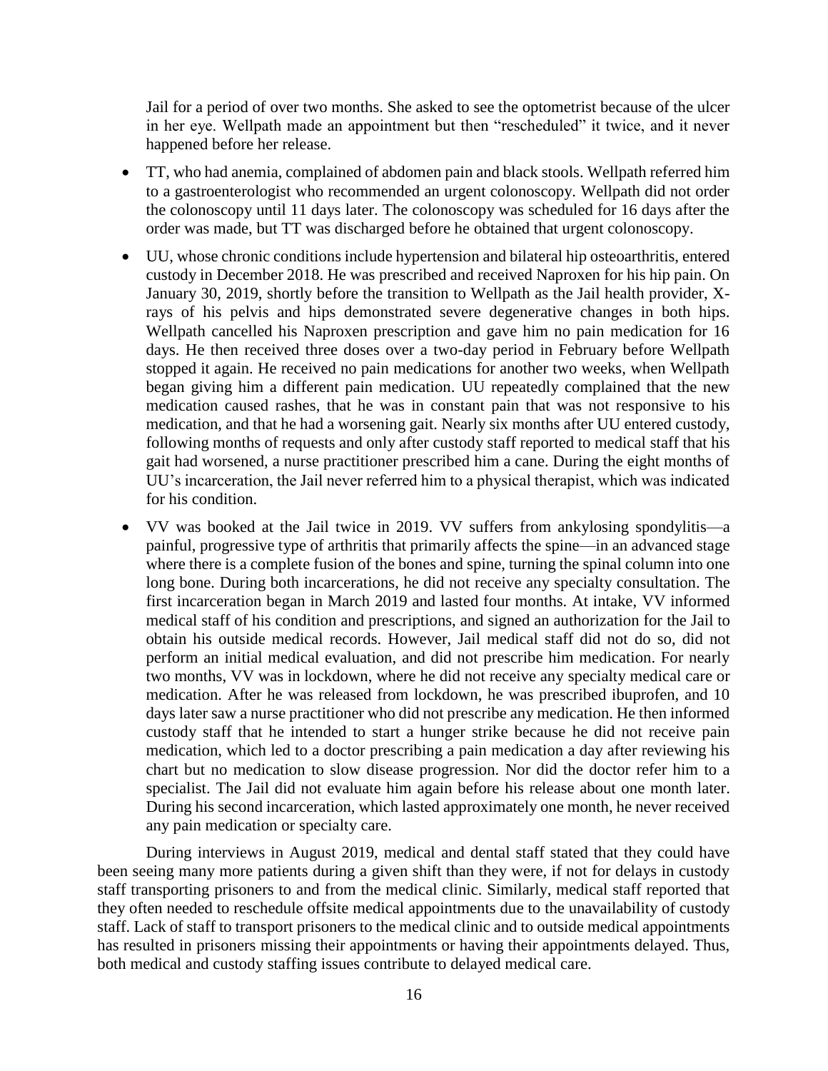Jail for a period of over two months. She asked to see the optometrist because of the ulcer in her eye. Wellpath made an appointment but then "rescheduled" it twice, and it never happened before her release.

- TT, who had anemia, complained of abdomen pain and black stools. Wellpath referred him to a gastroenterologist who recommended an urgent colonoscopy. Wellpath did not order the colonoscopy until 11 days later. The colonoscopy was scheduled for 16 days after the order was made, but TT was discharged before he obtained that urgent colonoscopy.
- UU, whose chronic conditions include hypertension and bilateral hip osteoarthritis, entered custody in December 2018. He was prescribed and received Naproxen for his hip pain. On January 30, 2019, shortly before the transition to Wellpath as the Jail health provider, X-rays of his pelvis and hips demonstrated severe degenerative changes in both hips. Wellpath cancelled his Naproxen prescription and gave him no pain medication for 16 days. He then received three doses over a two-day period in February before Wellpath stopped it again. He received no pain medications for another two weeks, when Wellpath began giving him a different pain medication. UU repeatedly complained that the new medication caused rashes, that he was in constant pain that was not responsive to his medication, and that he had a worsening gait. Nearly six months after UU entered custody, following months of requests and only after custody staff reported to medical staff that his gait had worsened, a nurse practitioner prescribed him a cane. During the eight months of UU's incarceration, the Jail never referred him to a physical therapist, which was indicated for his condition.
- VV was booked at the Jail twice in 2019. VV suffers from ankylosing spondylitis—a painful, progressive type of arthritis that primarily affects the spine—in an advanced stage where there is a complete fusion of the bones and spine, turning the spinal column into one long bone. During both incarcerations, he did not receive any specialty consultation. The first incarceration began in March 2019 and lasted four months. At intake, VV informed medical staff of his condition and prescriptions, and signed an authorization for the Jail to obtain his outside medical records. However, Jail medical staff did not do so, did not perform an initial medical evaluation, and did not prescribe him medication. For nearly two months, VV was in lockdown, where he did not receive any specialty medical care or medication. After he was released from lockdown, he was prescribed ibuprofen, and 10 days later saw a nurse practitioner who did not prescribe any medication. He then informed custody staff that he intended to start a hunger strike because he did not receive pain medication, which led to a doctor prescribing a pain medication a day after reviewing his chart but no medication to slow disease progression. Nor did the doctor refer him to a specialist. The Jail did not evaluate him again before his release about one month later. During his second incarceration, which lasted approximately one month, he never received any pain medication or specialty care.

During interviews in August 2019, medical and dental staff stated that they could have been seeing many more patients during a given shift than they were, if not for delays in custody staff transporting prisoners to and from the medical clinic. Similarly, medical staff reported that they often needed to reschedule offsite medical appointments due to the unavailability of custody staff. Lack of staff to transport prisoners to the medical clinic and to outside medical appointments has resulted in prisoners missing their appointments or having their appointments delayed. Thus, both medical and custody staffing issues contribute to delayed medical care.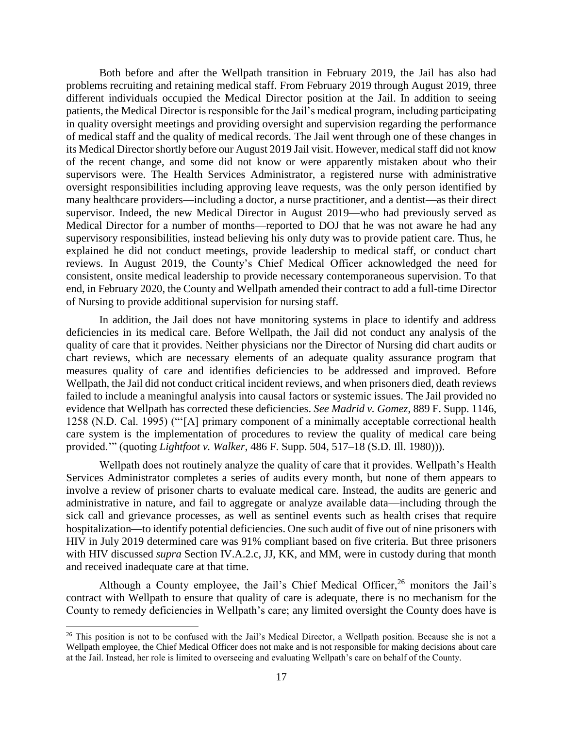Both before and after the Wellpath transition in February 2019, the Jail has also had problems recruiting and retaining medical staff. From February 2019 through August 2019, three different individuals occupied the Medical Director position at the Jail. In addition to seeing patients, the Medical Director is responsible for the Jail's medical program, including participating in quality oversight meetings and providing oversight and supervision regarding the performance of medical staff and the quality of medical records. The Jail went through one of these changes in its Medical Director shortly before our August 2019 Jail visit. However, medical staff did not know of the recent change, and some did not know or were apparently mistaken about who their supervisors were. The Health Services Administrator, a registered nurse with administrative oversight responsibilities including approving leave requests, was the only person identified by many healthcare providers—including a doctor, a nurse practitioner, and a dentist—as their direct supervisor. Indeed, the new Medical Director in August 2019—who had previously served as Medical Director for a number of months—reported to DOJ that he was not aware he had any supervisory responsibilities, instead believing his only duty was to provide patient care. Thus, he explained he did not conduct meetings, provide leadership to medical staff, or conduct chart reviews. In August 2019, the County's Chief Medical Officer acknowledged the need for consistent, onsite medical leadership to provide necessary contemporaneous supervision. To that end, in February 2020, the County and Wellpath amended their contract to add a full-time Director of Nursing to provide additional supervision for nursing staff.

In addition, the Jail does not have monitoring systems in place to identify and address deficiencies in its medical care. Before Wellpath, the Jail did not conduct any analysis of the quality of care that it provides. Neither physicians nor the Director of Nursing did chart audits or chart reviews, which are necessary elements of an adequate quality assurance program that measures quality of care and identifies deficiencies to be addressed and improved. Before Wellpath, the Jail did not conduct critical incident reviews, and when prisoners died, death reviews failed to include a meaningful analysis into causal factors or systemic issues. The Jail provided no evidence that Wellpath has corrected these deficiencies. *See Madrid v. Gomez*, 889 F. Supp. 1146, 1258 (N.D. Cal. 1995) ("'[A] primary component of a minimally acceptable correctional health care system is the implementation of procedures to review the quality of medical care being provided.'" (quoting *Lightfoot v. Walker*, 486 F. Supp. 504, 517–18 (S.D. Ill. 1980))).

Wellpath does not routinely analyze the quality of care that it provides. Wellpath's Health Services Administrator completes a series of audits every month, but none of them appears to involve a review of prisoner charts to evaluate medical care. Instead, the audits are generic and administrative in nature, and fail to aggregate or analyze available data—including through the sick call and grievance processes, as well as sentinel events such as health crises that require hospitalization—to identify potential deficiencies. One such audit of five out of nine prisoners with HIV in July 2019 determined care was 91% compliant based on five criteria. But three prisoners with HIV discussed *supra* Section IV.A.2.c, JJ, KK, and MM, were in custody during that month and received inadequate care at that time.

Although a County employee, the Jail's Chief Medical Officer,[26] monitors the Jail's contract with Wellpath to ensure that quality of care is adequate, there is no mechanism for the County to remedy deficiencies in Wellpath's care; any limited oversight the County does have is

[26] This position is not to be confused with the Jail's Medical Director, a Wellpath position. Because she is not a Wellpath employee, the Chief Medical Officer does not make and is not responsible for making decisions about care at the Jail. Instead, her role is limited to overseeing and evaluating Wellpath's care on behalf of the County.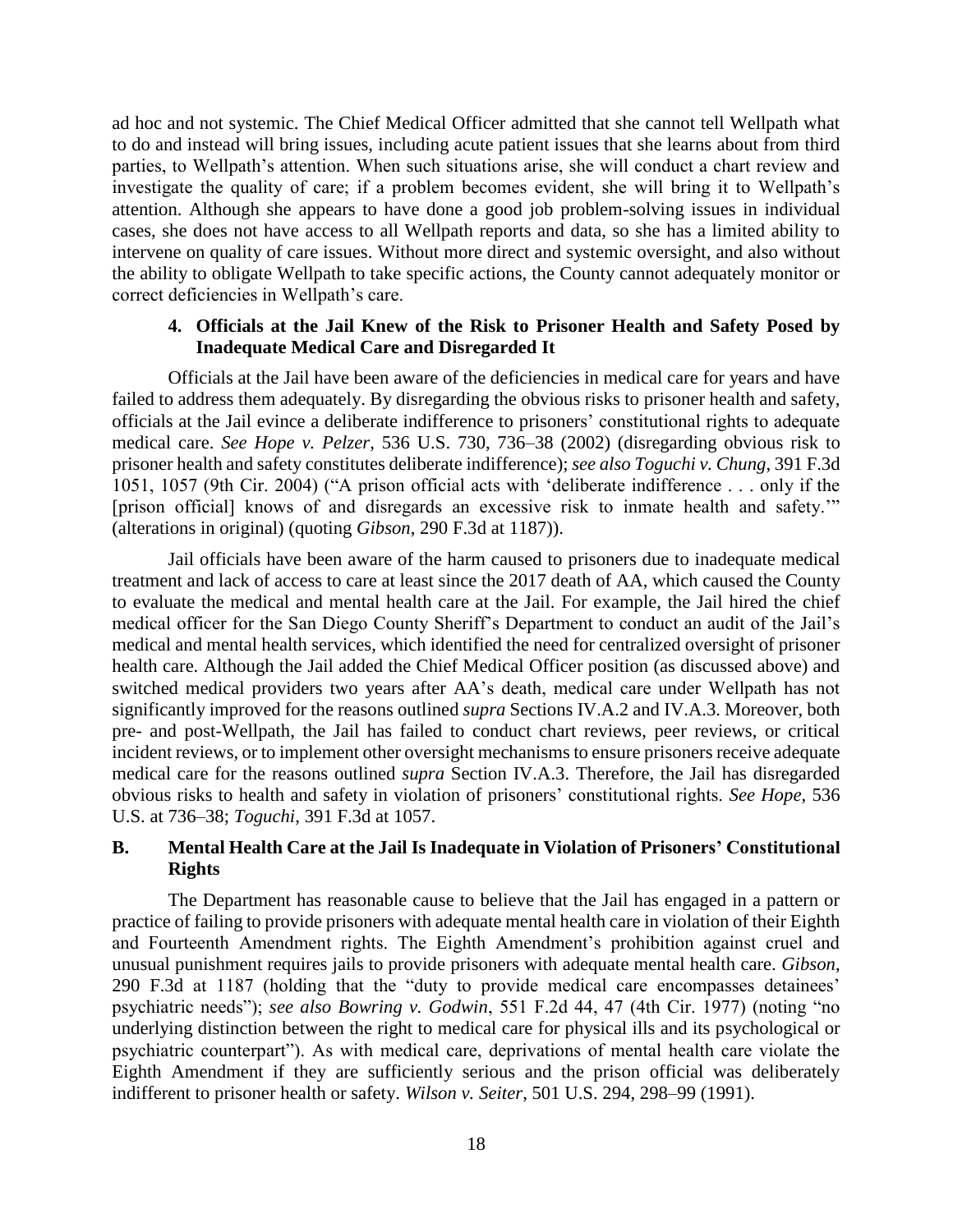ad hoc and not systemic. The Chief Medical Officer admitted that she cannot tell Wellpath what to do and instead will bring issues, including acute patient issues that she learns about from third parties, to Wellpath's attention. When such situations arise, she will conduct a chart review and investigate the quality of care; if a problem becomes evident, she will bring it to Wellpath's attention. Although she appears to have done a good job problem-solving issues in individual cases, she does not have access to all Wellpath reports and data, so she has a limited ability to intervene on quality of care issues. Without more direct and systemic oversight, and also without the ability to obligate Wellpath to take specific actions, the County cannot adequately monitor or correct deficiencies in Wellpath's care.

#### 4. Officials at the Jail Knew of the Risk to Prisoner Health and Safety Posed by Inadequate Medical Care and Disregarded It

Officials at the Jail have been aware of the deficiencies in medical care for years and have failed to address them adequately. By disregarding the obvious risks to prisoner health and safety, officials at the Jail evince a deliberate indifference to prisoners' constitutional rights to adequate medical care. *See Hope v. Pelzer*, 536 U.S. 730, 736–38 (2002) (disregarding obvious risk to prisoner health and safety constitutes deliberate indifference); *see also Toguchi v. Chung*, 391 F.3d 1051, 1057 (9th Cir. 2004) ("A prison official acts with 'deliberate indifference . . . only if the [prison official] knows of and disregards an excessive risk to inmate health and safety.'" (alterations in original) (quoting *Gibson*, 290 F.3d at 1187)).

Jail officials have been aware of the harm caused to prisoners due to inadequate medical treatment and lack of access to care at least since the 2017 death of AA, which caused the County to evaluate the medical and mental health care at the Jail. For example, the Jail hired the chief medical officer for the San Diego County Sheriff's Department to conduct an audit of the Jail's medical and mental health services, which identified the need for centralized oversight of prisoner health care. Although the Jail added the Chief Medical Officer position (as discussed above) and switched medical providers two years after AA's death, medical care under Wellpath has not significantly improved for the reasons outlined *supra* Sections IV.A.2 and IV.A.3. Moreover, both pre- and post-Wellpath, the Jail has failed to conduct chart reviews, peer reviews, or critical incident reviews, or to implement other oversight mechanisms to ensure prisoners receive adequate medical care for the reasons outlined *supra* Section IV.A.3. Therefore, the Jail has disregarded obvious risks to health and safety in violation of prisoners' constitutional rights. *See Hope*, 536 U.S. at 736–38; *Toguchi*, 391 F.3d at 1057.

### B. Mental Health Care at the Jail Is Inadequate in Violation of Prisoners' Constitutional Rights

The Department has reasonable cause to believe that the Jail has engaged in a pattern or practice of failing to provide prisoners with adequate mental health care in violation of their Eighth and Fourteenth Amendment rights. The Eighth Amendment's prohibition against cruel and unusual punishment requires jails to provide prisoners with adequate mental health care. *Gibson*, 290 F.3d at 1187 (holding that the "duty to provide medical care encompasses detainees' psychiatric needs"); *see also Bowring v. Godwin*, 551 F.2d 44, 47 (4th Cir. 1977) (noting "no underlying distinction between the right to medical care for physical ills and its psychological or psychiatric counterpart"). As with medical care, deprivations of mental health care violate the Eighth Amendment if they are sufficiently serious and the prison official was deliberately indifferent to prisoner health or safety. *Wilson v. Seiter*, 501 U.S. 294, 298–99 (1991).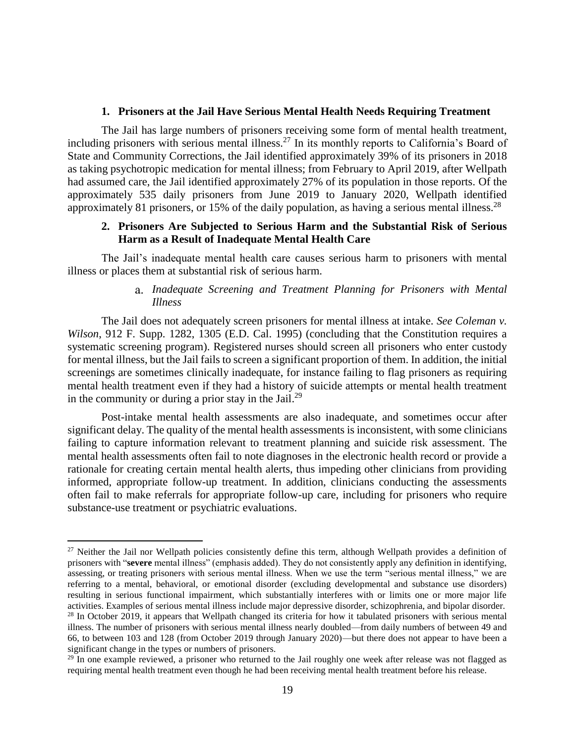### 1. Prisoners at the Jail Have Serious Mental Health Needs Requiring Treatment

The Jail has large numbers of prisoners receiving some form of mental health treatment, including prisoners with serious mental illness.[27] In its monthly reports to California's Board of State and Community Corrections, the Jail identified approximately 39% of its prisoners in 2018 as taking psychotropic medication for mental illness; from February to April 2019, after Wellpath had assumed care, the Jail identified approximately 27% of its population in those reports. Of the approximately 535 daily prisoners from June 2019 to January 2020, Wellpath identified approximately 81 prisoners, or 15% of the daily population, as having a serious mental illness.[28]

### 2. Prisoners Are Subjected to Serious Harm and the Substantial Risk of Serious Harm as a Result of Inadequate Mental Health Care

The Jail's inadequate mental health care causes serious harm to prisoners with mental illness or places them at substantial risk of serious harm.

#### a. *Inadequate Screening and Treatment Planning for Prisoners with Mental Illness*

The Jail does not adequately screen prisoners for mental illness at intake. *See Coleman v. Wilson*, 912 F. Supp. 1282, 1305 (E.D. Cal. 1995) (concluding that the Constitution requires a systematic screening program). Registered nurses should screen all prisoners who enter custody for mental illness, but the Jail fails to screen a significant proportion of them. In addition, the initial screenings are sometimes clinically inadequate, for instance failing to flag prisoners as requiring mental health treatment even if they had a history of suicide attempts or mental health treatment in the community or during a prior stay in the Jail.[29]

Post-intake mental health assessments are also inadequate, and sometimes occur after significant delay. The quality of the mental health assessments is inconsistent, with some clinicians failing to capture information relevant to treatment planning and suicide risk assessment. The mental health assessments often fail to note diagnoses in the electronic health record or provide a rationale for creating certain mental health alerts, thus impeding other clinicians from providing informed, appropriate follow-up treatment. In addition, clinicians conducting the assessments often fail to make referrals for appropriate follow-up care, including for prisoners who require substance-use treatment or psychiatric evaluations.

---

[27] Neither the Jail nor Wellpath policies consistently define this term, although Wellpath provides a definition of prisoners with "**severe** mental illness" (emphasis added). They do not consistently apply any definition in identifying, assessing, or treating prisoners with serious mental illness. When we use the term "serious mental illness," we are referring to a mental, behavioral, or emotional disorder (excluding developmental and substance use disorders) resulting in serious functional impairment, which substantially interferes with or limits one or more major life activities. Examples of serious mental illness include major depressive disorder, schizophrenia, and bipolar disorder.

[28] In October 2019, it appears that Wellpath changed its criteria for how it tabulated prisoners with serious mental illness. The number of prisoners with serious mental illness nearly doubled—from daily numbers of between 49 and 66, to between 103 and 128 (from October 2019 through January 2020)—but there does not appear to have been a significant change in the types or numbers of prisoners.

[29] In one example reviewed, a prisoner who returned to the Jail roughly one week after release was not flagged as requiring mental health treatment even though he had been receiving mental health treatment before his release.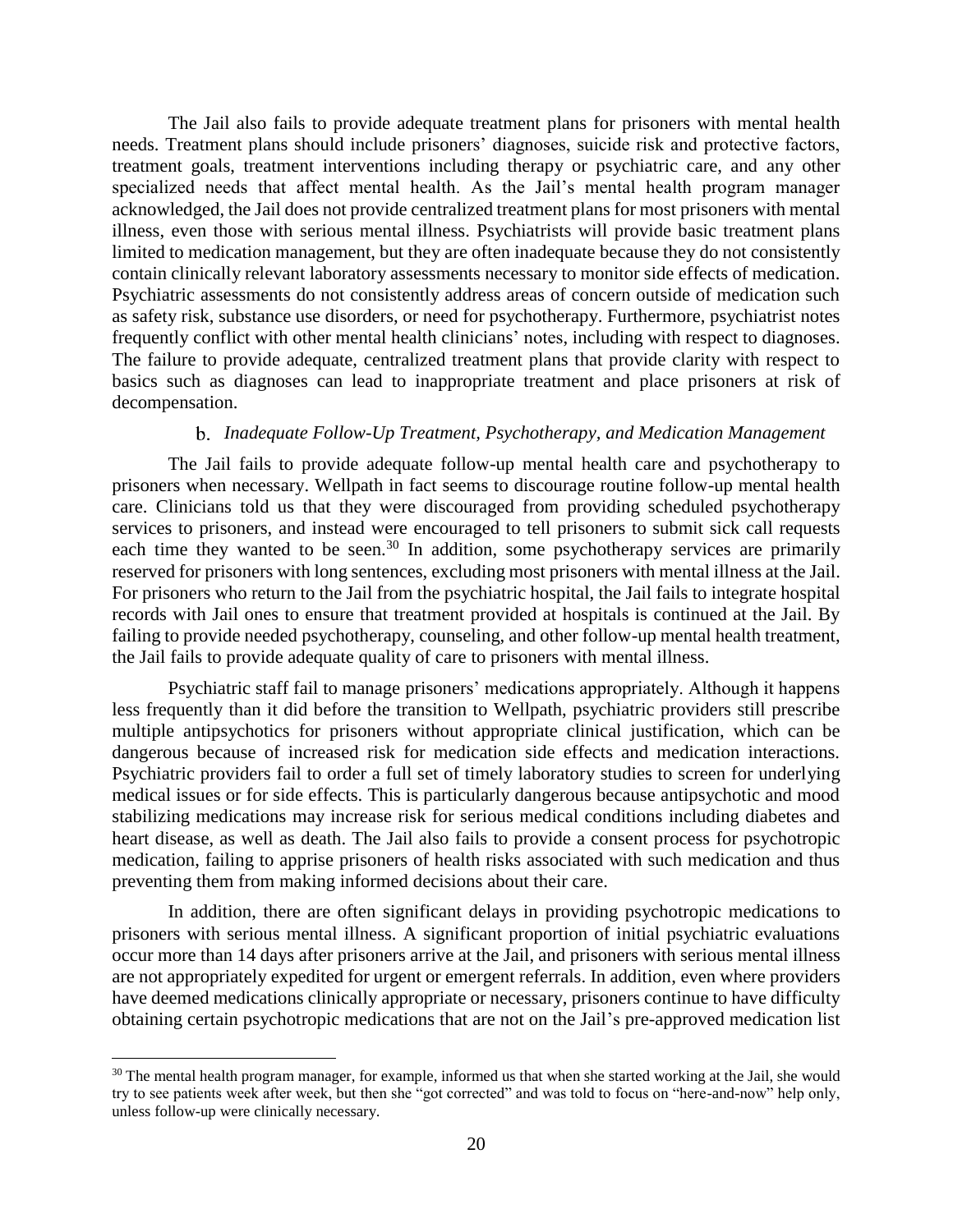The Jail also fails to provide adequate treatment plans for prisoners with mental health needs. Treatment plans should include prisoners' diagnoses, suicide risk and protective factors, treatment goals, treatment interventions including therapy or psychiatric care, and any other specialized needs that affect mental health. As the Jail's mental health program manager acknowledged, the Jail does not provide centralized treatment plans for most prisoners with mental illness, even those with serious mental illness. Psychiatrists will provide basic treatment plans limited to medication management, but they are often inadequate because they do not consistently contain clinically relevant laboratory assessments necessary to monitor side effects of medication. Psychiatric assessments do not consistently address areas of concern outside of medication such as safety risk, substance use disorders, or need for psychotherapy. Furthermore, psychiatrist notes frequently conflict with other mental health clinicians' notes, including with respect to diagnoses. The failure to provide adequate, centralized treatment plans that provide clarity with respect to basics such as diagnoses can lead to inappropriate treatment and place prisoners at risk of decompensation.

#### b. *Inadequate Follow-Up Treatment, Psychotherapy, and Medication Management*

The Jail fails to provide adequate follow-up mental health care and psychotherapy to prisoners when necessary. Wellpath in fact seems to discourage routine follow-up mental health care. Clinicians told us that they were discouraged from providing scheduled psychotherapy services to prisoners, and instead were encouraged to tell prisoners to submit sick call requests each time they wanted to be seen.[30] In addition, some psychotherapy services are primarily reserved for prisoners with long sentences, excluding most prisoners with mental illness at the Jail. For prisoners who return to the Jail from the psychiatric hospital, the Jail fails to integrate hospital records with Jail ones to ensure that treatment provided at hospitals is continued at the Jail. By failing to provide needed psychotherapy, counseling, and other follow-up mental health treatment, the Jail fails to provide adequate quality of care to prisoners with mental illness.

Psychiatric staff fail to manage prisoners' medications appropriately. Although it happens less frequently than it did before the transition to Wellpath, psychiatric providers still prescribe multiple antipsychotics for prisoners without appropriate clinical justification, which can be dangerous because of increased risk for medication side effects and medication interactions. Psychiatric providers fail to order a full set of timely laboratory studies to screen for underlying medical issues or for side effects. This is particularly dangerous because antipsychotic and mood stabilizing medications may increase risk for serious medical conditions including diabetes and heart disease, as well as death. The Jail also fails to provide a consent process for psychotropic medication, failing to apprise prisoners of health risks associated with such medication and thus preventing them from making informed decisions about their care.

In addition, there are often significant delays in providing psychotropic medications to prisoners with serious mental illness. A significant proportion of initial psychiatric evaluations occur more than 14 days after prisoners arrive at the Jail, and prisoners with serious mental illness are not appropriately expedited for urgent or emergent referrals. In addition, even where providers have deemed medications clinically appropriate or necessary, prisoners continue to have difficulty obtaining certain psychotropic medications that are not on the Jail's pre-approved medication list

---

[30] The mental health program manager, for example, informed us that when she started working at the Jail, she would try to see patients week after week, but then she "got corrected" and was told to focus on "here-and-now" help only, unless follow-up were clinically necessary.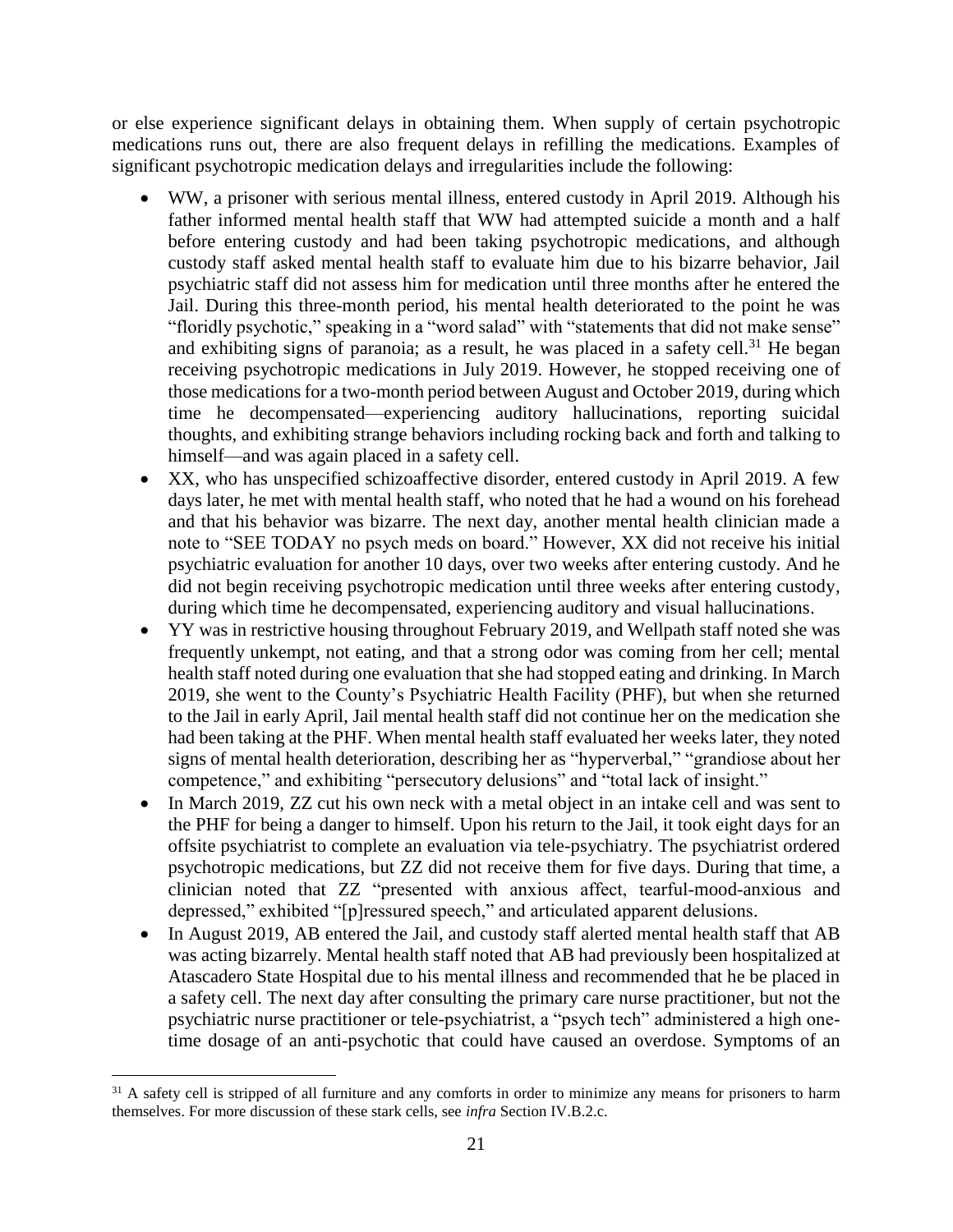or else experience significant delays in obtaining them. When supply of certain psychotropic medications runs out, there are also frequent delays in refilling the medications. Examples of significant psychotropic medication delays and irregularities include the following:

- WW, a prisoner with serious mental illness, entered custody in April 2019. Although his father informed mental health staff that WW had attempted suicide a month and a half before entering custody and had been taking psychotropic medications, and although custody staff asked mental health staff to evaluate him due to his bizarre behavior, Jail psychiatric staff did not assess him for medication until three months after he entered the Jail. During this three-month period, his mental health deteriorated to the point he was "floridly psychotic," speaking in a "word salad" with "statements that did not make sense" and exhibiting signs of paranoia; as a result, he was placed in a safety cell.[31] He began receiving psychotropic medications in July 2019. However, he stopped receiving one of those medications for a two-month period between August and October 2019, during which time he decompensated—experiencing auditory hallucinations, reporting suicidal thoughts, and exhibiting strange behaviors including rocking back and forth and talking to himself—and was again placed in a safety cell.
- XX, who has unspecified schizoaffective disorder, entered custody in April 2019. A few days later, he met with mental health staff, who noted that he had a wound on his forehead and that his behavior was bizarre. The next day, another mental health clinician made a note to "SEE TODAY no psych meds on board." However, XX did not receive his initial psychiatric evaluation for another 10 days, over two weeks after entering custody. And he did not begin receiving psychotropic medication until three weeks after entering custody, during which time he decompensated, experiencing auditory and visual hallucinations.
- YY was in restrictive housing throughout February 2019, and Wellpath staff noted she was frequently unkempt, not eating, and that a strong odor was coming from her cell; mental health staff noted during one evaluation that she had stopped eating and drinking. In March 2019, she went to the County's Psychiatric Health Facility (PHF), but when she returned to the Jail in early April, Jail mental health staff did not continue her on the medication she had been taking at the PHF. When mental health staff evaluated her weeks later, they noted signs of mental health deterioration, describing her as "hyperverbal," "grandiose about her competence," and exhibiting "persecutory delusions" and "total lack of insight."
- In March 2019, ZZ cut his own neck with a metal object in an intake cell and was sent to the PHF for being a danger to himself. Upon his return to the Jail, it took eight days for an offsite psychiatrist to complete an evaluation via tele-psychiatry. The psychiatrist ordered psychotropic medications, but ZZ did not receive them for five days. During that time, a clinician noted that ZZ "presented with anxious affect, tearful-mood-anxious and depressed," exhibited "[p]ressured speech," and articulated apparent delusions.
- In August 2019, AB entered the Jail, and custody staff alerted mental health staff that AB was acting bizarrely. Mental health staff noted that AB had previously been hospitalized at Atascadero State Hospital due to his mental illness and recommended that he be placed in a safety cell. The next day after consulting the primary care nurse practitioner, but not the psychiatric nurse practitioner or tele-psychiatrist, a "psych tech" administered a high one-time dosage of an anti-psychotic that could have caused an overdose. Symptoms of an

[31] A safety cell is stripped of all furniture and any comforts in order to minimize any means for prisoners to harm themselves. For more discussion of these stark cells, see *infra* Section IV.B.2.c.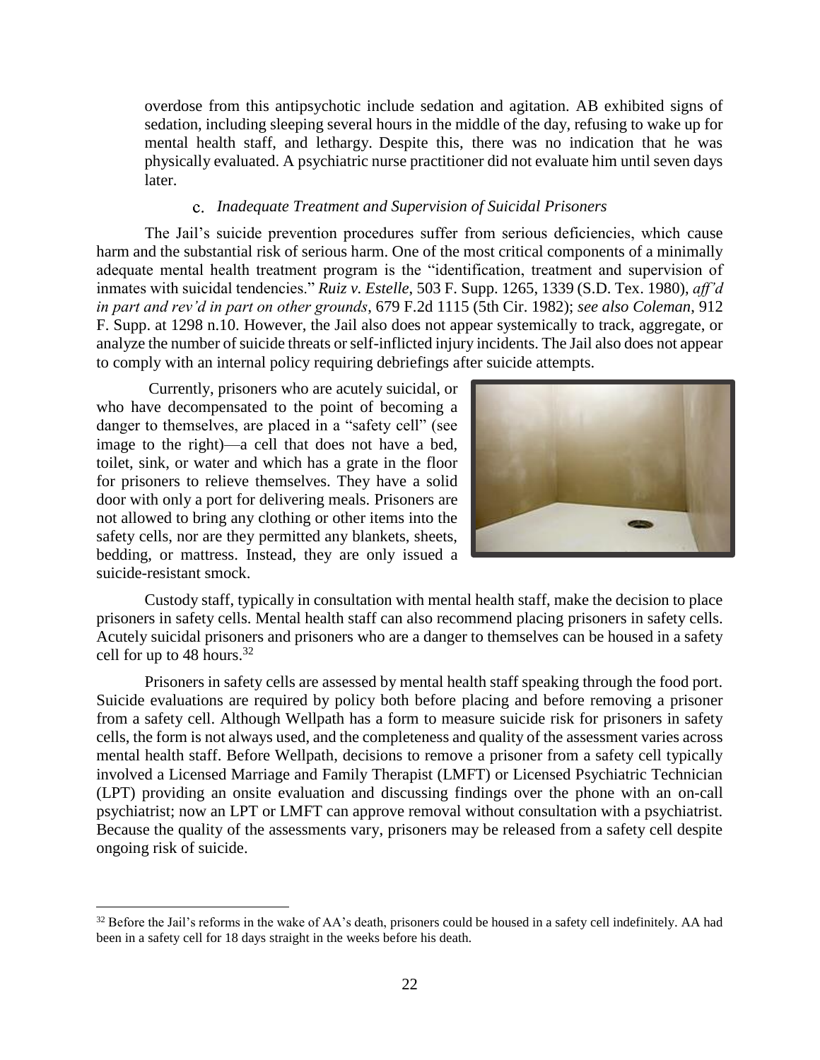overdose from this antipsychotic include sedation and agitation. AB exhibited signs of sedation, including sleeping several hours in the middle of the day, refusing to wake up for mental health staff, and lethargy. Despite this, there was no indication that he was physically evaluated. A psychiatric nurse practitioner did not evaluate him until seven days later.

### c. *Inadequate Treatment and Supervision of Suicidal Prisoners*

The Jail's suicide prevention procedures suffer from serious deficiencies, which cause harm and the substantial risk of serious harm. One of the most critical components of a minimally adequate mental health treatment program is the "identification, treatment and supervision of inmates with suicidal tendencies." *Ruiz v. Estelle*, 503 F. Supp. 1265, 1339 (S.D. Tex. 1980), *aff'd in part and rev'd in part on other grounds*, 679 F.2d 1115 (5th Cir. 1982); *see also Coleman*, 912 F. Supp. at 1298 n.10. However, the Jail also does not appear systemically to track, aggregate, or analyze the number of suicide threats or self-inflicted injury incidents. The Jail also does not appear to comply with an internal policy requiring debriefings after suicide attempts.

Currently, prisoners who are acutely suicidal, or who have decompensated to the point of becoming a danger to themselves, are placed in a "safety cell" (see image to the right)—a cell that does not have a bed, toilet, sink, or water and which has a grate in the floor for prisoners to relieve themselves. They have a solid door with only a port for delivering meals. Prisoners are not allowed to bring any clothing or other items into the safety cells, nor are they permitted any blankets, sheets, bedding, or mattress. Instead, they are only issued a suicide-resistant smock.

Custody staff, typically in consultation with mental health staff, make the decision to place prisoners in safety cells. Mental health staff can also recommend placing prisoners in safety cells. Acutely suicidal prisoners and prisoners who are a danger to themselves can be housed in a safety cell for up to 48 hours.[32]

Prisoners in safety cells are assessed by mental health staff speaking through the food port. Suicide evaluations are required by policy both before placing and before removing a prisoner from a safety cell. Although Wellpath has a form to measure suicide risk for prisoners in safety cells, the form is not always used, and the completeness and quality of the assessment varies across mental health staff. Before Wellpath, decisions to remove a prisoner from a safety cell typically involved a Licensed Marriage and Family Therapist (LMFT) or Licensed Psychiatric Technician (LPT) providing an onsite evaluation and discussing findings over the phone with an on-call psychiatrist; now an LPT or LMFT can approve removal without consultation with a psychiatrist. Because the quality of the assessments vary, prisoners may be released from a safety cell despite ongoing risk of suicide.

[32] Before the Jail's reforms in the wake of AA's death, prisoners could be housed in a safety cell indefinitely. AA had been in a safety cell for 18 days straight in the weeks before his death.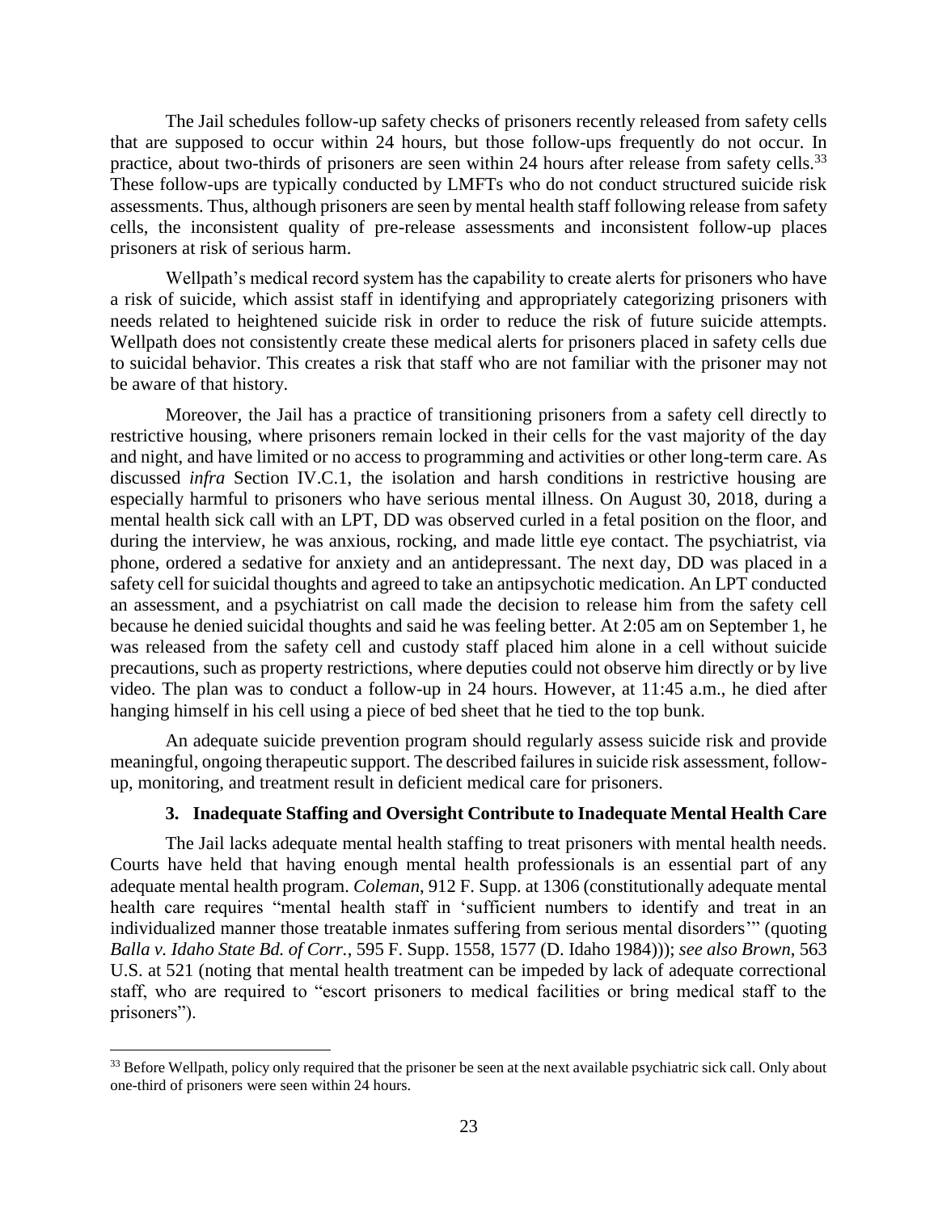The Jail schedules follow-up safety checks of prisoners recently released from safety cells that are supposed to occur within 24 hours, but those follow-ups frequently do not occur. In practice, about two-thirds of prisoners are seen within 24 hours after release from safety cells.[33] These follow-ups are typically conducted by LMFTs who do not conduct structured suicide risk assessments. Thus, although prisoners are seen by mental health staff following release from safety cells, the inconsistent quality of pre-release assessments and inconsistent follow-up places prisoners at risk of serious harm.

Wellpath's medical record system has the capability to create alerts for prisoners who have a risk of suicide, which assist staff in identifying and appropriately categorizing prisoners with needs related to heightened suicide risk in order to reduce the risk of future suicide attempts. Wellpath does not consistently create these medical alerts for prisoners placed in safety cells due to suicidal behavior. This creates a risk that staff who are not familiar with the prisoner may not be aware of that history.

Moreover, the Jail has a practice of transitioning prisoners from a safety cell directly to restrictive housing, where prisoners remain locked in their cells for the vast majority of the day and night, and have limited or no access to programming and activities or other long-term care. As discussed *infra* Section IV.C.1, the isolation and harsh conditions in restrictive housing are especially harmful to prisoners who have serious mental illness. On August 30, 2018, during a mental health sick call with an LPT, DD was observed curled in a fetal position on the floor, and during the interview, he was anxious, rocking, and made little eye contact. The psychiatrist, via phone, ordered a sedative for anxiety and an antidepressant. The next day, DD was placed in a safety cell for suicidal thoughts and agreed to take an antipsychotic medication. An LPT conducted an assessment, and a psychiatrist on call made the decision to release him from the safety cell because he denied suicidal thoughts and said he was feeling better. At 2:05 am on September 1, he was released from the safety cell and custody staff placed him alone in a cell without suicide precautions, such as property restrictions, where deputies could not observe him directly or by live video. The plan was to conduct a follow-up in 24 hours. However, at 11:45 a.m., he died after hanging himself in his cell using a piece of bed sheet that he tied to the top bunk.

An adequate suicide prevention program should regularly assess suicide risk and provide meaningful, ongoing therapeutic support. The described failures in suicide risk assessment, follow-up, monitoring, and treatment result in deficient medical care for prisoners.

### 3. Inadequate Staffing and Oversight Contribute to Inadequate Mental Health Care

The Jail lacks adequate mental health staffing to treat prisoners with mental health needs. Courts have held that having enough mental health professionals is an essential part of any adequate mental health program. *Coleman*, 912 F. Supp. at 1306 (constitutionally adequate mental health care requires "mental health staff in 'sufficient numbers to identify and treat in an individualized manner those treatable inmates suffering from serious mental disorders'" (quoting *Balla v. Idaho State Bd. of Corr.*, 595 F. Supp. 1558, 1577 (D. Idaho 1984))); *see also Brown*, 563 U.S. at 521 (noting that mental health treatment can be impeded by lack of adequate correctional staff, who are required to "escort prisoners to medical facilities or bring medical staff to the prisoners").

---

[33] Before Wellpath, policy only required that the prisoner be seen at the next available psychiatric sick call. Only about one-third of prisoners were seen within 24 hours.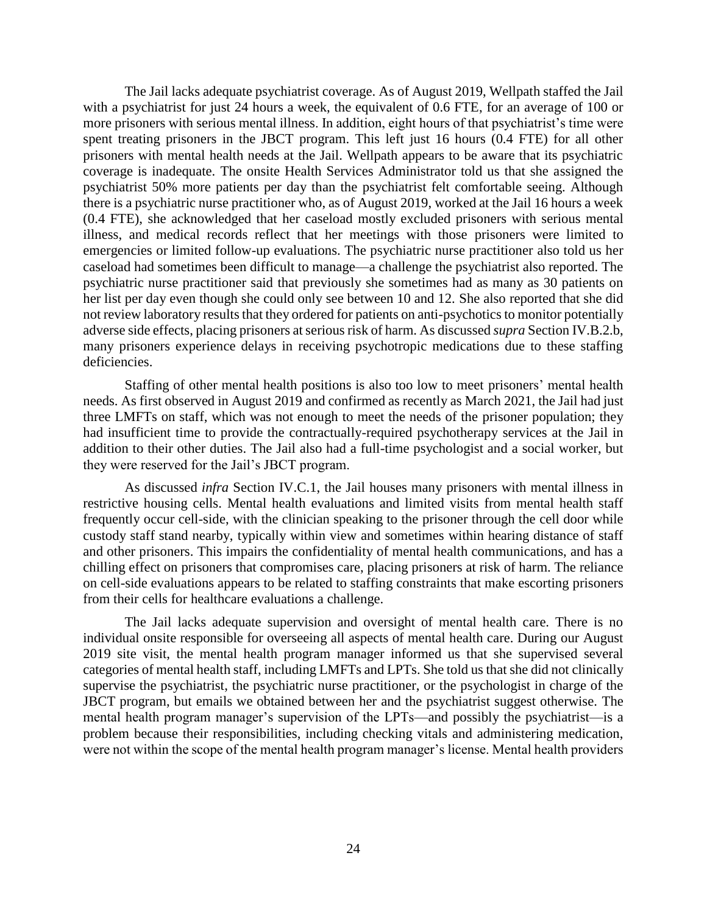The Jail lacks adequate psychiatrist coverage. As of August 2019, Wellpath staffed the Jail with a psychiatrist for just 24 hours a week, the equivalent of 0.6 FTE, for an average of 100 or more prisoners with serious mental illness. In addition, eight hours of that psychiatrist's time were spent treating prisoners in the JBCT program. This left just 16 hours (0.4 FTE) for all other prisoners with mental health needs at the Jail. Wellpath appears to be aware that its psychiatric coverage is inadequate. The onsite Health Services Administrator told us that she assigned the psychiatrist 50% more patients per day than the psychiatrist felt comfortable seeing. Although there is a psychiatric nurse practitioner who, as of August 2019, worked at the Jail 16 hours a week (0.4 FTE), she acknowledged that her caseload mostly excluded prisoners with serious mental illness, and medical records reflect that her meetings with those prisoners were limited to emergencies or limited follow-up evaluations. The psychiatric nurse practitioner also told us her caseload had sometimes been difficult to manage—a challenge the psychiatrist also reported. The psychiatric nurse practitioner said that previously she sometimes had as many as 30 patients on her list per day even though she could only see between 10 and 12. She also reported that she did not review laboratory results that they ordered for patients on anti-psychotics to monitor potentially adverse side effects, placing prisoners at serious risk of harm. As discussed *supra* Section IV.B.2.b, many prisoners experience delays in receiving psychotropic medications due to these staffing deficiencies.

Staffing of other mental health positions is also too low to meet prisoners' mental health needs. As first observed in August 2019 and confirmed as recently as March 2021, the Jail had just three LMFTs on staff, which was not enough to meet the needs of the prisoner population; they had insufficient time to provide the contractually-required psychotherapy services at the Jail in addition to their other duties. The Jail also had a full-time psychologist and a social worker, but they were reserved for the Jail's JBCT program.

As discussed *infra* Section IV.C.1, the Jail houses many prisoners with mental illness in restrictive housing cells. Mental health evaluations and limited visits from mental health staff frequently occur cell-side, with the clinician speaking to the prisoner through the cell door while custody staff stand nearby, typically within view and sometimes within hearing distance of staff and other prisoners. This impairs the confidentiality of mental health communications, and has a chilling effect on prisoners that compromises care, placing prisoners at risk of harm. The reliance on cell-side evaluations appears to be related to staffing constraints that make escorting prisoners from their cells for healthcare evaluations a challenge.

The Jail lacks adequate supervision and oversight of mental health care. There is no individual onsite responsible for overseeing all aspects of mental health care. During our August 2019 site visit, the mental health program manager informed us that she supervised several categories of mental health staff, including LMFTs and LPTs. She told us that she did not clinically supervise the psychiatrist, the psychiatric nurse practitioner, or the psychologist in charge of the JBCT program, but emails we obtained between her and the psychiatrist suggest otherwise. The mental health program manager's supervision of the LPTs—and possibly the psychiatrist—is a problem because their responsibilities, including checking vitals and administering medication, were not within the scope of the mental health program manager's license. Mental health providers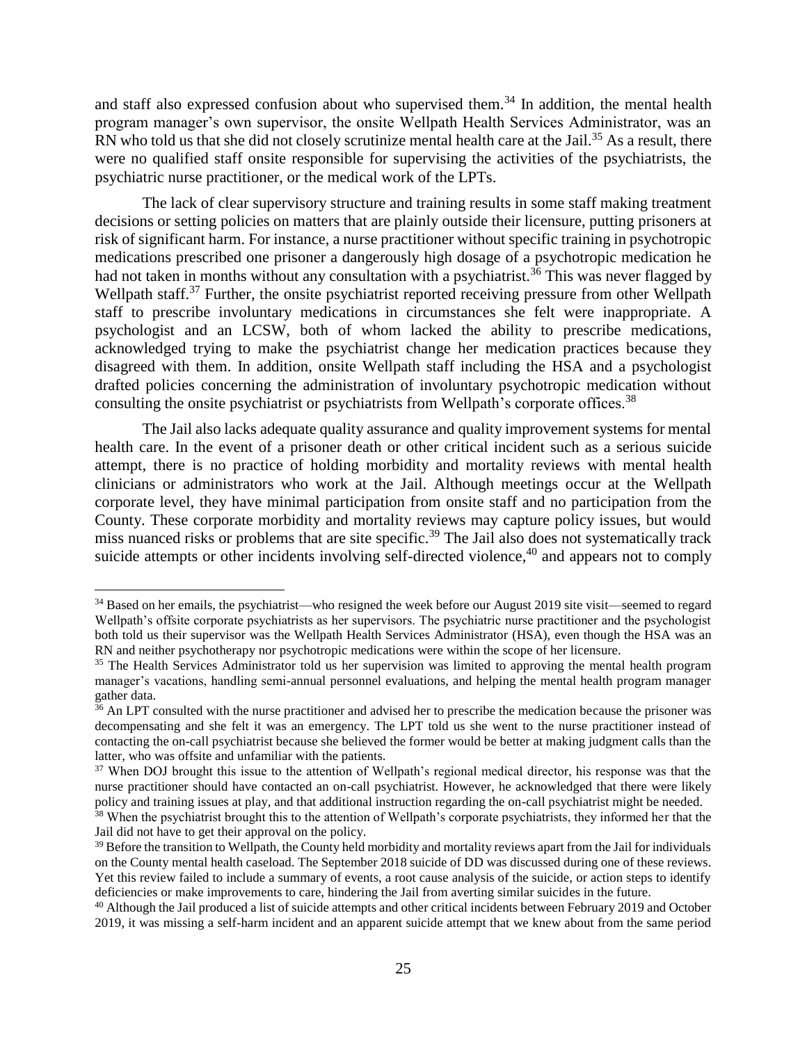and staff also expressed confusion about who supervised them.[34] In addition, the mental health program manager's own supervisor, the onsite Wellpath Health Services Administrator, was an RN who told us that she did not closely scrutinize mental health care at the Jail.[35] As a result, there were no qualified staff onsite responsible for supervising the activities of the psychiatrists, the psychiatric nurse practitioner, or the medical work of the LPTs.

The lack of clear supervisory structure and training results in some staff making treatment decisions or setting policies on matters that are plainly outside their licensure, putting prisoners at risk of significant harm. For instance, a nurse practitioner without specific training in psychotropic medications prescribed one prisoner a dangerously high dosage of a psychotropic medication he had not taken in months without any consultation with a psychiatrist.[36] This was never flagged by Wellpath staff.[37] Further, the onsite psychiatrist reported receiving pressure from other Wellpath staff to prescribe involuntary medications in circumstances she felt were inappropriate. A psychologist and an LCSW, both of whom lacked the ability to prescribe medications, acknowledged trying to make the psychiatrist change her medication practices because they disagreed with them. In addition, onsite Wellpath staff including the HSA and a psychologist drafted policies concerning the administration of involuntary psychotropic medication without consulting the onsite psychiatrist or psychiatrists from Wellpath's corporate offices.[38]

The Jail also lacks adequate quality assurance and quality improvement systems for mental health care. In the event of a prisoner death or other critical incident such as a serious suicide attempt, there is no practice of holding morbidity and mortality reviews with mental health clinicians or administrators who work at the Jail. Although meetings occur at the Wellpath corporate level, they have minimal participation from onsite staff and no participation from the County. These corporate morbidity and mortality reviews may capture policy issues, but would miss nuanced risks or problems that are site specific.[39] The Jail also does not systematically track suicide attempts or other incidents involving self-directed violence,[40] and appears not to comply

---

[34] Based on her emails, the psychiatrist—who resigned the week before our August 2019 site visit—seemed to regard Wellpath's offsite corporate psychiatrists as her supervisors. The psychiatric nurse practitioner and the psychologist both told us their supervisor was the Wellpath Health Services Administrator (HSA), even though the HSA was an RN and neither psychotherapy nor psychotropic medications were within the scope of her licensure.

[35] The Health Services Administrator told us her supervision was limited to approving the mental health program manager's vacations, handling semi-annual personnel evaluations, and helping the mental health program manager gather data.

[36] An LPT consulted with the nurse practitioner and advised her to prescribe the medication because the prisoner was decompensating and she felt it was an emergency. The LPT told us she went to the nurse practitioner instead of contacting the on-call psychiatrist because she believed the former would be better at making judgment calls than the latter, who was offsite and unfamiliar with the patients.

[37] When DOJ brought this issue to the attention of Wellpath's regional medical director, his response was that the nurse practitioner should have contacted an on-call psychiatrist. However, he acknowledged that there were likely policy and training issues at play, and that additional instruction regarding the on-call psychiatrist might be needed.

[38] When the psychiatrist brought this to the attention of Wellpath's corporate psychiatrists, they informed her that the Jail did not have to get their approval on the policy.

[39] Before the transition to Wellpath, the County held morbidity and mortality reviews apart from the Jail for individuals on the County mental health caseload. The September 2018 suicide of DD was discussed during one of these reviews. Yet this review failed to include a summary of events, a root cause analysis of the suicide, or action steps to identify deficiencies or make improvements to care, hindering the Jail from averting similar suicides in the future.

[40] Although the Jail produced a list of suicide attempts and other critical incidents between February 2019 and October 2019, it was missing a self-harm incident and an apparent suicide attempt that we knew about from the same period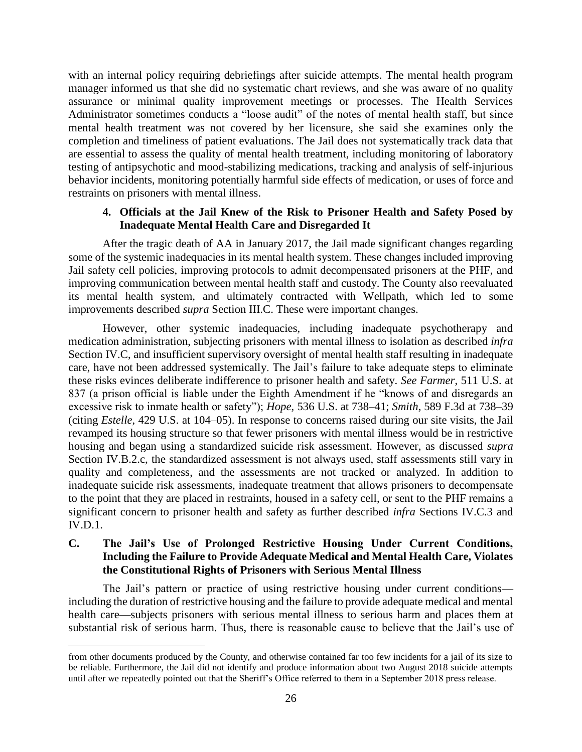with an internal policy requiring debriefings after suicide attempts. The mental health program manager informed us that she did no systematic chart reviews, and she was aware of no quality assurance or minimal quality improvement meetings or processes. The Health Services Administrator sometimes conducts a "loose audit" of the notes of mental health staff, but since mental health treatment was not covered by her licensure, she said she examines only the completion and timeliness of patient evaluations. The Jail does not systematically track data that are essential to assess the quality of mental health treatment, including monitoring of laboratory testing of antipsychotic and mood-stabilizing medications, tracking and analysis of self-injurious behavior incidents, monitoring potentially harmful side effects of medication, or uses of force and restraints on prisoners with mental illness.

#### 4. Officials at the Jail Knew of the Risk to Prisoner Health and Safety Posed by Inadequate Mental Health Care and Disregarded It

After the tragic death of AA in January 2017, the Jail made significant changes regarding some of the systemic inadequacies in its mental health system. These changes included improving Jail safety cell policies, improving protocols to admit decompensated prisoners at the PHF, and improving communication between mental health staff and custody. The County also reevaluated its mental health system, and ultimately contracted with Wellpath, which led to some improvements described *supra* Section III.C. These were important changes.

However, other systemic inadequacies, including inadequate psychotherapy and medication administration, subjecting prisoners with mental illness to isolation as described *infra* Section IV.C, and insufficient supervisory oversight of mental health staff resulting in inadequate care, have not been addressed systemically. The Jail's failure to take adequate steps to eliminate these risks evinces deliberate indifference to prisoner health and safety. *See Farmer*, 511 U.S. at 837 (a prison official is liable under the Eighth Amendment if he "knows of and disregards an excessive risk to inmate health or safety"); *Hope*, 536 U.S. at 738–41; *Smith*, 589 F.3d at 738–39 (citing *Estelle*, 429 U.S. at 104–05). In response to concerns raised during our site visits, the Jail revamped its housing structure so that fewer prisoners with mental illness would be in restrictive housing and began using a standardized suicide risk assessment. However, as discussed *supra* Section IV.B.2.c, the standardized assessment is not always used, staff assessments still vary in quality and completeness, and the assessments are not tracked or analyzed. In addition to inadequate suicide risk assessments, inadequate treatment that allows prisoners to decompensate to the point that they are placed in restraints, housed in a safety cell, or sent to the PHF remains a significant concern to prisoner health and safety as further described *infra* Sections IV.C.3 and IV.D.1.

### C. The Jail's Use of Prolonged Restrictive Housing Under Current Conditions, Including the Failure to Provide Adequate Medical and Mental Health Care, Violates the Constitutional Rights of Prisoners with Serious Mental Illness

The Jail's pattern or practice of using restrictive housing under current conditions—including the duration of restrictive housing and the failure to provide adequate medical and mental health care—subjects prisoners with serious mental illness to serious harm and places them at substantial risk of serious harm. Thus, there is reasonable cause to believe that the Jail's use of

---

from other documents produced by the County, and otherwise contained far too few incidents for a jail of its size to be reliable. Furthermore, the Jail did not identify and produce information about two August 2018 suicide attempts until after we repeatedly pointed out that the Sheriff's Office referred to them in a September 2018 press release.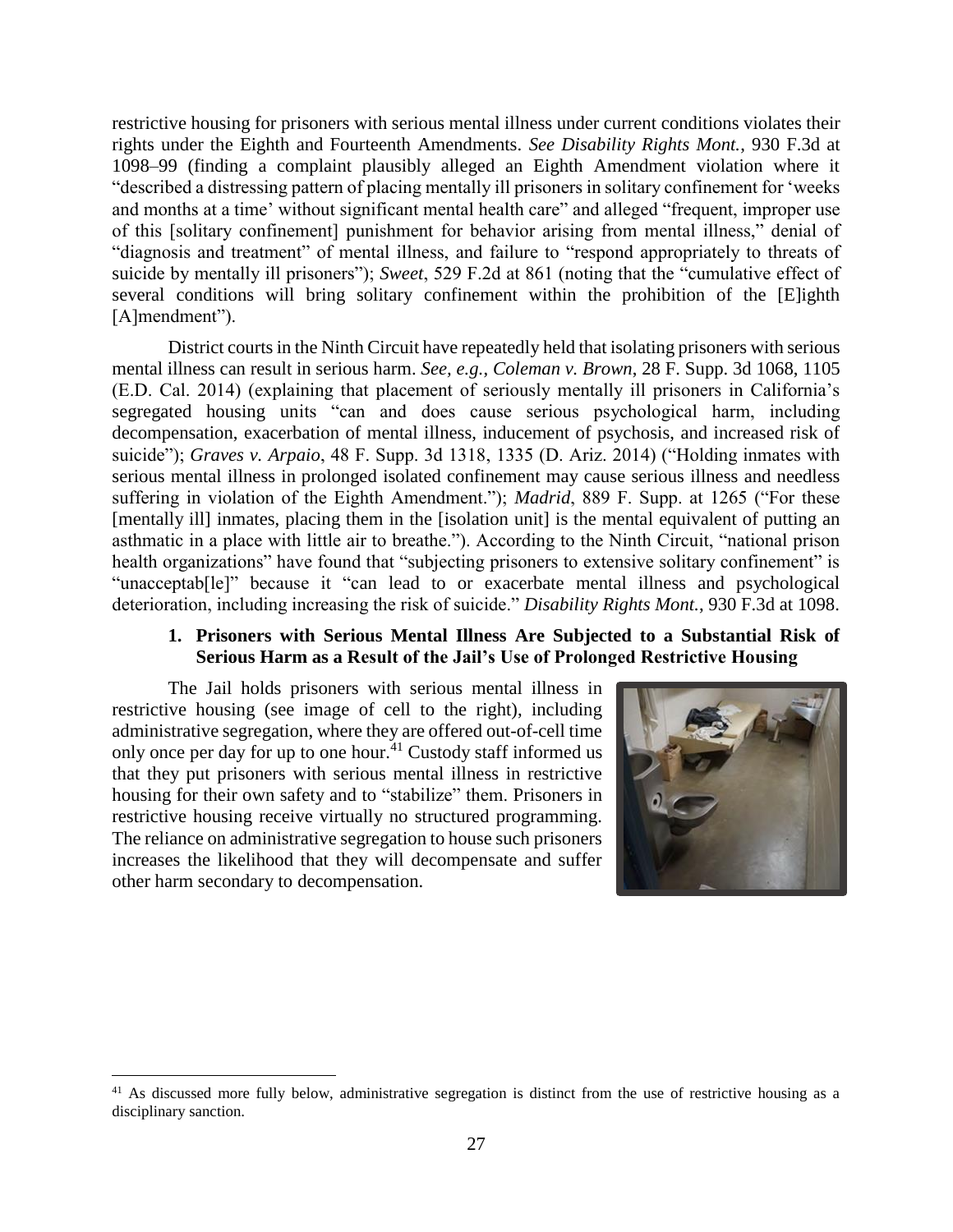restrictive housing for prisoners with serious mental illness under current conditions violates their rights under the Eighth and Fourteenth Amendments. *See Disability Rights Mont.*, 930 F.3d at 1098–99 (finding a complaint plausibly alleged an Eighth Amendment violation where it "described a distressing pattern of placing mentally ill prisoners in solitary confinement for 'weeks and months at a time' without significant mental health care" and alleged "frequent, improper use of this [solitary confinement] punishment for behavior arising from mental illness," denial of "diagnosis and treatment" of mental illness, and failure to "respond appropriately to threats of suicide by mentally ill prisoners"); *Sweet*, 529 F.2d at 861 (noting that the "cumulative effect of several conditions will bring solitary confinement within the prohibition of the [E]ighth [A]mendment").

District courts in the Ninth Circuit have repeatedly held that isolating prisoners with serious mental illness can result in serious harm. *See, e.g.*, *Coleman v. Brown*, 28 F. Supp. 3d 1068, 1105 (E.D. Cal. 2014) (explaining that placement of seriously mentally ill prisoners in California's segregated housing units "can and does cause serious psychological harm, including decompensation, exacerbation of mental illness, inducement of psychosis, and increased risk of suicide"); *Graves v. Arpaio*, 48 F. Supp. 3d 1318, 1335 (D. Ariz. 2014) ("Holding inmates with serious mental illness in prolonged isolated confinement may cause serious illness and needless suffering in violation of the Eighth Amendment."); *Madrid*, 889 F. Supp. at 1265 ("For these [mentally ill] inmates, placing them in the [isolation unit] is the mental equivalent of putting an asthmatic in a place with little air to breathe."). According to the Ninth Circuit, "national prison health organizations" have found that "subjecting prisoners to extensive solitary confinement" is "unacceptab[le]" because it "can lead to or exacerbate mental illness and psychological deterioration, including increasing the risk of suicide." *Disability Rights Mont.*, 930 F.3d at 1098.

### 1. Prisoners with Serious Mental Illness Are Subjected to a Substantial Risk of Serious Harm as a Result of the Jail's Use of Prolonged Restrictive Housing

The Jail holds prisoners with serious mental illness in restrictive housing (see image of cell to the right), including administrative segregation, where they are offered out-of-cell time only once per day for up to one hour.[41] Custody staff informed us that they put prisoners with serious mental illness in restrictive housing for their own safety and to "stabilize" them. Prisoners in restrictive housing receive virtually no structured programming. The reliance on administrative segregation to house such prisoners increases the likelihood that they will decompensate and suffer other harm secondary to decompensation.

[41] As discussed more fully below, administrative segregation is distinct from the use of restrictive housing as a disciplinary sanction.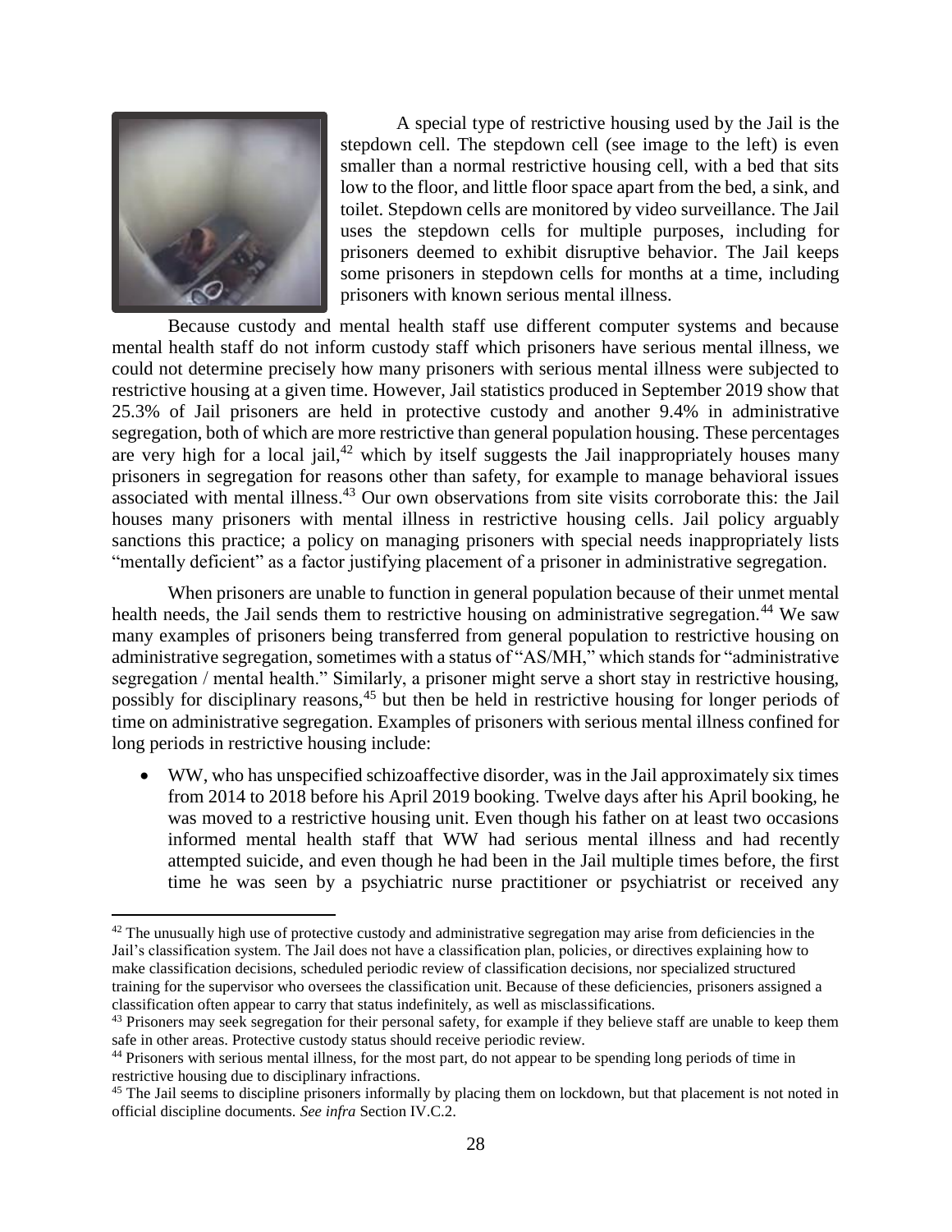A special type of restrictive housing used by the Jail is the stepdown cell. The stepdown cell (see image to the left) is even smaller than a normal restrictive housing cell, with a bed that sits low to the floor, and little floor space apart from the bed, a sink, and toilet. Stepdown cells are monitored by video surveillance. The Jail uses the stepdown cells for multiple purposes, including for prisoners deemed to exhibit disruptive behavior. The Jail keeps some prisoners in stepdown cells for months at a time, including prisoners with known serious mental illness.

Because custody and mental health staff use different computer systems and because mental health staff do not inform custody staff which prisoners have serious mental illness, we could not determine precisely how many prisoners with serious mental illness were subjected to restrictive housing at a given time. However, Jail statistics produced in September 2019 show that 25.3% of Jail prisoners are held in protective custody and another 9.4% in administrative segregation, both of which are more restrictive than general population housing. These percentages are very high for a local jail,[42] which by itself suggests the Jail inappropriately houses many prisoners in segregation for reasons other than safety, for example to manage behavioral issues associated with mental illness.[43] Our own observations from site visits corroborate this: the Jail houses many prisoners with mental illness in restrictive housing cells. Jail policy arguably sanctions this practice; a policy on managing prisoners with special needs inappropriately lists "mentally deficient" as a factor justifying placement of a prisoner in administrative segregation.

When prisoners are unable to function in general population because of their unmet mental health needs, the Jail sends them to restrictive housing on administrative segregation.[44] We saw many examples of prisoners being transferred from general population to restrictive housing on administrative segregation, sometimes with a status of "AS/MH," which stands for "administrative segregation / mental health." Similarly, a prisoner might serve a short stay in restrictive housing, possibly for disciplinary reasons,[45] but then be held in restrictive housing for longer periods of time on administrative segregation. Examples of prisoners with serious mental illness confined for long periods in restrictive housing include:

- WW, who has unspecified schizoaffective disorder, was in the Jail approximately six times from 2014 to 2018 before his April 2019 booking. Twelve days after his April booking, he was moved to a restrictive housing unit. Even though his father on at least two occasions informed mental health staff that WW had serious mental illness and had recently attempted suicide, and even though he had been in the Jail multiple times before, the first time he was seen by a psychiatric nurse practitioner or psychiatrist or received any

[42] The unusually high use of protective custody and administrative segregation may arise from deficiencies in the Jail's classification system. The Jail does not have a classification plan, policies, or directives explaining how to make classification decisions, scheduled periodic review of classification decisions, nor specialized structured training for the supervisor who oversees the classification unit. Because of these deficiencies, prisoners assigned a classification often appear to carry that status indefinitely, as well as misclassifications.

[43] Prisoners may seek segregation for their personal safety, for example if they believe staff are unable to keep them safe in other areas. Protective custody status should receive periodic review.

[44] Prisoners with serious mental illness, for the most part, do not appear to be spending long periods of time in restrictive housing due to disciplinary infractions.

[45] The Jail seems to discipline prisoners informally by placing them on lockdown, but that placement is not noted in official discipline documents. *See infra* Section IV.C.2.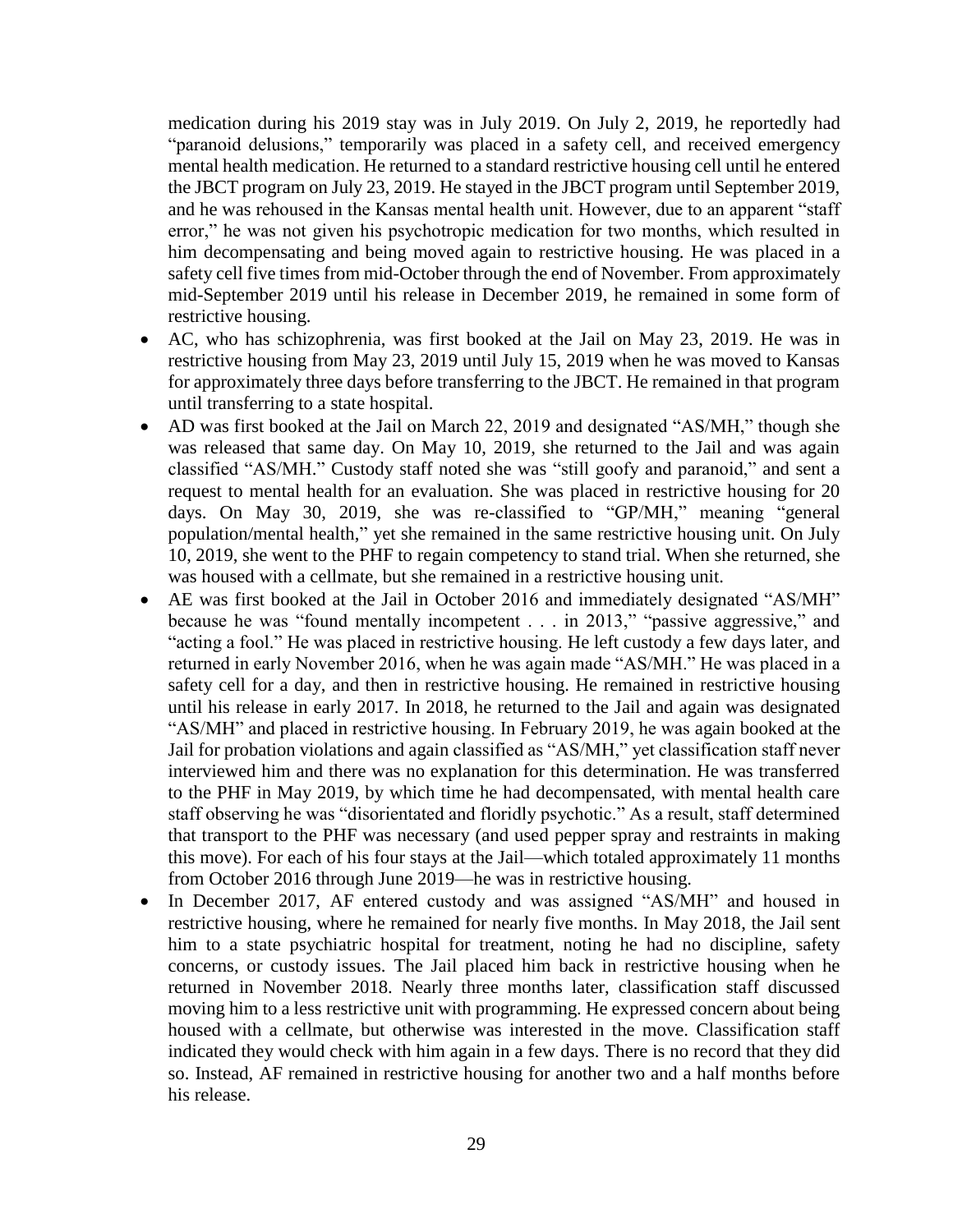medication during his 2019 stay was in July 2019. On July 2, 2019, he reportedly had "paranoid delusions," temporarily was placed in a safety cell, and received emergency mental health medication. He returned to a standard restrictive housing cell until he entered the JBCT program on July 23, 2019. He stayed in the JBCT program until September 2019, and he was rehoused in the Kansas mental health unit. However, due to an apparent "staff error," he was not given his psychotropic medication for two months, which resulted in him decompensating and being moved again to restrictive housing. He was placed in a safety cell five times from mid-October through the end of November. From approximately mid-September 2019 until his release in December 2019, he remained in some form of restrictive housing.

- AC, who has schizophrenia, was first booked at the Jail on May 23, 2019. He was in restrictive housing from May 23, 2019 until July 15, 2019 when he was moved to Kansas for approximately three days before transferring to the JBCT. He remained in that program until transferring to a state hospital.
- AD was first booked at the Jail on March 22, 2019 and designated "AS/MH," though she was released that same day. On May 10, 2019, she returned to the Jail and was again classified "AS/MH." Custody staff noted she was "still goofy and paranoid," and sent a request to mental health for an evaluation. She was placed in restrictive housing for 20 days. On May 30, 2019, she was re-classified to "GP/MH," meaning "general population/mental health," yet she remained in the same restrictive housing unit. On July 10, 2019, she went to the PHF to regain competency to stand trial. When she returned, she was housed with a cellmate, but she remained in a restrictive housing unit.
- AE was first booked at the Jail in October 2016 and immediately designated "AS/MH" because he was "found mentally incompetent . . . in 2013," "passive aggressive," and "acting a fool." He was placed in restrictive housing. He left custody a few days later, and returned in early November 2016, when he was again made "AS/MH." He was placed in a safety cell for a day, and then in restrictive housing. He remained in restrictive housing until his release in early 2017. In 2018, he returned to the Jail and again was designated "AS/MH" and placed in restrictive housing. In February 2019, he was again booked at the Jail for probation violations and again classified as "AS/MH," yet classification staff never interviewed him and there was no explanation for this determination. He was transferred to the PHF in May 2019, by which time he had decompensated, with mental health care staff observing he was "disorientated and floridly psychotic." As a result, staff determined that transport to the PHF was necessary (and used pepper spray and restraints in making this move). For each of his four stays at the Jail—which totaled approximately 11 months from October 2016 through June 2019—he was in restrictive housing.
- In December 2017, AF entered custody and was assigned "AS/MH" and housed in restrictive housing, where he remained for nearly five months. In May 2018, the Jail sent him to a state psychiatric hospital for treatment, noting he had no discipline, safety concerns, or custody issues. The Jail placed him back in restrictive housing when he returned in November 2018. Nearly three months later, classification staff discussed moving him to a less restrictive unit with programming. He expressed concern about being housed with a cellmate, but otherwise was interested in the move. Classification staff indicated they would check with him again in a few days. There is no record that they did so. Instead, AF remained in restrictive housing for another two and a half months before his release.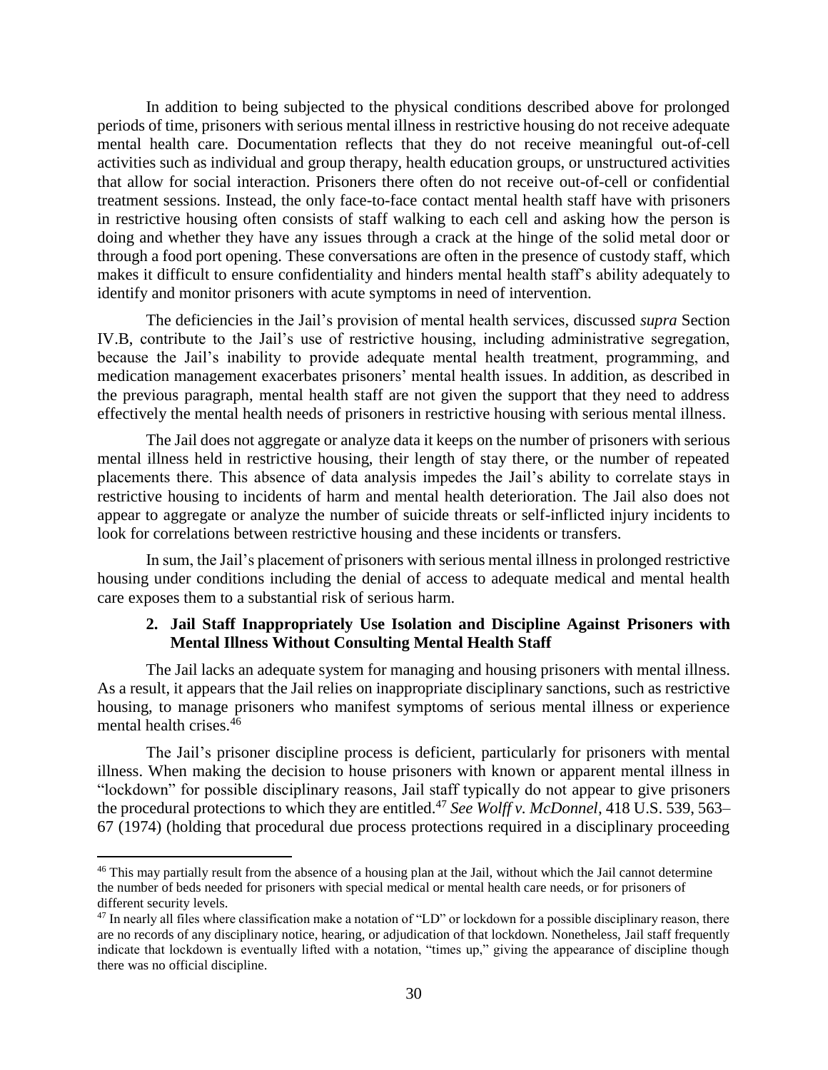In addition to being subjected to the physical conditions described above for prolonged periods of time, prisoners with serious mental illness in restrictive housing do not receive adequate mental health care. Documentation reflects that they do not receive meaningful out-of-cell activities such as individual and group therapy, health education groups, or unstructured activities that allow for social interaction. Prisoners there often do not receive out-of-cell or confidential treatment sessions. Instead, the only face-to-face contact mental health staff have with prisoners in restrictive housing often consists of staff walking to each cell and asking how the person is doing and whether they have any issues through a crack at the hinge of the solid metal door or through a food port opening. These conversations are often in the presence of custody staff, which makes it difficult to ensure confidentiality and hinders mental health staff's ability adequately to identify and monitor prisoners with acute symptoms in need of intervention.

The deficiencies in the Jail's provision of mental health services, discussed *supra* Section IV.B, contribute to the Jail's use of restrictive housing, including administrative segregation, because the Jail's inability to provide adequate mental health treatment, programming, and medication management exacerbates prisoners' mental health issues. In addition, as described in the previous paragraph, mental health staff are not given the support that they need to address effectively the mental health needs of prisoners in restrictive housing with serious mental illness.

The Jail does not aggregate or analyze data it keeps on the number of prisoners with serious mental illness held in restrictive housing, their length of stay there, or the number of repeated placements there. This absence of data analysis impedes the Jail's ability to correlate stays in restrictive housing to incidents of harm and mental health deterioration. The Jail also does not appear to aggregate or analyze the number of suicide threats or self-inflicted injury incidents to look for correlations between restrictive housing and these incidents or transfers.

In sum, the Jail's placement of prisoners with serious mental illness in prolonged restrictive housing under conditions including the denial of access to adequate medical and mental health care exposes them to a substantial risk of serious harm.

### 2. Jail Staff Inappropriately Use Isolation and Discipline Against Prisoners with Mental Illness Without Consulting Mental Health Staff

The Jail lacks an adequate system for managing and housing prisoners with mental illness. As a result, it appears that the Jail relies on inappropriate disciplinary sanctions, such as restrictive housing, to manage prisoners who manifest symptoms of serious mental illness or experience mental health crises.[46]

The Jail's prisoner discipline process is deficient, particularly for prisoners with mental illness. When making the decision to house prisoners with known or apparent mental illness in "lockdown" for possible disciplinary reasons, Jail staff typically do not appear to give prisoners the procedural protections to which they are entitled.[47] *See Wolff v. McDonnel*, 418 U.S. 539, 563–67 (1974) (holding that procedural due process protections required in a disciplinary proceeding

---

[46] This may partially result from the absence of a housing plan at the Jail, without which the Jail cannot determine the number of beds needed for prisoners with special medical or mental health care needs, or for prisoners of different security levels.

[47] In nearly all files where classification make a notation of "LD" or lockdown for a possible disciplinary reason, there are no records of any disciplinary notice, hearing, or adjudication of that lockdown. Nonetheless, Jail staff frequently indicate that lockdown is eventually lifted with a notation, "times up," giving the appearance of discipline though there was no official discipline.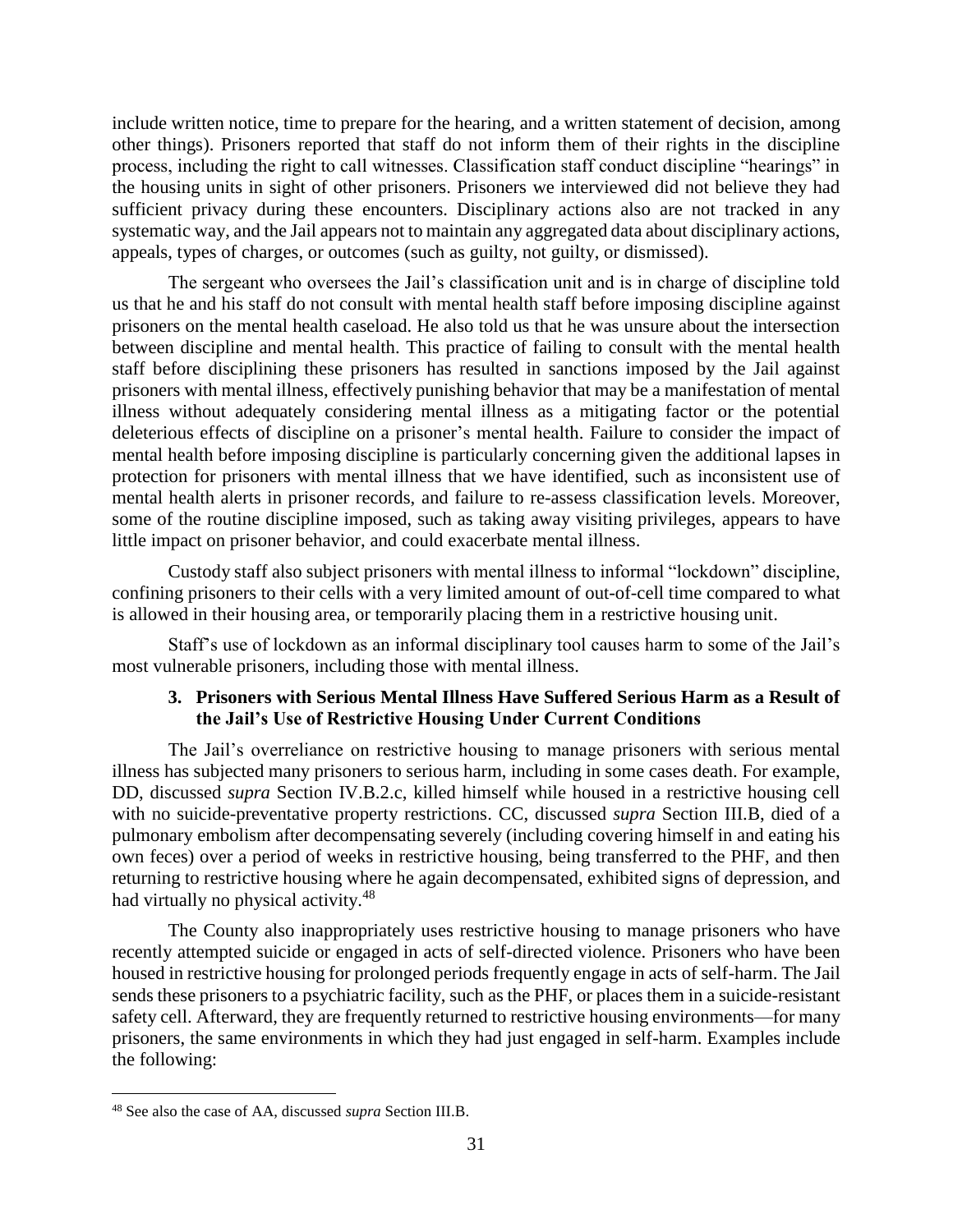include written notice, time to prepare for the hearing, and a written statement of decision, among other things). Prisoners reported that staff do not inform them of their rights in the discipline process, including the right to call witnesses. Classification staff conduct discipline "hearings" in the housing units in sight of other prisoners. Prisoners we interviewed did not believe they had sufficient privacy during these encounters. Disciplinary actions also are not tracked in any systematic way, and the Jail appears not to maintain any aggregated data about disciplinary actions, appeals, types of charges, or outcomes (such as guilty, not guilty, or dismissed).

The sergeant who oversees the Jail's classification unit and is in charge of discipline told us that he and his staff do not consult with mental health staff before imposing discipline against prisoners on the mental health caseload. He also told us that he was unsure about the intersection between discipline and mental health. This practice of failing to consult with the mental health staff before disciplining these prisoners has resulted in sanctions imposed by the Jail against prisoners with mental illness, effectively punishing behavior that may be a manifestation of mental illness without adequately considering mental illness as a mitigating factor or the potential deleterious effects of discipline on a prisoner's mental health. Failure to consider the impact of mental health before imposing discipline is particularly concerning given the additional lapses in protection for prisoners with mental illness that we have identified, such as inconsistent use of mental health alerts in prisoner records, and failure to re-assess classification levels. Moreover, some of the routine discipline imposed, such as taking away visiting privileges, appears to have little impact on prisoner behavior, and could exacerbate mental illness.

Custody staff also subject prisoners with mental illness to informal "lockdown" discipline, confining prisoners to their cells with a very limited amount of out-of-cell time compared to what is allowed in their housing area, or temporarily placing them in a restrictive housing unit.

Staff's use of lockdown as an informal disciplinary tool causes harm to some of the Jail's most vulnerable prisoners, including those with mental illness.

### 3. Prisoners with Serious Mental Illness Have Suffered Serious Harm as a Result of the Jail's Use of Restrictive Housing Under Current Conditions

The Jail's overreliance on restrictive housing to manage prisoners with serious mental illness has subjected many prisoners to serious harm, including in some cases death. For example, DD, discussed *supra* Section IV.B.2.c, killed himself while housed in a restrictive housing cell with no suicide-preventative property restrictions. CC, discussed *supra* Section III.B, died of a pulmonary embolism after decompensating severely (including covering himself in and eating his own feces) over a period of weeks in restrictive housing, being transferred to the PHF, and then returning to restrictive housing where he again decompensated, exhibited signs of depression, and had virtually no physical activity.[48]

The County also inappropriately uses restrictive housing to manage prisoners who have recently attempted suicide or engaged in acts of self-directed violence. Prisoners who have been housed in restrictive housing for prolonged periods frequently engage in acts of self-harm. The Jail sends these prisoners to a psychiatric facility, such as the PHF, or places them in a suicide-resistant safety cell. Afterward, they are frequently returned to restrictive housing environments—for many prisoners, the same environments in which they had just engaged in self-harm. Examples include the following:

---

[48] See also the case of AA, discussed *supra* Section III.B.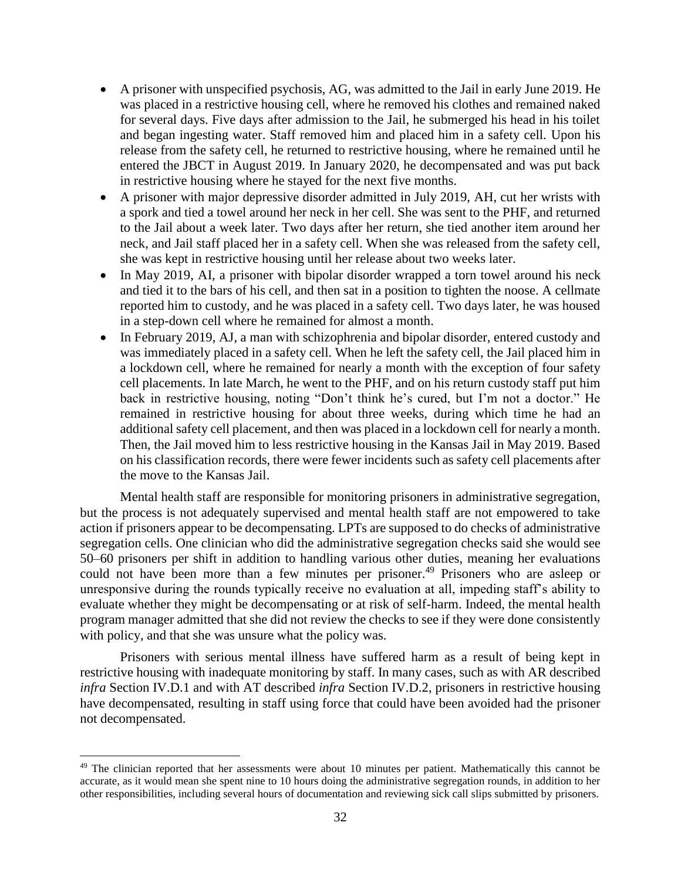- A prisoner with unspecified psychosis, AG, was admitted to the Jail in early June 2019. He was placed in a restrictive housing cell, where he removed his clothes and remained naked for several days. Five days after admission to the Jail, he submerged his head in his toilet and began ingesting water. Staff removed him and placed him in a safety cell. Upon his release from the safety cell, he returned to restrictive housing, where he remained until he entered the JBCT in August 2019. In January 2020, he decompensated and was put back in restrictive housing where he stayed for the next five months.
- A prisoner with major depressive disorder admitted in July 2019, AH, cut her wrists with a spork and tied a towel around her neck in her cell. She was sent to the PHF, and returned to the Jail about a week later. Two days after her return, she tied another item around her neck, and Jail staff placed her in a safety cell. When she was released from the safety cell, she was kept in restrictive housing until her release about two weeks later.
- In May 2019, AI, a prisoner with bipolar disorder wrapped a torn towel around his neck and tied it to the bars of his cell, and then sat in a position to tighten the noose. A cellmate reported him to custody, and he was placed in a safety cell. Two days later, he was housed in a step-down cell where he remained for almost a month.
- In February 2019, AJ, a man with schizophrenia and bipolar disorder, entered custody and was immediately placed in a safety cell. When he left the safety cell, the Jail placed him in a lockdown cell, where he remained for nearly a month with the exception of four safety cell placements. In late March, he went to the PHF, and on his return custody staff put him back in restrictive housing, noting "Don't think he's cured, but I'm not a doctor." He remained in restrictive housing for about three weeks, during which time he had an additional safety cell placement, and then was placed in a lockdown cell for nearly a month. Then, the Jail moved him to less restrictive housing in the Kansas Jail in May 2019. Based on his classification records, there were fewer incidents such as safety cell placements after the move to the Kansas Jail.

Mental health staff are responsible for monitoring prisoners in administrative segregation, but the process is not adequately supervised and mental health staff are not empowered to take action if prisoners appear to be decompensating. LPTs are supposed to do checks of administrative segregation cells. One clinician who did the administrative segregation checks said she would see 50–60 prisoners per shift in addition to handling various other duties, meaning her evaluations could not have been more than a few minutes per prisoner.[49] Prisoners who are asleep or unresponsive during the rounds typically receive no evaluation at all, impeding staff's ability to evaluate whether they might be decompensating or at risk of self-harm. Indeed, the mental health program manager admitted that she did not review the checks to see if they were done consistently with policy, and that she was unsure what the policy was.

Prisoners with serious mental illness have suffered harm as a result of being kept in restrictive housing with inadequate monitoring by staff. In many cases, such as with AR described *infra* Section IV.D.1 and with AT described *infra* Section IV.D.2, prisoners in restrictive housing have decompensated, resulting in staff using force that could have been avoided had the prisoner not decompensated.

[49] The clinician reported that her assessments were about 10 minutes per patient. Mathematically this cannot be accurate, as it would mean she spent nine to 10 hours doing the administrative segregation rounds, in addition to her other responsibilities, including several hours of documentation and reviewing sick call slips submitted by prisoners.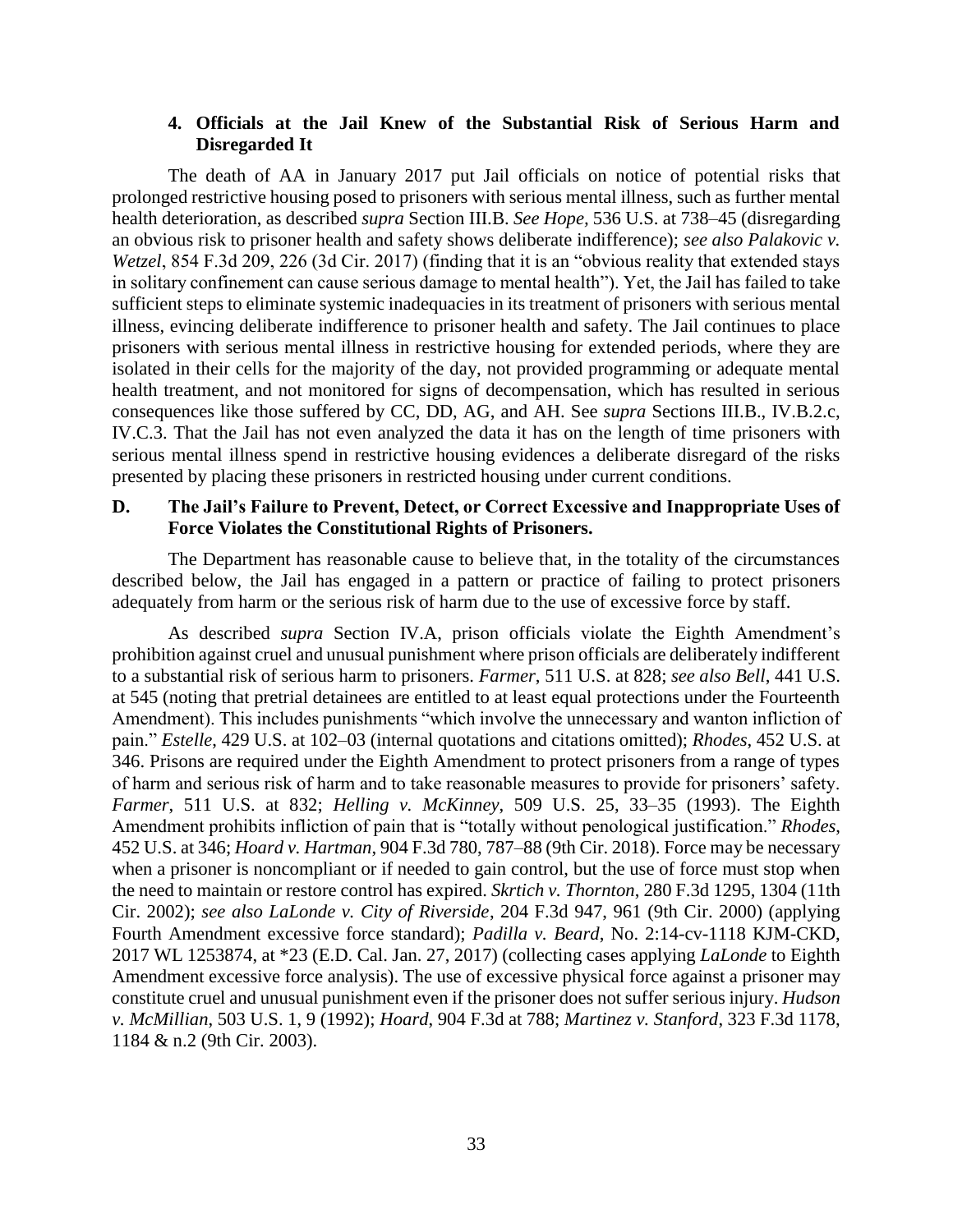### 4. Officials at the Jail Knew of the Substantial Risk of Serious Harm and Disregarded It

The death of AA in January 2017 put Jail officials on notice of potential risks that prolonged restrictive housing posed to prisoners with serious mental illness, such as further mental health deterioration, as described *supra* Section III.B. *See Hope*, 536 U.S. at 738–45 (disregarding an obvious risk to prisoner health and safety shows deliberate indifference); *see also Palakovic v. Wetzel*, 854 F.3d 209, 226 (3d Cir. 2017) (finding that it is an "obvious reality that extended stays in solitary confinement can cause serious damage to mental health"). Yet, the Jail has failed to take sufficient steps to eliminate systemic inadequacies in its treatment of prisoners with serious mental illness, evincing deliberate indifference to prisoner health and safety. The Jail continues to place prisoners with serious mental illness in restrictive housing for extended periods, where they are isolated in their cells for the majority of the day, not provided programming or adequate mental health treatment, and not monitored for signs of decompensation, which has resulted in serious consequences like those suffered by CC, DD, AG, and AH. See *supra* Sections III.B., IV.B.2.c, IV.C.3. That the Jail has not even analyzed the data it has on the length of time prisoners with serious mental illness spend in restrictive housing evidences a deliberate disregard of the risks presented by placing these prisoners in restricted housing under current conditions.

## D. The Jail's Failure to Prevent, Detect, or Correct Excessive and Inappropriate Uses of Force Violates the Constitutional Rights of Prisoners.

The Department has reasonable cause to believe that, in the totality of the circumstances described below, the Jail has engaged in a pattern or practice of failing to protect prisoners adequately from harm or the serious risk of harm due to the use of excessive force by staff.

As described *supra* Section IV.A, prison officials violate the Eighth Amendment's prohibition against cruel and unusual punishment where prison officials are deliberately indifferent to a substantial risk of serious harm to prisoners. *Farmer*, 511 U.S. at 828; *see also Bell*, 441 U.S. at 545 (noting that pretrial detainees are entitled to at least equal protections under the Fourteenth Amendment). This includes punishments "which involve the unnecessary and wanton infliction of pain." *Estelle*, 429 U.S. at 102–03 (internal quotations and citations omitted); *Rhodes*, 452 U.S. at 346. Prisons are required under the Eighth Amendment to protect prisoners from a range of types of harm and serious risk of harm and to take reasonable measures to provide for prisoners' safety. *Farmer*, 511 U.S. at 832; *Helling v. McKinney*, 509 U.S. 25, 33–35 (1993). The Eighth Amendment prohibits infliction of pain that is "totally without penological justification." *Rhodes*, 452 U.S. at 346; *Hoard v. Hartman*, 904 F.3d 780, 787–88 (9th Cir. 2018). Force may be necessary when a prisoner is noncompliant or if needed to gain control, but the use of force must stop when the need to maintain or restore control has expired. *Skrtich v. Thornton*, 280 F.3d 1295, 1304 (11th Cir. 2002); *see also LaLonde v. City of Riverside*, 204 F.3d 947, 961 (9th Cir. 2000) (applying Fourth Amendment excessive force standard); *Padilla v. Beard*, No. 2:14-cv-1118 KJM-CKD, 2017 WL 1253874, at *23 (E.D. Cal. Jan. 27, 2017) (collecting cases applying *LaLonde* to Eighth Amendment excessive force analysis). The use of excessive physical force against a prisoner may constitute cruel and unusual punishment even if the prisoner does not suffer serious injury. *Hudson v. McMillian*, 503 U.S. 1, 9 (1992); *Hoard*, 904 F.3d at 788; *Martinez v. Stanford*, 323 F.3d 1178, 1184 & n.2 (9th Cir. 2003).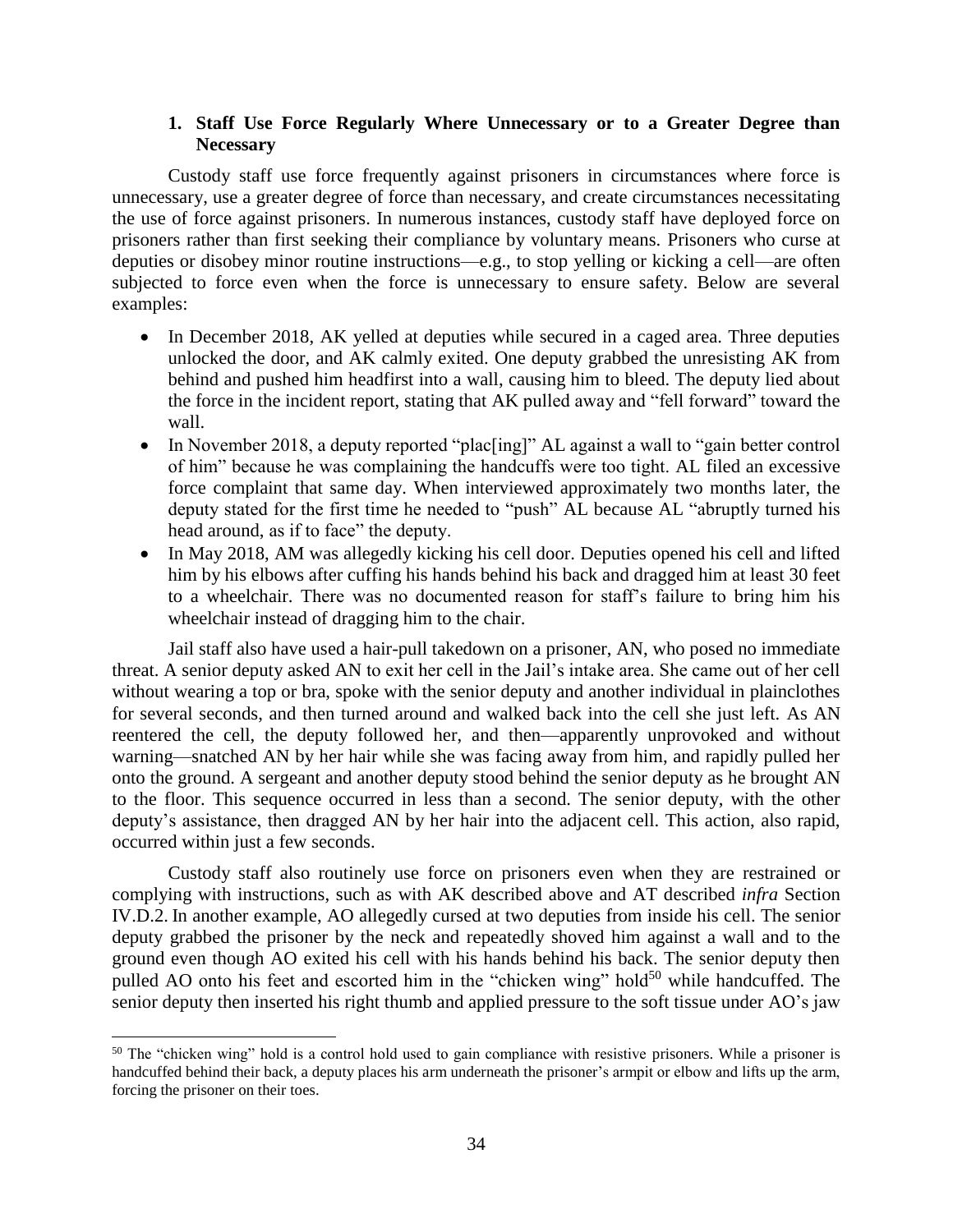### 1. Staff Use Force Regularly Where Unnecessary or to a Greater Degree than Necessary

Custody staff use force frequently against prisoners in circumstances where force is unnecessary, use a greater degree of force than necessary, and create circumstances necessitating the use of force against prisoners. In numerous instances, custody staff have deployed force on prisoners rather than first seeking their compliance by voluntary means. Prisoners who curse at deputies or disobey minor routine instructions—e.g., to stop yelling or kicking a cell—are often subjected to force even when the force is unnecessary to ensure safety. Below are several examples:

- In December 2018, AK yelled at deputies while secured in a caged area. Three deputies unlocked the door, and AK calmly exited. One deputy grabbed the unresisting AK from behind and pushed him headfirst into a wall, causing him to bleed. The deputy lied about the force in the incident report, stating that AK pulled away and "fell forward" toward the wall.
- In November 2018, a deputy reported "plac[ing]" AL against a wall to "gain better control of him" because he was complaining the handcuffs were too tight. AL filed an excessive force complaint that same day. When interviewed approximately two months later, the deputy stated for the first time he needed to "push" AL because AL "abruptly turned his head around, as if to face" the deputy.
- In May 2018, AM was allegedly kicking his cell door. Deputies opened his cell and lifted him by his elbows after cuffing his hands behind his back and dragged him at least 30 feet to a wheelchair. There was no documented reason for staff's failure to bring him his wheelchair instead of dragging him to the chair.

Jail staff also have used a hair-pull takedown on a prisoner, AN, who posed no immediate threat. A senior deputy asked AN to exit her cell in the Jail's intake area. She came out of her cell without wearing a top or bra, spoke with the senior deputy and another individual in plainclothes for several seconds, and then turned around and walked back into the cell she just left. As AN reentered the cell, the deputy followed her, and then—apparently unprovoked and without warning—snatched AN by her hair while she was facing away from him, and rapidly pulled her onto the ground. A sergeant and another deputy stood behind the senior deputy as he brought AN to the floor. This sequence occurred in less than a second. The senior deputy, with the other deputy's assistance, then dragged AN by her hair into the adjacent cell. This action, also rapid, occurred within just a few seconds.

Custody staff also routinely use force on prisoners even when they are restrained or complying with instructions, such as with AK described above and AT described *infra* Section IV.D.2. In another example, AO allegedly cursed at two deputies from inside his cell. The senior deputy grabbed the prisoner by the neck and repeatedly shoved him against a wall and to the ground even though AO exited his cell with his hands behind his back. The senior deputy then pulled AO onto his feet and escorted him in the "chicken wing" hold[50] while handcuffed. The senior deputy then inserted his right thumb and applied pressure to the soft tissue under AO's jaw

[50] The "chicken wing" hold is a control hold used to gain compliance with resistive prisoners. While a prisoner is handcuffed behind their back, a deputy places his arm underneath the prisoner's armpit or elbow and lifts up the arm, forcing the prisoner on their toes.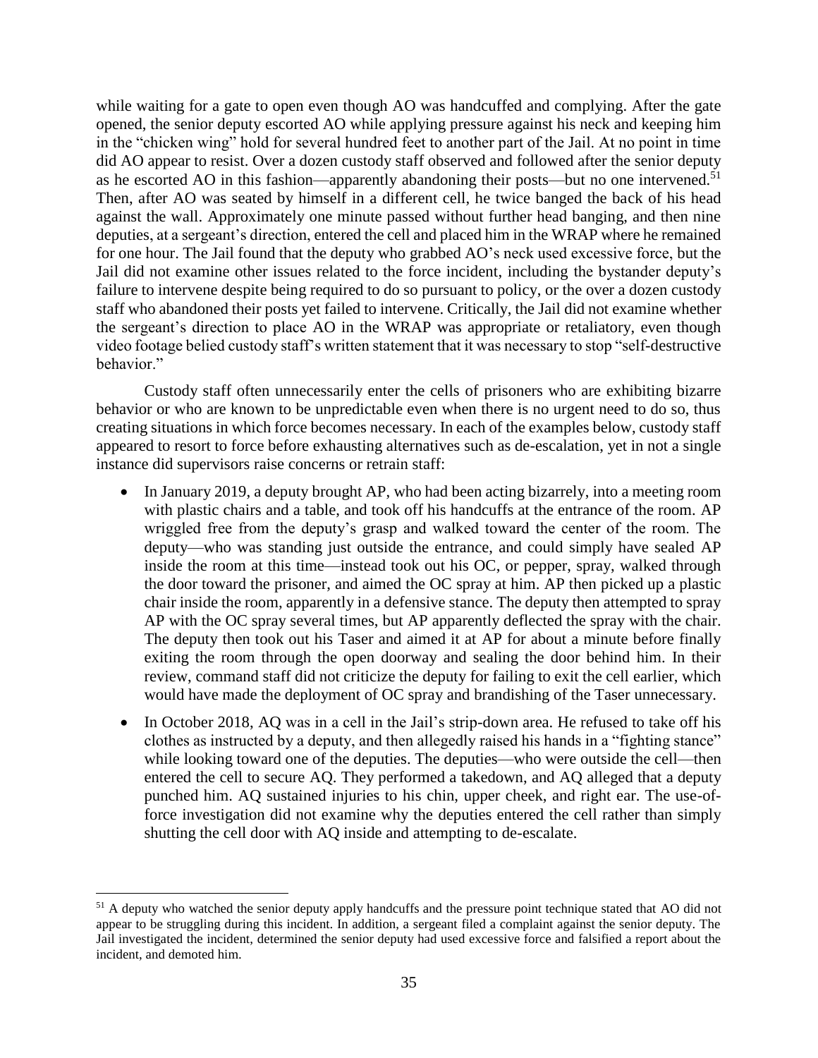while waiting for a gate to open even though AO was handcuffed and complying. After the gate opened, the senior deputy escorted AO while applying pressure against his neck and keeping him in the "chicken wing" hold for several hundred feet to another part of the Jail. At no point in time did AO appear to resist. Over a dozen custody staff observed and followed after the senior deputy as he escorted AO in this fashion—apparently abandoning their posts—but no one intervened.[51] Then, after AO was seated by himself in a different cell, he twice banged the back of his head against the wall. Approximately one minute passed without further head banging, and then nine deputies, at a sergeant's direction, entered the cell and placed him in the WRAP where he remained for one hour. The Jail found that the deputy who grabbed AO's neck used excessive force, but the Jail did not examine other issues related to the force incident, including the bystander deputy's failure to intervene despite being required to do so pursuant to policy, or the over a dozen custody staff who abandoned their posts yet failed to intervene. Critically, the Jail did not examine whether the sergeant's direction to place AO in the WRAP was appropriate or retaliatory, even though video footage belied custody staff's written statement that it was necessary to stop "self-destructive behavior."

Custody staff often unnecessarily enter the cells of prisoners who are exhibiting bizarre behavior or who are known to be unpredictable even when there is no urgent need to do so, thus creating situations in which force becomes necessary. In each of the examples below, custody staff appeared to resort to force before exhausting alternatives such as de-escalation, yet in not a single instance did supervisors raise concerns or retrain staff:

- In January 2019, a deputy brought AP, who had been acting bizarrely, into a meeting room with plastic chairs and a table, and took off his handcuffs at the entrance of the room. AP wriggled free from the deputy's grasp and walked toward the center of the room. The deputy—who was standing just outside the entrance, and could simply have sealed AP inside the room at this time—instead took out his OC, or pepper, spray, walked through the door toward the prisoner, and aimed the OC spray at him. AP then picked up a plastic chair inside the room, apparently in a defensive stance. The deputy then attempted to spray AP with the OC spray several times, but AP apparently deflected the spray with the chair. The deputy then took out his Taser and aimed it at AP for about a minute before finally exiting the room through the open doorway and sealing the door behind him. In their review, command staff did not criticize the deputy for failing to exit the cell earlier, which would have made the deployment of OC spray and brandishing of the Taser unnecessary.

- In October 2018, AQ was in a cell in the Jail's strip-down area. He refused to take off his clothes as instructed by a deputy, and then allegedly raised his hands in a "fighting stance" while looking toward one of the deputies. The deputies—who were outside the cell—then entered the cell to secure AQ. They performed a takedown, and AQ alleged that a deputy punched him. AQ sustained injuries to his chin, upper cheek, and right ear. The use-of-force investigation did not examine why the deputies entered the cell rather than simply shutting the cell door with AQ inside and attempting to de-escalate.

---

[51] A deputy who watched the senior deputy apply handcuffs and the pressure point technique stated that AO did not appear to be struggling during this incident. In addition, a sergeant filed a complaint against the senior deputy. The Jail investigated the incident, determined the senior deputy had used excessive force and falsified a report about the incident, and demoted him.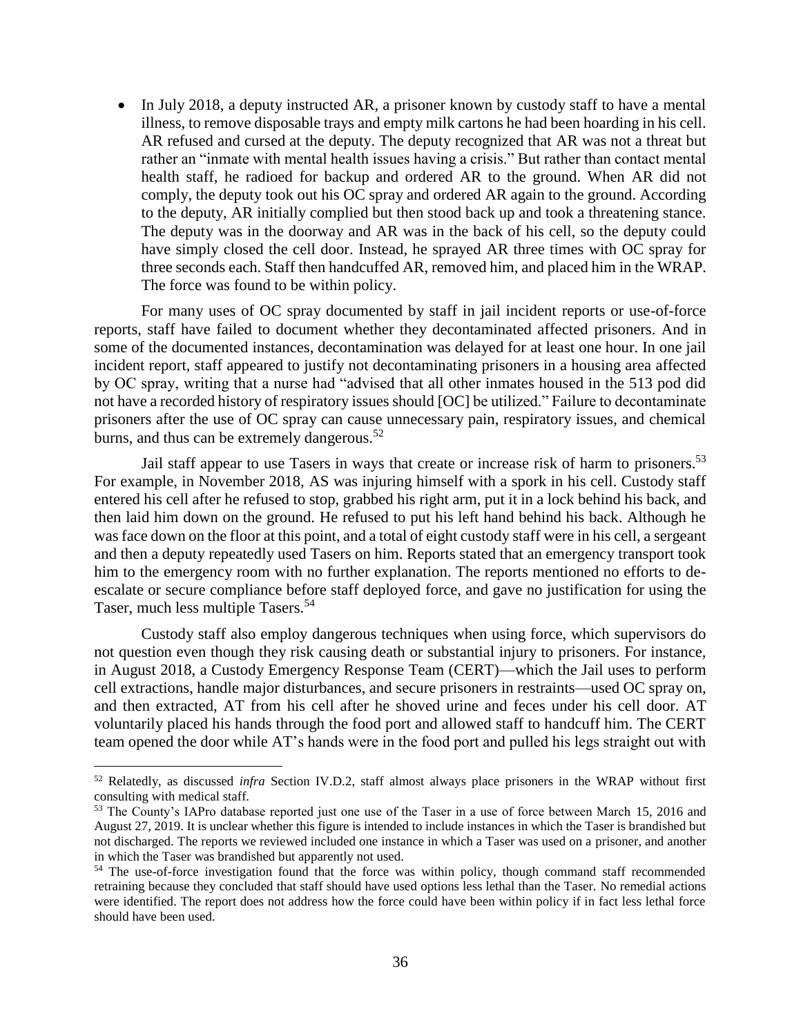- In July 2018, a deputy instructed AR, a prisoner known by custody staff to have a mental illness, to remove disposable trays and empty milk cartons he had been hoarding in his cell. AR refused and cursed at the deputy. The deputy recognized that AR was not a threat but rather an "inmate with mental health issues having a crisis." But rather than contact mental health staff, he radioed for backup and ordered AR to the ground. When AR did not comply, the deputy took out his OC spray and ordered AR again to the ground. According to the deputy, AR initially complied but then stood back up and took a threatening stance. The deputy was in the doorway and AR was in the back of his cell, so the deputy could have simply closed the cell door. Instead, he sprayed AR three times with OC spray for three seconds each. Staff then handcuffed AR, removed him, and placed him in the WRAP. The force was found to be within policy.

For many uses of OC spray documented by staff in jail incident reports or use-of-force reports, staff have failed to document whether they decontaminated affected prisoners. And in some of the documented instances, decontamination was delayed for at least one hour. In one jail incident report, staff appeared to justify not decontaminating prisoners in a housing area affected by OC spray, writing that a nurse had "advised that all other inmates housed in the 513 pod did not have a recorded history of respiratory issues should [OC] be utilized." Failure to decontaminate prisoners after the use of OC spray can cause unnecessary pain, respiratory issues, and chemical burns, and thus can be extremely dangerous.[52]

Jail staff appear to use Tasers in ways that create or increase risk of harm to prisoners.[53] For example, in November 2018, AS was injuring himself with a spork in his cell. Custody staff entered his cell after he refused to stop, grabbed his right arm, put it in a lock behind his back, and then laid him down on the ground. He refused to put his left hand behind his back. Although he was face down on the floor at this point, and a total of eight custody staff were in his cell, a sergeant and then a deputy repeatedly used Tasers on him. Reports stated that an emergency transport took him to the emergency room with no further explanation. The reports mentioned no efforts to de-escalate or secure compliance before staff deployed force, and gave no justification for using the Taser, much less multiple Tasers.[54]

Custody staff also employ dangerous techniques when using force, which supervisors do not question even though they risk causing death or substantial injury to prisoners. For instance, in August 2018, a Custody Emergency Response Team (CERT)—which the Jail uses to perform cell extractions, handle major disturbances, and secure prisoners in restraints—used OC spray on, and then extracted, AT from his cell after he shoved urine and feces under his cell door. AT voluntarily placed his hands through the food port and allowed staff to handcuff him. The CERT team opened the door while AT's hands were in the food port and pulled his legs straight out with

---

[52] Relatedly, as discussed *infra* Section IV.D.2, staff almost always place prisoners in the WRAP without first consulting with medical staff.

[53] The County's IAPro database reported just one use of the Taser in a use of force between March 15, 2016 and August 27, 2019. It is unclear whether this figure is intended to include instances in which the Taser is brandished but not discharged. The reports we reviewed included one instance in which a Taser was used on a prisoner, and another in which the Taser was brandished but apparently not used.

[54] The use-of-force investigation found that the force was within policy, though command staff recommended retraining because they concluded that staff should have used options less lethal than the Taser. No remedial actions were identified. The report does not address how the force could have been within policy if in fact less lethal force should have been used.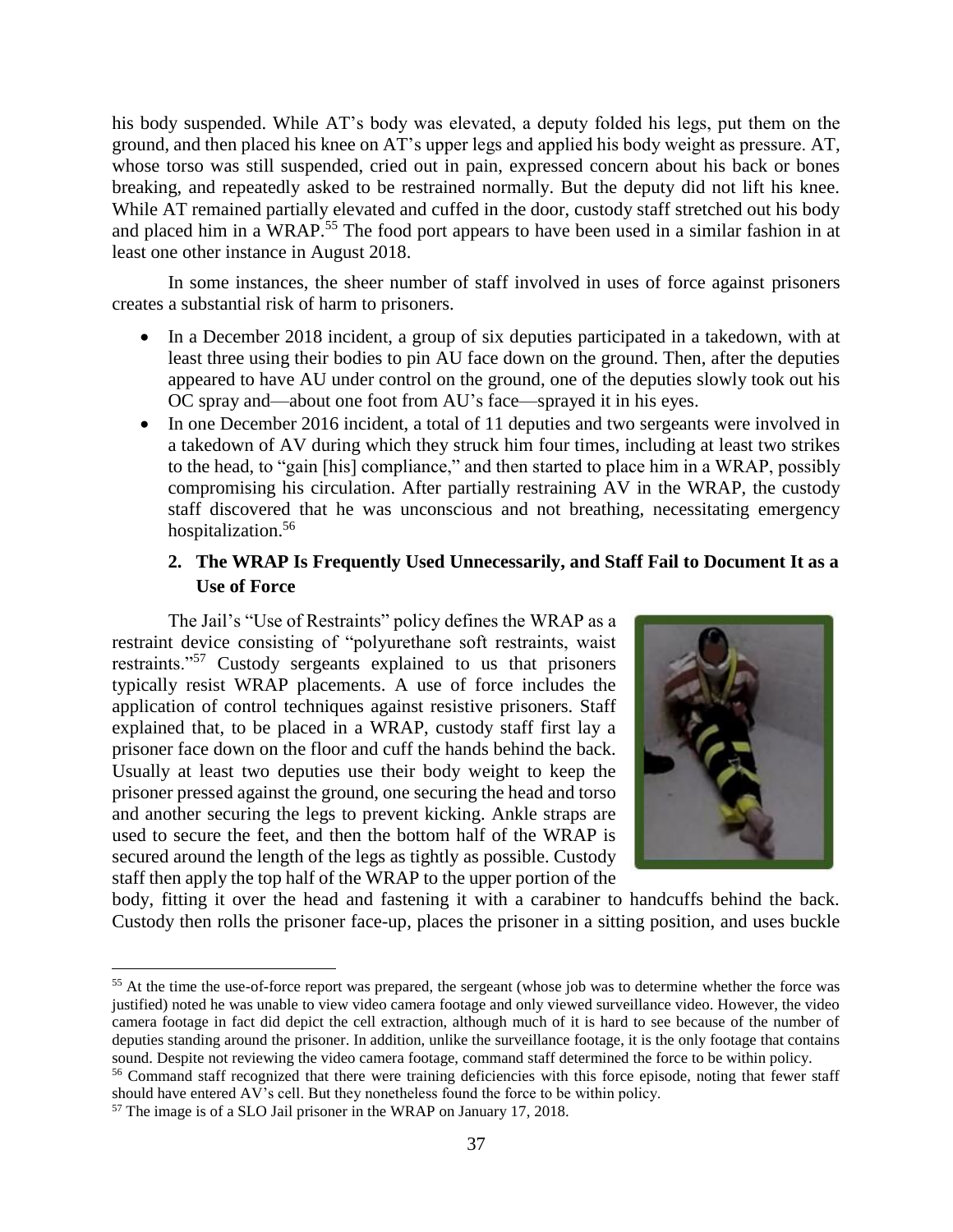his body suspended. While AT's body was elevated, a deputy folded his legs, put them on the ground, and then placed his knee on AT's upper legs and applied his body weight as pressure. AT, whose torso was still suspended, cried out in pain, expressed concern about his back or bones breaking, and repeatedly asked to be restrained normally. But the deputy did not lift his knee. While AT remained partially elevated and cuffed in the door, custody staff stretched out his body and placed him in a WRAP.[55] The food port appears to have been used in a similar fashion in at least one other instance in August 2018.

In some instances, the sheer number of staff involved in uses of force against prisoners creates a substantial risk of harm to prisoners.

- In a December 2018 incident, a group of six deputies participated in a takedown, with at least three using their bodies to pin AU face down on the ground. Then, after the deputies appeared to have AU under control on the ground, one of the deputies slowly took out his OC spray and—about one foot from AU's face—sprayed it in his eyes.
- In one December 2016 incident, a total of 11 deputies and two sergeants were involved in a takedown of AV during which they struck him four times, including at least two strikes to the head, to "gain [his] compliance," and then started to place him in a WRAP, possibly compromising his circulation. After partially restraining AV in the WRAP, the custody staff discovered that he was unconscious and not breathing, necessitating emergency hospitalization.[56]

### 2. The WRAP Is Frequently Used Unnecessarily, and Staff Fail to Document It as a Use of Force

The Jail's "Use of Restraints" policy defines the WRAP as a restraint device consisting of "polyurethane soft restraints, waist restraints."[57] Custody sergeants explained to us that prisoners typically resist WRAP placements. A use of force includes the application of control techniques against resistive prisoners. Staff explained that, to be placed in a WRAP, custody staff first lay a prisoner face down on the floor and cuff the hands behind the back. Usually at least two deputies use their body weight to keep the prisoner pressed against the ground, one securing the head and torso and another securing the legs to prevent kicking. Ankle straps are used to secure the feet, and then the bottom half of the WRAP is secured around the length of the legs as tightly as possible. Custody staff then apply the top half of the WRAP to the upper portion of the body, fitting it over the head and fastening it with a carabiner to handcuffs behind the back. Custody then rolls the prisoner face-up, places the prisoner in a sitting position, and uses buckle

---

[55] At the time the use-of-force report was prepared, the sergeant (whose job was to determine whether the force was justified) noted he was unable to view video camera footage and only viewed surveillance video. However, the video camera footage in fact did depict the cell extraction, although much of it is hard to see because of the number of deputies standing around the prisoner. In addition, unlike the surveillance footage, it is the only footage that contains sound. Despite not reviewing the video camera footage, command staff determined the force to be within policy.

[56] Command staff recognized that there were training deficiencies with this force episode, noting that fewer staff should have entered AV's cell. But they nonetheless found the force to be within policy.

[57] The image is of a SLO Jail prisoner in the WRAP on January 17, 2018.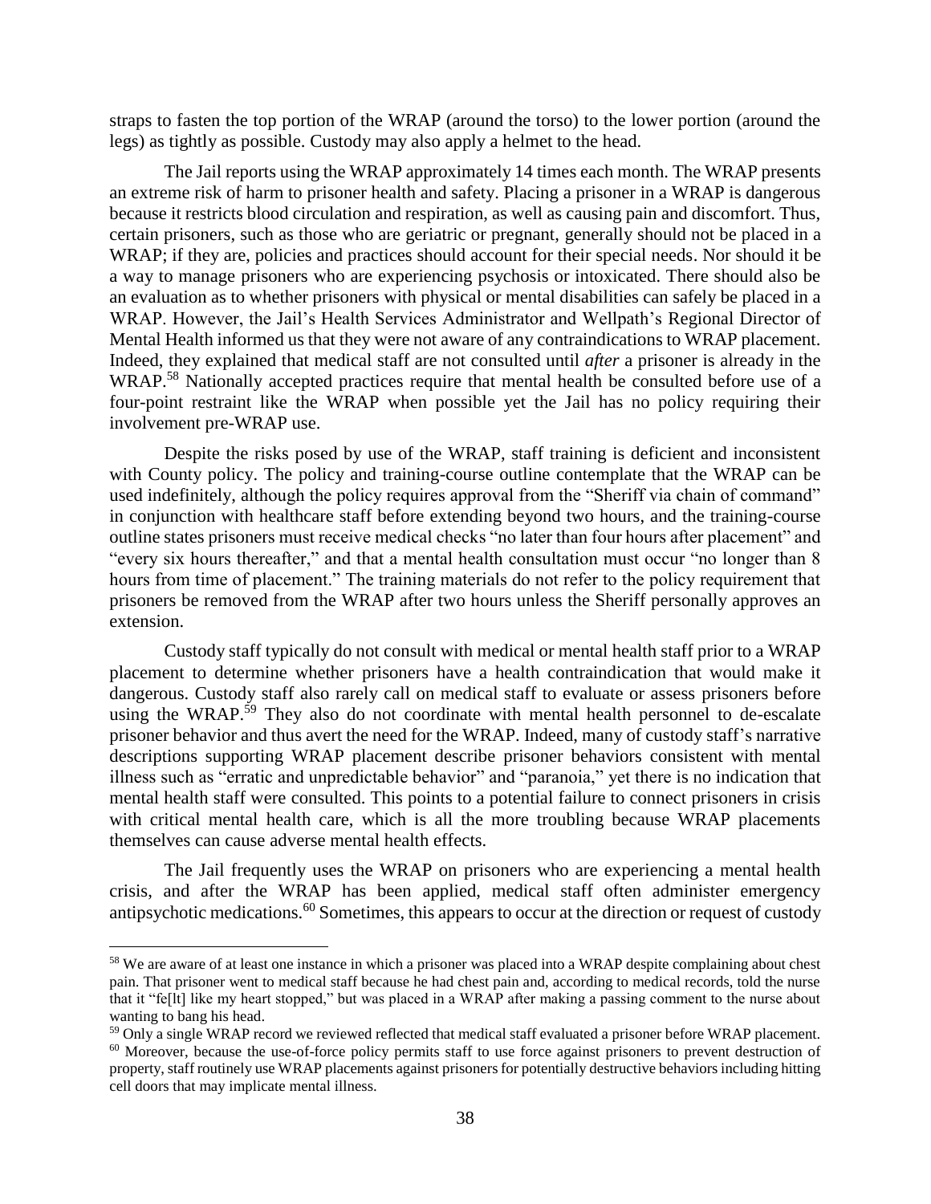straps to fasten the top portion of the WRAP (around the torso) to the lower portion (around the legs) as tightly as possible. Custody may also apply a helmet to the head.

The Jail reports using the WRAP approximately 14 times each month. The WRAP presents an extreme risk of harm to prisoner health and safety. Placing a prisoner in a WRAP is dangerous because it restricts blood circulation and respiration, as well as causing pain and discomfort. Thus, certain prisoners, such as those who are geriatric or pregnant, generally should not be placed in a WRAP; if they are, policies and practices should account for their special needs. Nor should it be a way to manage prisoners who are experiencing psychosis or intoxicated. There should also be an evaluation as to whether prisoners with physical or mental disabilities can safely be placed in a WRAP. However, the Jail's Health Services Administrator and Wellpath's Regional Director of Mental Health informed us that they were not aware of any contraindications to WRAP placement. Indeed, they explained that medical staff are not consulted until *after* a prisoner is already in the WRAP.[58] Nationally accepted practices require that mental health be consulted before use of a four-point restraint like the WRAP when possible yet the Jail has no policy requiring their involvement pre-WRAP use.

Despite the risks posed by use of the WRAP, staff training is deficient and inconsistent with County policy. The policy and training-course outline contemplate that the WRAP can be used indefinitely, although the policy requires approval from the "Sheriff via chain of command" in conjunction with healthcare staff before extending beyond two hours, and the training-course outline states prisoners must receive medical checks "no later than four hours after placement" and "every six hours thereafter," and that a mental health consultation must occur "no longer than 8 hours from time of placement." The training materials do not refer to the policy requirement that prisoners be removed from the WRAP after two hours unless the Sheriff personally approves an extension.

Custody staff typically do not consult with medical or mental health staff prior to a WRAP placement to determine whether prisoners have a health contraindication that would make it dangerous. Custody staff also rarely call on medical staff to evaluate or assess prisoners before using the WRAP.[59] They also do not coordinate with mental health personnel to de-escalate prisoner behavior and thus avert the need for the WRAP. Indeed, many of custody staff's narrative descriptions supporting WRAP placement describe prisoner behaviors consistent with mental illness such as "erratic and unpredictable behavior" and "paranoia," yet there is no indication that mental health staff were consulted. This points to a potential failure to connect prisoners in crisis with critical mental health care, which is all the more troubling because WRAP placements themselves can cause adverse mental health effects.

The Jail frequently uses the WRAP on prisoners who are experiencing a mental health crisis, and after the WRAP has been applied, medical staff often administer emergency antipsychotic medications.[60] Sometimes, this appears to occur at the direction or request of custody

---

[58] We are aware of at least one instance in which a prisoner was placed into a WRAP despite complaining about chest pain. That prisoner went to medical staff because he had chest pain and, according to medical records, told the nurse that it "fe[lt] like my heart stopped," but was placed in a WRAP after making a passing comment to the nurse about wanting to bang his head.

[59] Only a single WRAP record we reviewed reflected that medical staff evaluated a prisoner before WRAP placement.

[60] Moreover, because the use-of-force policy permits staff to use force against prisoners to prevent destruction of property, staff routinely use WRAP placements against prisoners for potentially destructive behaviors including hitting cell doors that may implicate mental illness.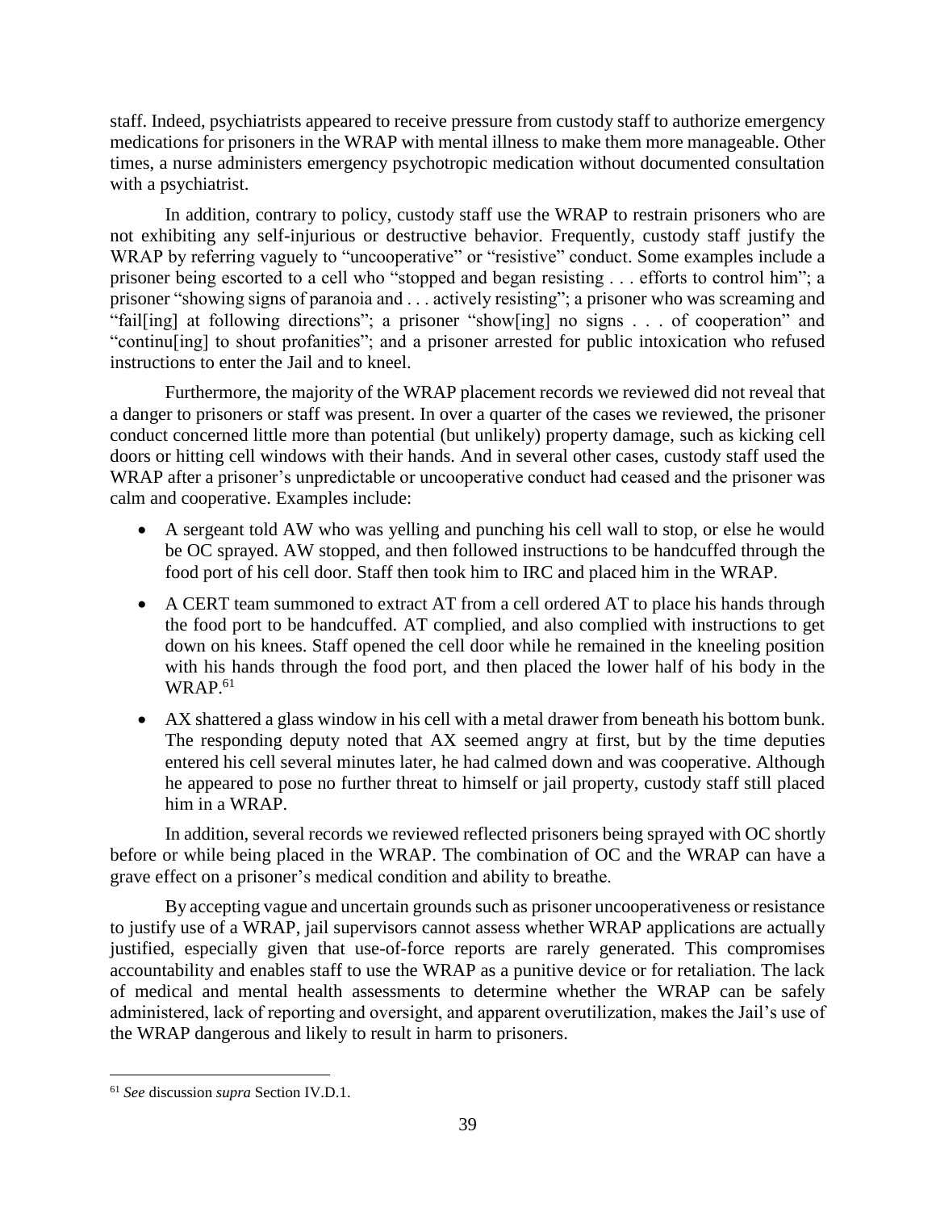staff. Indeed, psychiatrists appeared to receive pressure from custody staff to authorize emergency medications for prisoners in the WRAP with mental illness to make them more manageable. Other times, a nurse administers emergency psychotropic medication without documented consultation with a psychiatrist.

In addition, contrary to policy, custody staff use the WRAP to restrain prisoners who are not exhibiting any self-injurious or destructive behavior. Frequently, custody staff justify the WRAP by referring vaguely to "uncooperative" or "resistive" conduct. Some examples include a prisoner being escorted to a cell who "stopped and began resisting . . . efforts to control him"; a prisoner "showing signs of paranoia and . . . actively resisting"; a prisoner who was screaming and "fail[ing] at following directions"; a prisoner "show[ing] no signs . . . of cooperation" and "continu[ing] to shout profanities"; and a prisoner arrested for public intoxication who refused instructions to enter the Jail and to kneel.

Furthermore, the majority of the WRAP placement records we reviewed did not reveal that a danger to prisoners or staff was present. In over a quarter of the cases we reviewed, the prisoner conduct concerned little more than potential (but unlikely) property damage, such as kicking cell doors or hitting cell windows with their hands. And in several other cases, custody staff used the WRAP after a prisoner's unpredictable or uncooperative conduct had ceased and the prisoner was calm and cooperative. Examples include:

- A sergeant told AW who was yelling and punching his cell wall to stop, or else he would be OC sprayed. AW stopped, and then followed instructions to be handcuffed through the food port of his cell door. Staff then took him to IRC and placed him in the WRAP.
- A CERT team summoned to extract AT from a cell ordered AT to place his hands through the food port to be handcuffed. AT complied, and also complied with instructions to get down on his knees. Staff opened the cell door while he remained in the kneeling position with his hands through the food port, and then placed the lower half of his body in the WRAP.[61]
- AX shattered a glass window in his cell with a metal drawer from beneath his bottom bunk. The responding deputy noted that AX seemed angry at first, but by the time deputies entered his cell several minutes later, he had calmed down and was cooperative. Although he appeared to pose no further threat to himself or jail property, custody staff still placed him in a WRAP.

In addition, several records we reviewed reflected prisoners being sprayed with OC shortly before or while being placed in the WRAP. The combination of OC and the WRAP can have a grave effect on a prisoner's medical condition and ability to breathe.

By accepting vague and uncertain grounds such as prisoner uncooperativeness or resistance to justify use of a WRAP, jail supervisors cannot assess whether WRAP applications are actually justified, especially given that use-of-force reports are rarely generated. This compromises accountability and enables staff to use the WRAP as a punitive device or for retaliation. The lack of medical and mental health assessments to determine whether the WRAP can be safely administered, lack of reporting and oversight, and apparent overutilization, makes the Jail's use of the WRAP dangerous and likely to result in harm to prisoners.

---

[61] *See* discussion *supra* Section IV.D.1.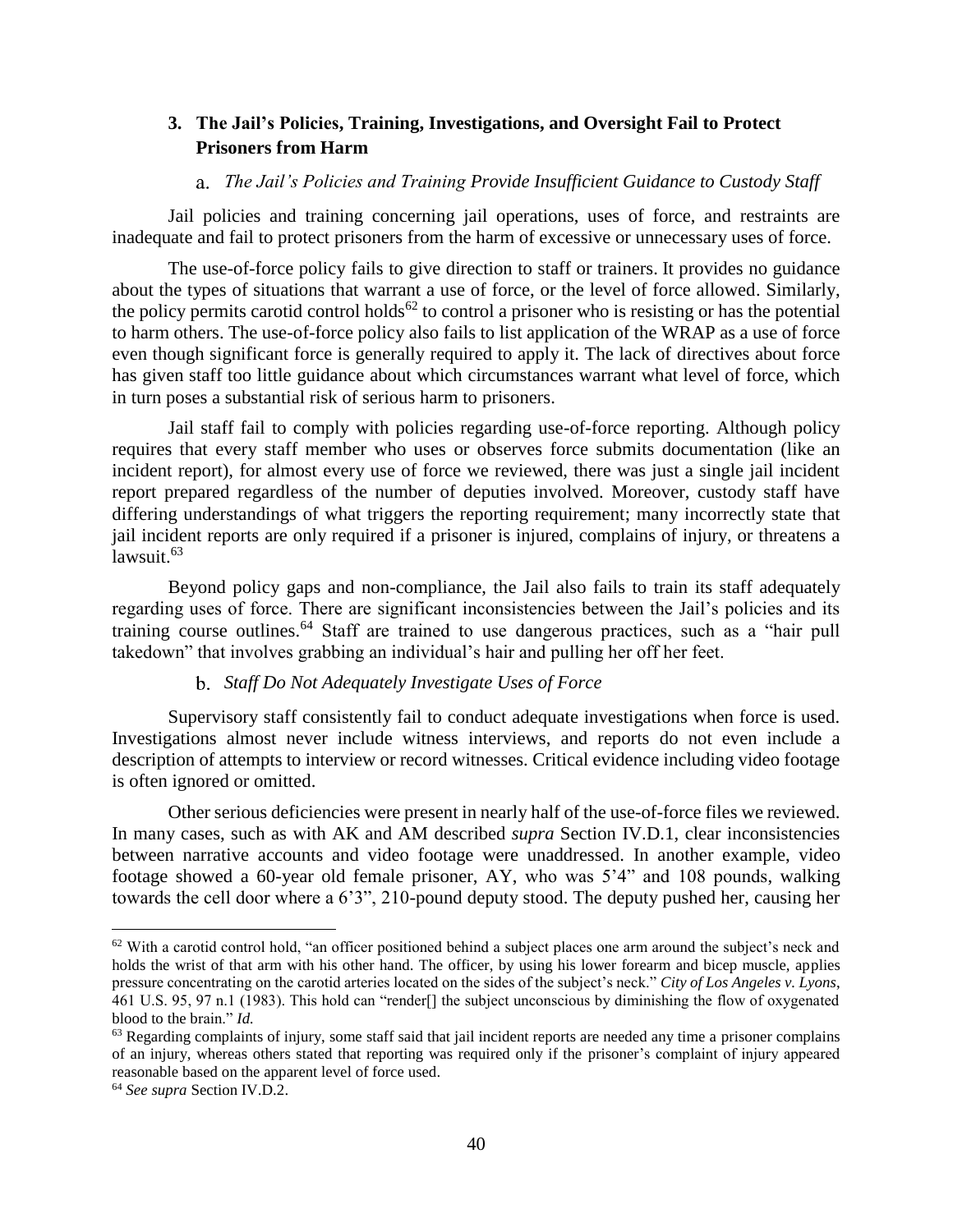### 3. The Jail's Policies, Training, Investigations, and Oversight Fail to Protect Prisoners from Harm

#### a. *The Jail's Policies and Training Provide Insufficient Guidance to Custody Staff*

Jail policies and training concerning jail operations, uses of force, and restraints are inadequate and fail to protect prisoners from the harm of excessive or unnecessary uses of force.

The use-of-force policy fails to give direction to staff or trainers. It provides no guidance about the types of situations that warrant a use of force, or the level of force allowed. Similarly, the policy permits carotid control holds[62] to control a prisoner who is resisting or has the potential to harm others. The use-of-force policy also fails to list application of the WRAP as a use of force even though significant force is generally required to apply it. The lack of directives about force has given staff too little guidance about which circumstances warrant what level of force, which in turn poses a substantial risk of serious harm to prisoners.

Jail staff fail to comply with policies regarding use-of-force reporting. Although policy requires that every staff member who uses or observes force submits documentation (like an incident report), for almost every use of force we reviewed, there was just a single jail incident report prepared regardless of the number of deputies involved. Moreover, custody staff have differing understandings of what triggers the reporting requirement; many incorrectly state that jail incident reports are only required if a prisoner is injured, complains of injury, or threatens a lawsuit.[63]

Beyond policy gaps and non-compliance, the Jail also fails to train its staff adequately regarding uses of force. There are significant inconsistencies between the Jail's policies and its training course outlines.[64] Staff are trained to use dangerous practices, such as a "hair pull takedown" that involves grabbing an individual's hair and pulling her off her feet.

#### b. *Staff Do Not Adequately Investigate Uses of Force*

Supervisory staff consistently fail to conduct adequate investigations when force is used. Investigations almost never include witness interviews, and reports do not even include a description of attempts to interview or record witnesses. Critical evidence including video footage is often ignored or omitted.

Other serious deficiencies were present in nearly half of the use-of-force files we reviewed. In many cases, such as with AK and AM described *supra* Section IV.D.1, clear inconsistencies between narrative accounts and video footage were unaddressed. In another example, video footage showed a 60-year old female prisoner, AY, who was 5'4" and 108 pounds, walking towards the cell door where a 6'3", 210-pound deputy stood. The deputy pushed her, causing her

---

[62] With a carotid control hold, "an officer positioned behind a subject places one arm around the subject's neck and holds the wrist of that arm with his other hand. The officer, by using his lower forearm and bicep muscle, applies pressure concentrating on the carotid arteries located on the sides of the subject's neck." *City of Los Angeles v. Lyons*, 461 U.S. 95, 97 n.1 (1983). This hold can "render[] the subject unconscious by diminishing the flow of oxygenated blood to the brain." *Id.*

[63] Regarding complaints of injury, some staff said that jail incident reports are needed any time a prisoner complains of an injury, whereas others stated that reporting was required only if the prisoner's complaint of injury appeared reasonable based on the apparent level of force used.

[64] *See supra* Section IV.D.2.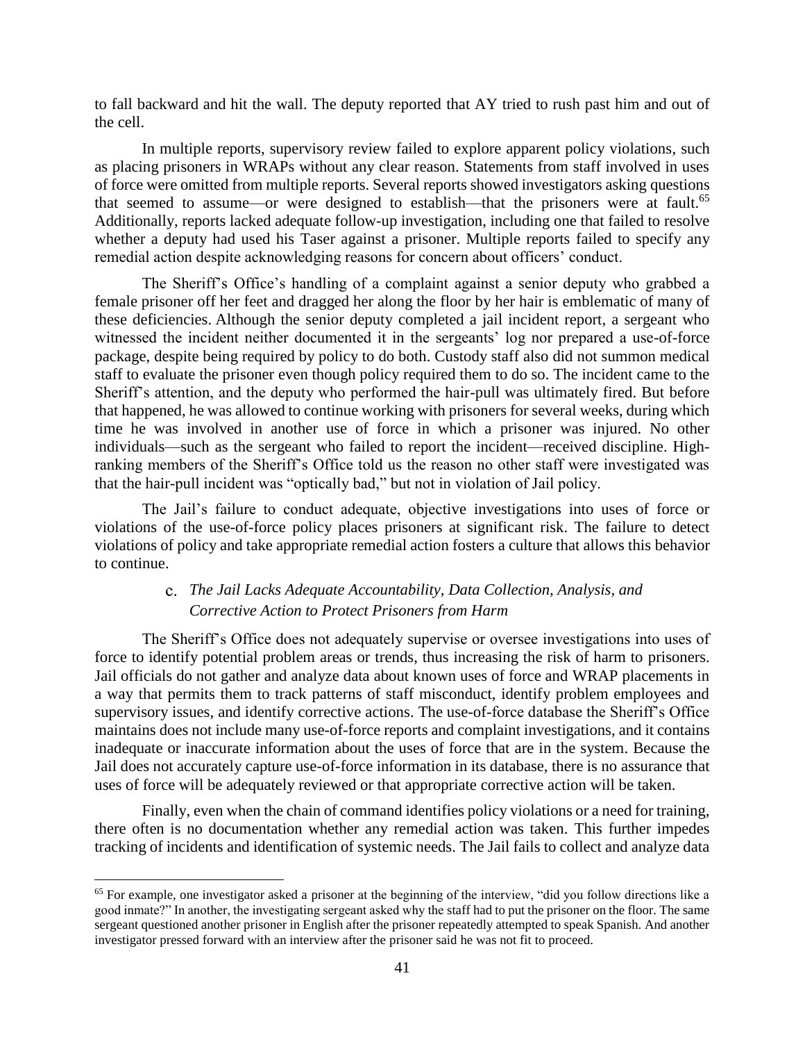to fall backward and hit the wall. The deputy reported that AY tried to rush past him and out of the cell.

In multiple reports, supervisory review failed to explore apparent policy violations, such as placing prisoners in WRAPs without any clear reason. Statements from staff involved in uses of force were omitted from multiple reports. Several reports showed investigators asking questions that seemed to assume—or were designed to establish—that the prisoners were at fault.[65] Additionally, reports lacked adequate follow-up investigation, including one that failed to resolve whether a deputy had used his Taser against a prisoner. Multiple reports failed to specify any remedial action despite acknowledging reasons for concern about officers' conduct.

The Sheriff's Office's handling of a complaint against a senior deputy who grabbed a female prisoner off her feet and dragged her along the floor by her hair is emblematic of many of these deficiencies. Although the senior deputy completed a jail incident report, a sergeant who witnessed the incident neither documented it in the sergeants' log nor prepared a use-of-force package, despite being required by policy to do both. Custody staff also did not summon medical staff to evaluate the prisoner even though policy required them to do so. The incident came to the Sheriff's attention, and the deputy who performed the hair-pull was ultimately fired. But before that happened, he was allowed to continue working with prisoners for several weeks, during which time he was involved in another use of force in which a prisoner was injured. No other individuals—such as the sergeant who failed to report the incident—received discipline. High-ranking members of the Sheriff's Office told us the reason no other staff were investigated was that the hair-pull incident was "optically bad," but not in violation of Jail policy.

The Jail's failure to conduct adequate, objective investigations into uses of force or violations of the use-of-force policy places prisoners at significant risk. The failure to detect violations of policy and take appropriate remedial action fosters a culture that allows this behavior to continue.

### c. *The Jail Lacks Adequate Accountability, Data Collection, Analysis, and Corrective Action to Protect Prisoners from Harm*

The Sheriff's Office does not adequately supervise or oversee investigations into uses of force to identify potential problem areas or trends, thus increasing the risk of harm to prisoners. Jail officials do not gather and analyze data about known uses of force and WRAP placements in a way that permits them to track patterns of staff misconduct, identify problem employees and supervisory issues, and identify corrective actions. The use-of-force database the Sheriff's Office maintains does not include many use-of-force reports and complaint investigations, and it contains inadequate or inaccurate information about the uses of force that are in the system. Because the Jail does not accurately capture use-of-force information in its database, there is no assurance that uses of force will be adequately reviewed or that appropriate corrective action will be taken.

Finally, even when the chain of command identifies policy violations or a need for training, there often is no documentation whether any remedial action was taken. This further impedes tracking of incidents and identification of systemic needs. The Jail fails to collect and analyze data

---

[65] For example, one investigator asked a prisoner at the beginning of the interview, "did you follow directions like a good inmate?" In another, the investigating sergeant asked why the staff had to put the prisoner on the floor. The same sergeant questioned another prisoner in English after the prisoner repeatedly attempted to speak Spanish. And another investigator pressed forward with an interview after the prisoner said he was not fit to proceed.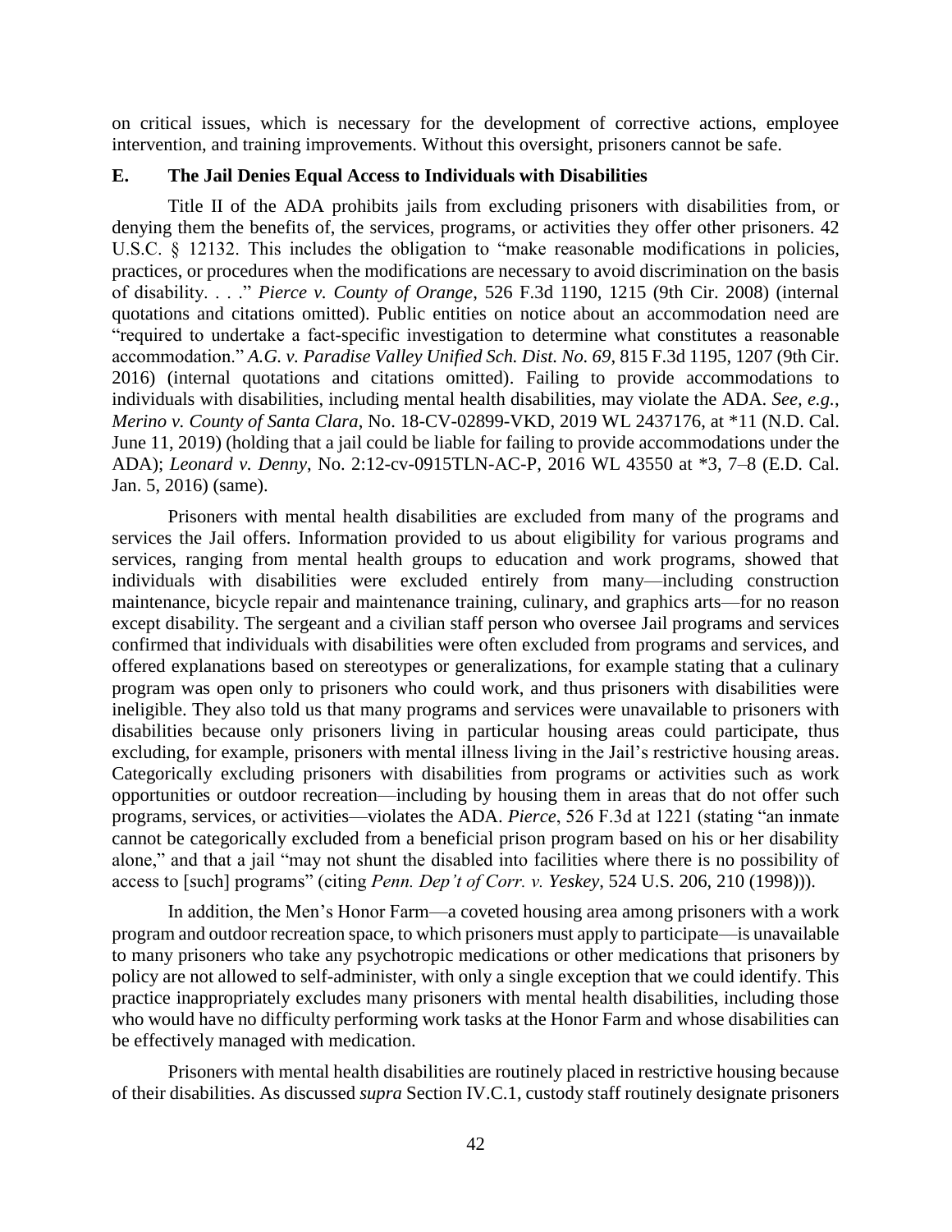on critical issues, which is necessary for the development of corrective actions, employee intervention, and training improvements. Without this oversight, prisoners cannot be safe.

### E. The Jail Denies Equal Access to Individuals with Disabilities

Title II of the ADA prohibits jails from excluding prisoners with disabilities from, or denying them the benefits of, the services, programs, or activities they offer other prisoners. 42 U.S.C. § 12132. This includes the obligation to "make reasonable modifications in policies, practices, or procedures when the modifications are necessary to avoid discrimination on the basis of disability. . . ." *Pierce v. County of Orange*, 526 F.3d 1190, 1215 (9th Cir. 2008) (internal quotations and citations omitted). Public entities on notice about an accommodation need are "required to undertake a fact-specific investigation to determine what constitutes a reasonable accommodation." *A.G. v. Paradise Valley Unified Sch. Dist. No. 69*, 815 F.3d 1195, 1207 (9th Cir. 2016) (internal quotations and citations omitted). Failing to provide accommodations to individuals with disabilities, including mental health disabilities, may violate the ADA. *See, e.g.*, *Merino v. County of Santa Clara*, No. 18-CV-02899-VKD, 2019 WL 2437176, at *11 (N.D. Cal. June 11, 2019) (holding that a jail could be liable for failing to provide accommodations under the ADA); *Leonard v. Denny*, No. 2:12-cv-0915TLN-AC-P, 2016 WL 43550 at *3, 7–8 (E.D. Cal. Jan. 5, 2016) (same).

Prisoners with mental health disabilities are excluded from many of the programs and services the Jail offers. Information provided to us about eligibility for various programs and services, ranging from mental health groups to education and work programs, showed that individuals with disabilities were excluded entirely from many—including construction maintenance, bicycle repair and maintenance training, culinary, and graphics arts—for no reason except disability. The sergeant and a civilian staff person who oversee Jail programs and services confirmed that individuals with disabilities were often excluded from programs and services, and offered explanations based on stereotypes or generalizations, for example stating that a culinary program was open only to prisoners who could work, and thus prisoners with disabilities were ineligible. They also told us that many programs and services were unavailable to prisoners with disabilities because only prisoners living in particular housing areas could participate, thus excluding, for example, prisoners with mental illness living in the Jail's restrictive housing areas. Categorically excluding prisoners with disabilities from programs or activities such as work opportunities or outdoor recreation—including by housing them in areas that do not offer such programs, services, or activities—violates the ADA. *Pierce*, 526 F.3d at 1221 (stating "an inmate cannot be categorically excluded from a beneficial prison program based on his or her disability alone," and that a jail "may not shunt the disabled into facilities where there is no possibility of access to [such] programs" (citing *Penn. Dep't of Corr. v. Yeskey*, 524 U.S. 206, 210 (1998))).

In addition, the Men's Honor Farm—a coveted housing area among prisoners with a work program and outdoor recreation space, to which prisoners must apply to participate—is unavailable to many prisoners who take any psychotropic medications or other medications that prisoners by policy are not allowed to self-administer, with only a single exception that we could identify. This practice inappropriately excludes many prisoners with mental health disabilities, including those who would have no difficulty performing work tasks at the Honor Farm and whose disabilities can be effectively managed with medication.

Prisoners with mental health disabilities are routinely placed in restrictive housing because of their disabilities. As discussed *supra* Section IV.C.1, custody staff routinely designate prisoners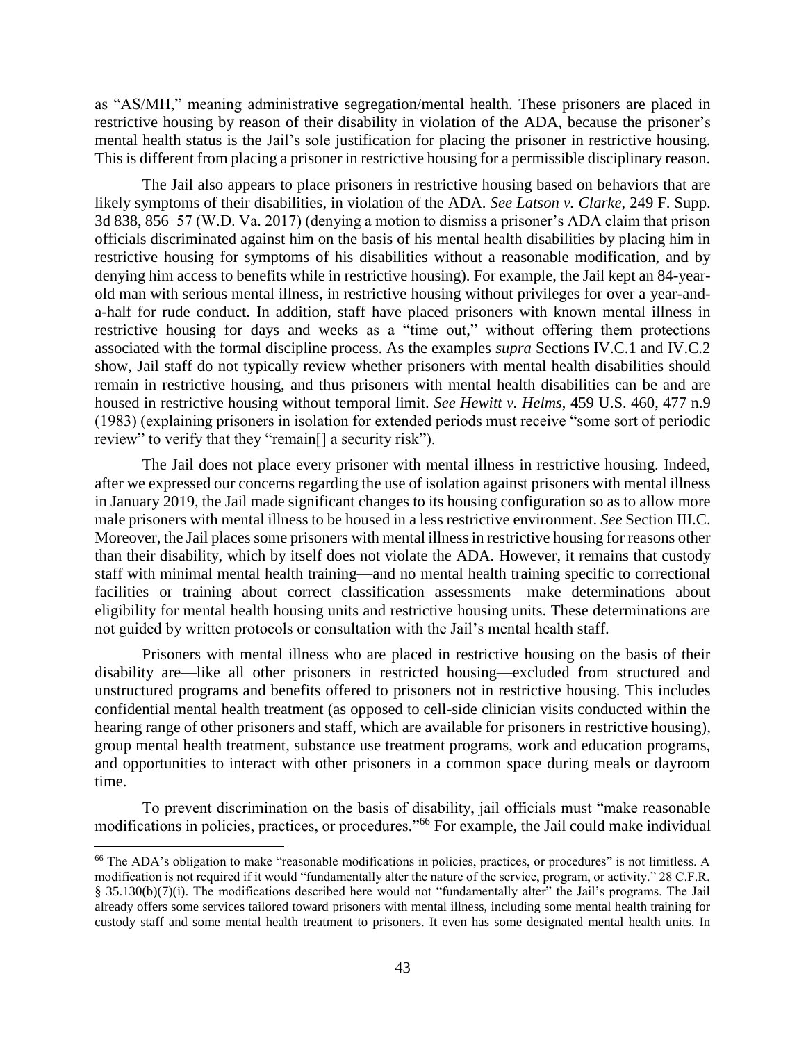as "AS/MH," meaning administrative segregation/mental health. These prisoners are placed in restrictive housing by reason of their disability in violation of the ADA, because the prisoner's mental health status is the Jail's sole justification for placing the prisoner in restrictive housing. This is different from placing a prisoner in restrictive housing for a permissible disciplinary reason.

The Jail also appears to place prisoners in restrictive housing based on behaviors that are likely symptoms of their disabilities, in violation of the ADA. *See Latson v. Clarke*, 249 F. Supp. 3d 838, 856–57 (W.D. Va. 2017) (denying a motion to dismiss a prisoner's ADA claim that prison officials discriminated against him on the basis of his mental health disabilities by placing him in restrictive housing for symptoms of his disabilities without a reasonable modification, and by denying him access to benefits while in restrictive housing). For example, the Jail kept an 84-year-old man with serious mental illness, in restrictive housing without privileges for over a year-and-a-half for rude conduct. In addition, staff have placed prisoners with known mental illness in restrictive housing for days and weeks as a "time out," without offering them protections associated with the formal discipline process. As the examples *supra* Sections IV.C.1 and IV.C.2 show, Jail staff do not typically review whether prisoners with mental health disabilities should remain in restrictive housing, and thus prisoners with mental health disabilities can be and are housed in restrictive housing without temporal limit. *See Hewitt v. Helms*, 459 U.S. 460, 477 n.9 (1983) (explaining prisoners in isolation for extended periods must receive "some sort of periodic review" to verify that they "remain[] a security risk").

The Jail does not place every prisoner with mental illness in restrictive housing. Indeed, after we expressed our concerns regarding the use of isolation against prisoners with mental illness in January 2019, the Jail made significant changes to its housing configuration so as to allow more male prisoners with mental illness to be housed in a less restrictive environment. *See* Section III.C. Moreover, the Jail places some prisoners with mental illness in restrictive housing for reasons other than their disability, which by itself does not violate the ADA. However, it remains that custody staff with minimal mental health training—and no mental health training specific to correctional facilities or training about correct classification assessments—make determinations about eligibility for mental health housing units and restrictive housing units. These determinations are not guided by written protocols or consultation with the Jail's mental health staff.

Prisoners with mental illness who are placed in restrictive housing on the basis of their disability are—like all other prisoners in restricted housing—excluded from structured and unstructured programs and benefits offered to prisoners not in restrictive housing. This includes confidential mental health treatment (as opposed to cell-side clinician visits conducted within the hearing range of other prisoners and staff, which are available for prisoners in restrictive housing), group mental health treatment, substance use treatment programs, work and education programs, and opportunities to interact with other prisoners in a common space during meals or dayroom time.

To prevent discrimination on the basis of disability, jail officials must "make reasonable modifications in policies, practices, or procedures."[66] For example, the Jail could make individual

---

[66] The ADA's obligation to make "reasonable modifications in policies, practices, or procedures" is not limitless. A modification is not required if it would "fundamentally alter the nature of the service, program, or activity." 28 C.F.R. § 35.130(b)(7)(i). The modifications described here would not "fundamentally alter" the Jail's programs. The Jail already offers some services tailored toward prisoners with mental illness, including some mental health training for custody staff and some mental health treatment to prisoners. It even has some designated mental health units. In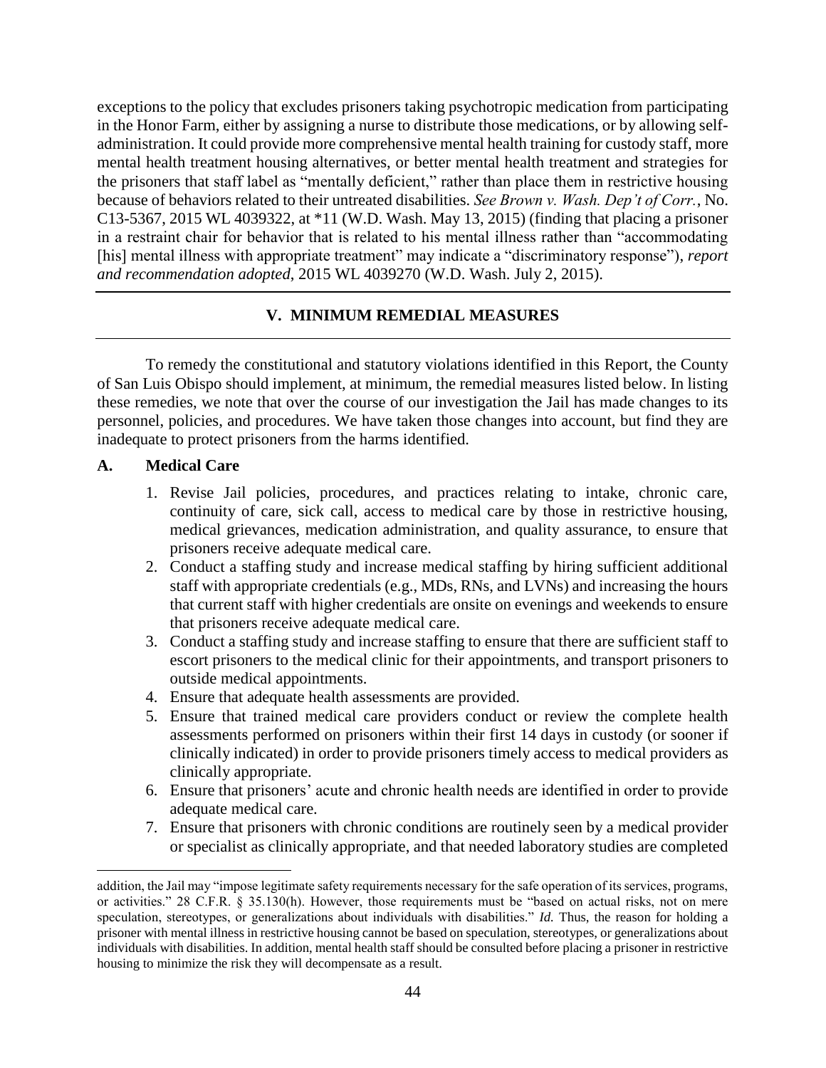exceptions to the policy that excludes prisoners taking psychotropic medication from participating in the Honor Farm, either by assigning a nurse to distribute those medications, or by allowing self-administration. It could provide more comprehensive mental health training for custody staff, more mental health treatment housing alternatives, or better mental health treatment and strategies for the prisoners that staff label as "mentally deficient," rather than place them in restrictive housing because of behaviors related to their untreated disabilities. *See Brown v. Wash. Dep't of Corr.*, No. C13-5367, 2015 WL 4039322, at *11 (W.D. Wash. May 13, 2015) (finding that placing a prisoner in a restraint chair for behavior that is related to his mental illness rather than "accommodating [his] mental illness with appropriate treatment" may indicate a "discriminatory response"), *report and recommendation adopted*, 2015 WL 4039270 (W.D. Wash. July 2, 2015).

## V. MINIMUM REMEDIAL MEASURES

To remedy the constitutional and statutory violations identified in this Report, the County of San Luis Obispo should implement, at minimum, the remedial measures listed below. In listing these remedies, we note that over the course of our investigation the Jail has made changes to its personnel, policies, and procedures. We have taken those changes into account, but find they are inadequate to protect prisoners from the harms identified.

### A. Medical Care

1. Revise Jail policies, procedures, and practices relating to intake, chronic care, continuity of care, sick call, access to medical care by those in restrictive housing, medical grievances, medication administration, and quality assurance, to ensure that prisoners receive adequate medical care.
2. Conduct a staffing study and increase medical staffing by hiring sufficient additional staff with appropriate credentials (e.g., MDs, RNs, and LVNs) and increasing the hours that current staff with higher credentials are onsite on evenings and weekends to ensure that prisoners receive adequate medical care.
3. Conduct a staffing study and increase staffing to ensure that there are sufficient staff to escort prisoners to the medical clinic for their appointments, and transport prisoners to outside medical appointments.
4. Ensure that adequate health assessments are provided.
5. Ensure that trained medical care providers conduct or review the complete health assessments performed on prisoners within their first 14 days in custody (or sooner if clinically indicated) in order to provide prisoners timely access to medical providers as clinically appropriate.
6. Ensure that prisoners' acute and chronic health needs are identified in order to provide adequate medical care.
7. Ensure that prisoners with chronic conditions are routinely seen by a medical provider or specialist as clinically appropriate, and that needed laboratory studies are completed

---

addition, the Jail may "impose legitimate safety requirements necessary for the safe operation of its services, programs, or activities." 28 C.F.R. § 35.130(h). However, those requirements must be "based on actual risks, not on mere speculation, stereotypes, or generalizations about individuals with disabilities." *Id.* Thus, the reason for holding a prisoner with mental illness in restrictive housing cannot be based on speculation, stereotypes, or generalizations about individuals with disabilities. In addition, mental health staff should be consulted before placing a prisoner in restrictive housing to minimize the risk they will decompensate as a result.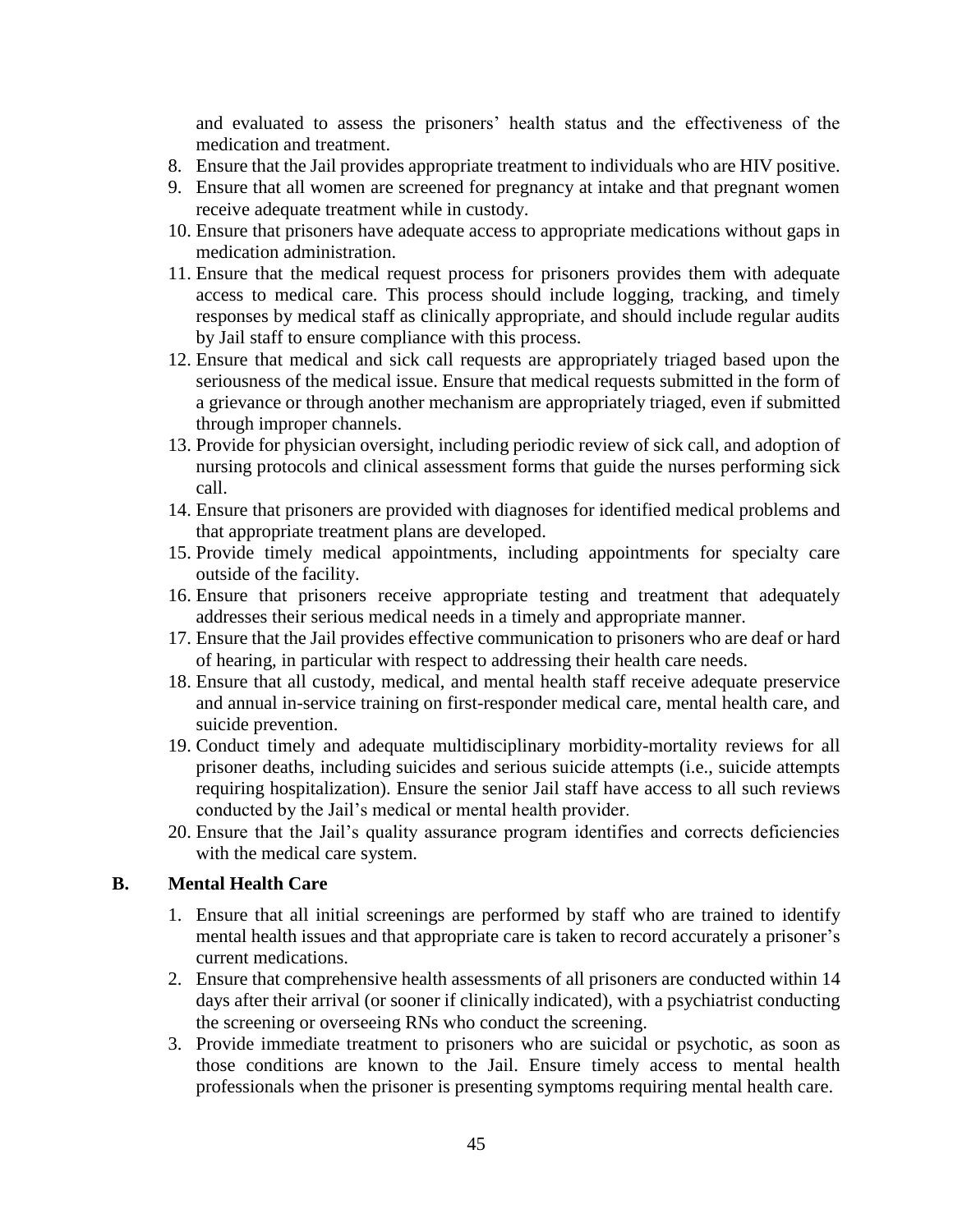and evaluated to assess the prisoners' health status and the effectiveness of the medication and treatment.

8. Ensure that the Jail provides appropriate treatment to individuals who are HIV positive.
9. Ensure that all women are screened for pregnancy at intake and that pregnant women receive adequate treatment while in custody.
10. Ensure that prisoners have adequate access to appropriate medications without gaps in medication administration.
11. Ensure that the medical request process for prisoners provides them with adequate access to medical care. This process should include logging, tracking, and timely responses by medical staff as clinically appropriate, and should include regular audits by Jail staff to ensure compliance with this process.
12. Ensure that medical and sick call requests are appropriately triaged based upon the seriousness of the medical issue. Ensure that medical requests submitted in the form of a grievance or through another mechanism are appropriately triaged, even if submitted through improper channels.
13. Provide for physician oversight, including periodic review of sick call, and adoption of nursing protocols and clinical assessment forms that guide the nurses performing sick call.
14. Ensure that prisoners are provided with diagnoses for identified medical problems and that appropriate treatment plans are developed.
15. Provide timely medical appointments, including appointments for specialty care outside of the facility.
16. Ensure that prisoners receive appropriate testing and treatment that adequately addresses their serious medical needs in a timely and appropriate manner.
17. Ensure that the Jail provides effective communication to prisoners who are deaf or hard of hearing, in particular with respect to addressing their health care needs.
18. Ensure that all custody, medical, and mental health staff receive adequate preservice and annual in-service training on first-responder medical care, mental health care, and suicide prevention.
19. Conduct timely and adequate multidisciplinary morbidity-mortality reviews for all prisoner deaths, including suicides and serious suicide attempts (i.e., suicide attempts requiring hospitalization). Ensure the senior Jail staff have access to all such reviews conducted by the Jail's medical or mental health provider.
20. Ensure that the Jail's quality assurance program identifies and corrects deficiencies with the medical care system.

### B. Mental Health Care

1. Ensure that all initial screenings are performed by staff who are trained to identify mental health issues and that appropriate care is taken to record accurately a prisoner's current medications.
2. Ensure that comprehensive health assessments of all prisoners are conducted within 14 days after their arrival (or sooner if clinically indicated), with a psychiatrist conducting the screening or overseeing RNs who conduct the screening.
3. Provide immediate treatment to prisoners who are suicidal or psychotic, as soon as those conditions are known to the Jail. Ensure timely access to mental health professionals when the prisoner is presenting symptoms requiring mental health care.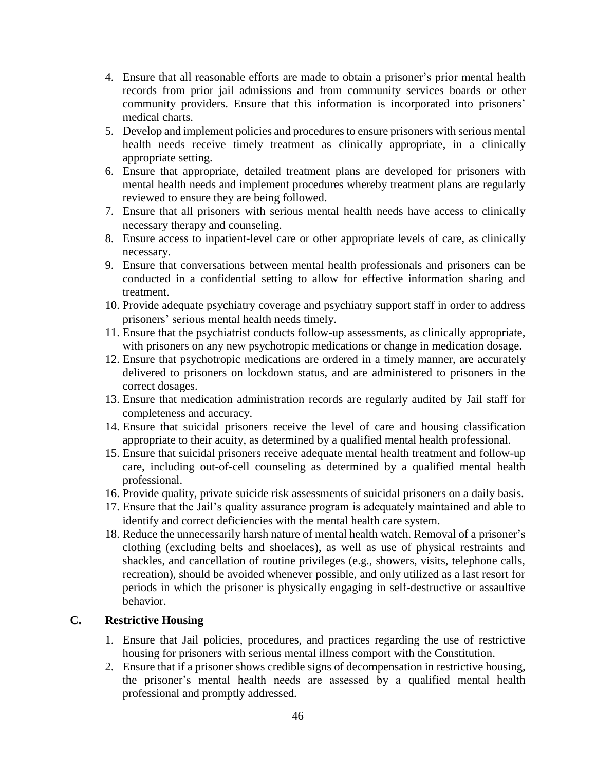4. Ensure that all reasonable efforts are made to obtain a prisoner's prior mental health records from prior jail admissions and from community services boards or other community providers. Ensure that this information is incorporated into prisoners' medical charts.
5. Develop and implement policies and procedures to ensure prisoners with serious mental health needs receive timely treatment as clinically appropriate, in a clinically appropriate setting.
6. Ensure that appropriate, detailed treatment plans are developed for prisoners with mental health needs and implement procedures whereby treatment plans are regularly reviewed to ensure they are being followed.
7. Ensure that all prisoners with serious mental health needs have access to clinically necessary therapy and counseling.
8. Ensure access to inpatient-level care or other appropriate levels of care, as clinically necessary.
9. Ensure that conversations between mental health professionals and prisoners can be conducted in a confidential setting to allow for effective information sharing and treatment.
10. Provide adequate psychiatry coverage and psychiatry support staff in order to address prisoners' serious mental health needs timely.
11. Ensure that the psychiatrist conducts follow-up assessments, as clinically appropriate, with prisoners on any new psychotropic medications or change in medication dosage.
12. Ensure that psychotropic medications are ordered in a timely manner, are accurately delivered to prisoners on lockdown status, and are administered to prisoners in the correct dosages.
13. Ensure that medication administration records are regularly audited by Jail staff for completeness and accuracy.
14. Ensure that suicidal prisoners receive the level of care and housing classification appropriate to their acuity, as determined by a qualified mental health professional.
15. Ensure that suicidal prisoners receive adequate mental health treatment and follow-up care, including out-of-cell counseling as determined by a qualified mental health professional.
16. Provide quality, private suicide risk assessments of suicidal prisoners on a daily basis.
17. Ensure that the Jail's quality assurance program is adequately maintained and able to identify and correct deficiencies with the mental health care system.
18. Reduce the unnecessarily harsh nature of mental health watch. Removal of a prisoner's clothing (excluding belts and shoelaces), as well as use of physical restraints and shackles, and cancellation of routine privileges (e.g., showers, visits, telephone calls, recreation), should be avoided whenever possible, and only utilized as a last resort for periods in which the prisoner is physically engaging in self-destructive or assaultive behavior.

### C. Restrictive Housing

1. Ensure that Jail policies, procedures, and practices regarding the use of restrictive housing for prisoners with serious mental illness comport with the Constitution.
2. Ensure that if a prisoner shows credible signs of decompensation in restrictive housing, the prisoner's mental health needs are assessed by a qualified mental health professional and promptly addressed.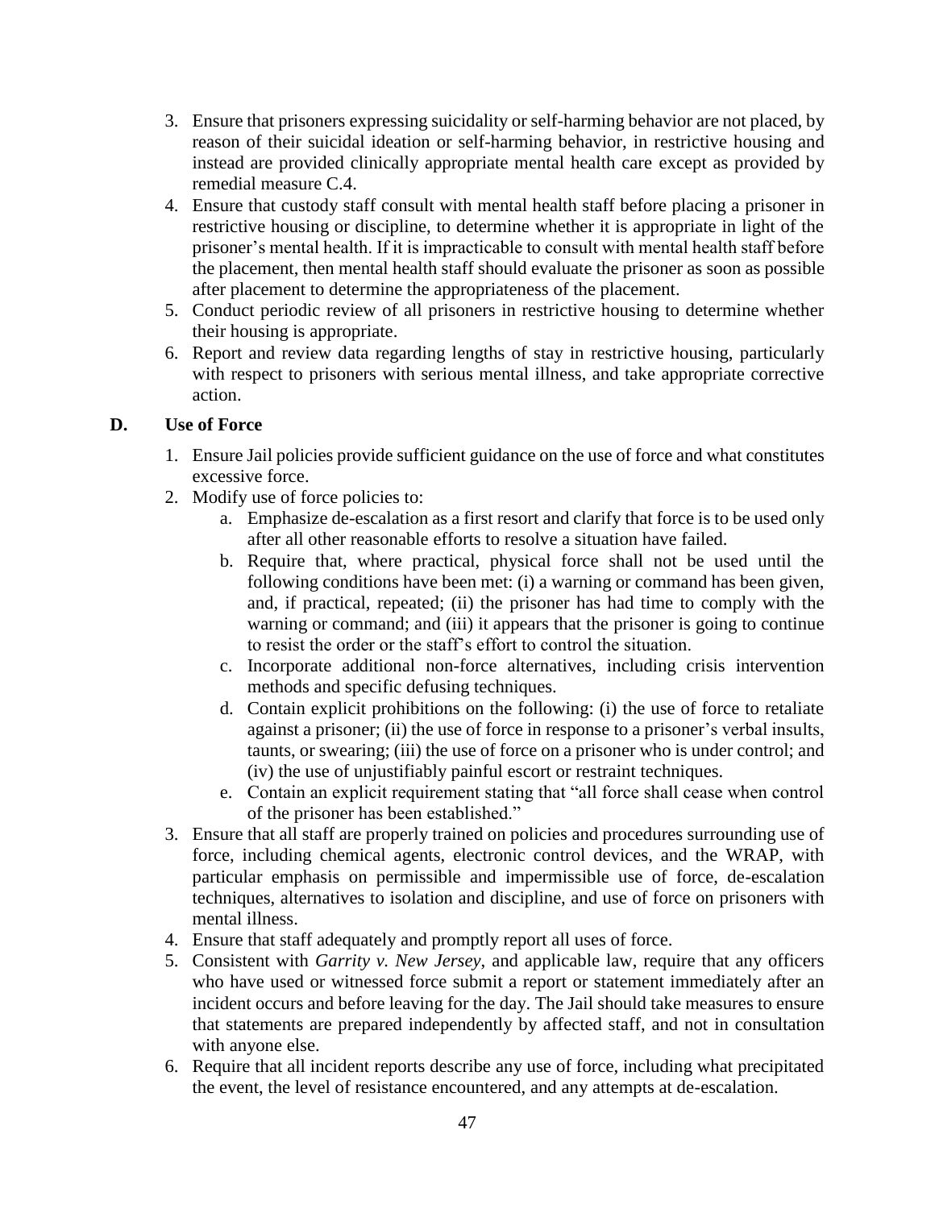3. Ensure that prisoners expressing suicidality or self-harming behavior are not placed, by reason of their suicidal ideation or self-harming behavior, in restrictive housing and instead are provided clinically appropriate mental health care except as provided by remedial measure C.4.
4. Ensure that custody staff consult with mental health staff before placing a prisoner in restrictive housing or discipline, to determine whether it is appropriate in light of the prisoner's mental health. If it is impracticable to consult with mental health staff before the placement, then mental health staff should evaluate the prisoner as soon as possible after placement to determine the appropriateness of the placement.
5. Conduct periodic review of all prisoners in restrictive housing to determine whether their housing is appropriate.
6. Report and review data regarding lengths of stay in restrictive housing, particularly with respect to prisoners with serious mental illness, and take appropriate corrective action.

### D. Use of Force

1. Ensure Jail policies provide sufficient guidance on the use of force and what constitutes excessive force.
2. Modify use of force policies to:
   a. Emphasize de-escalation as a first resort and clarify that force is to be used only after all other reasonable efforts to resolve a situation have failed.
   b. Require that, where practical, physical force shall not be used until the following conditions have been met: (i) a warning or command has been given, and, if practical, repeated; (ii) the prisoner has had time to comply with the warning or command; and (iii) it appears that the prisoner is going to continue to resist the order or the staff's effort to control the situation.
   c. Incorporate additional non-force alternatives, including crisis intervention methods and specific defusing techniques.
   d. Contain explicit prohibitions on the following: (i) the use of force to retaliate against a prisoner; (ii) the use of force in response to a prisoner's verbal insults, taunts, or swearing; (iii) the use of force on a prisoner who is under control; and (iv) the use of unjustifiably painful escort or restraint techniques.
   e. Contain an explicit requirement stating that "all force shall cease when control of the prisoner has been established."
3. Ensure that all staff are properly trained on policies and procedures surrounding use of force, including chemical agents, electronic control devices, and the WRAP, with particular emphasis on permissible and impermissible use of force, de-escalation techniques, alternatives to isolation and discipline, and use of force on prisoners with mental illness.
4. Ensure that staff adequately and promptly report all uses of force.
5. Consistent with *Garrity v. New Jersey*, and applicable law, require that any officers who have used or witnessed force submit a report or statement immediately after an incident occurs and before leaving for the day. The Jail should take measures to ensure that statements are prepared independently by affected staff, and not in consultation with anyone else.
6. Require that all incident reports describe any use of force, including what precipitated the event, the level of resistance encountered, and any attempts at de-escalation.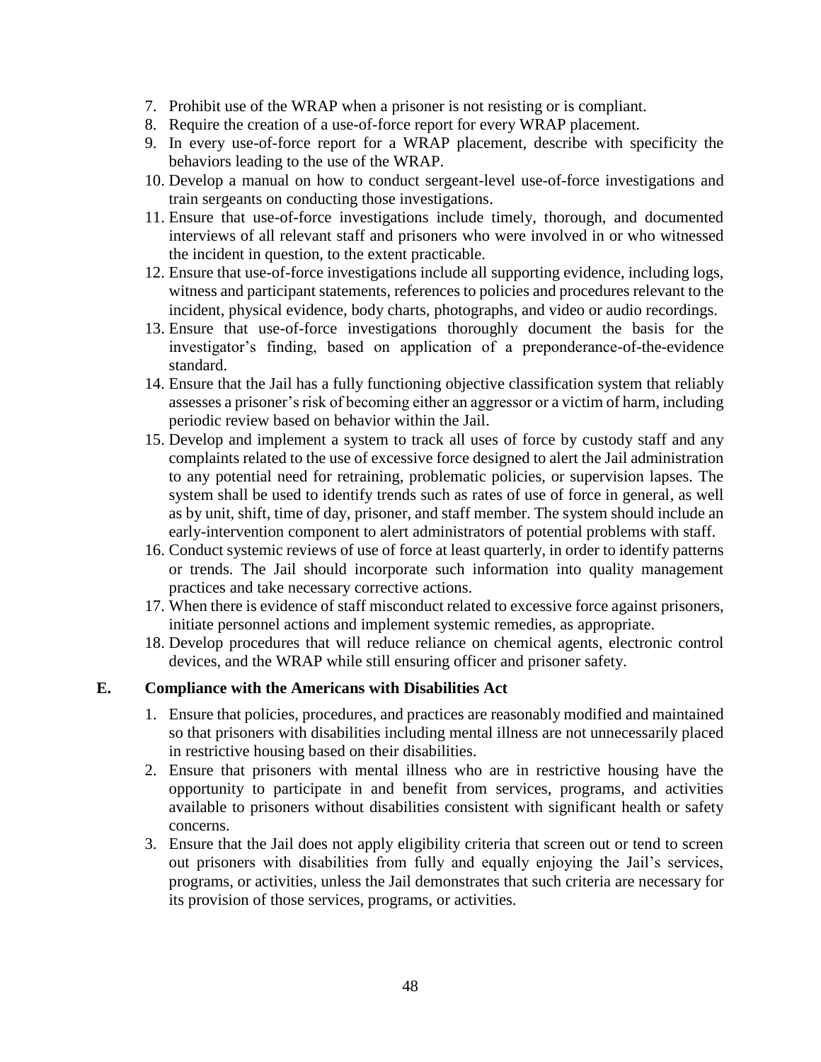7. Prohibit use of the WRAP when a prisoner is not resisting or is compliant.
8. Require the creation of a use-of-force report for every WRAP placement.
9. In every use-of-force report for a WRAP placement, describe with specificity the behaviors leading to the use of the WRAP.
10. Develop a manual on how to conduct sergeant-level use-of-force investigations and train sergeants on conducting those investigations.
11. Ensure that use-of-force investigations include timely, thorough, and documented interviews of all relevant staff and prisoners who were involved in or who witnessed the incident in question, to the extent practicable.
12. Ensure that use-of-force investigations include all supporting evidence, including logs, witness and participant statements, references to policies and procedures relevant to the incident, physical evidence, body charts, photographs, and video or audio recordings.
13. Ensure that use-of-force investigations thoroughly document the basis for the investigator's finding, based on application of a preponderance-of-the-evidence standard.
14. Ensure that the Jail has a fully functioning objective classification system that reliably assesses a prisoner's risk of becoming either an aggressor or a victim of harm, including periodic review based on behavior within the Jail.
15. Develop and implement a system to track all uses of force by custody staff and any complaints related to the use of excessive force designed to alert the Jail administration to any potential need for retraining, problematic policies, or supervision lapses. The system shall be used to identify trends such as rates of use of force in general, as well as by unit, shift, time of day, prisoner, and staff member. The system should include an early-intervention component to alert administrators of potential problems with staff.
16. Conduct systemic reviews of use of force at least quarterly, in order to identify patterns or trends. The Jail should incorporate such information into quality management practices and take necessary corrective actions.
17. When there is evidence of staff misconduct related to excessive force against prisoners, initiate personnel actions and implement systemic remedies, as appropriate.
18. Develop procedures that will reduce reliance on chemical agents, electronic control devices, and the WRAP while still ensuring officer and prisoner safety.

## E. Compliance with the Americans with Disabilities Act

1. Ensure that policies, procedures, and practices are reasonably modified and maintained so that prisoners with disabilities including mental illness are not unnecessarily placed in restrictive housing based on their disabilities.
2. Ensure that prisoners with mental illness who are in restrictive housing have the opportunity to participate in and benefit from services, programs, and activities available to prisoners without disabilities consistent with significant health or safety concerns.
3. Ensure that the Jail does not apply eligibility criteria that screen out or tend to screen out prisoners with disabilities from fully and equally enjoying the Jail's services, programs, or activities, unless the Jail demonstrates that such criteria are necessary for its provision of those services, programs, or activities.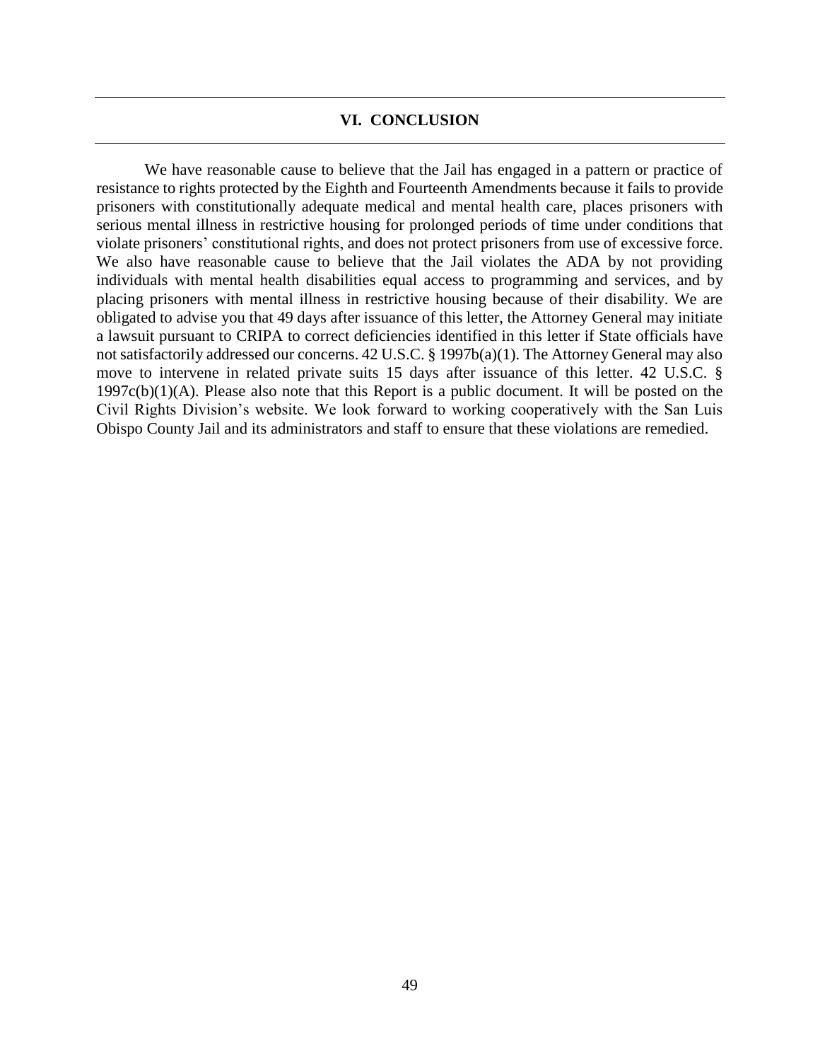## VI. CONCLUSION

We have reasonable cause to believe that the Jail has engaged in a pattern or practice of resistance to rights protected by the Eighth and Fourteenth Amendments because it fails to provide prisoners with constitutionally adequate medical and mental health care, places prisoners with serious mental illness in restrictive housing for prolonged periods of time under conditions that violate prisoners' constitutional rights, and does not protect prisoners from use of excessive force. We also have reasonable cause to believe that the Jail violates the ADA by not providing individuals with mental health disabilities equal access to programming and services, and by placing prisoners with mental illness in restrictive housing because of their disability. We are obligated to advise you that 49 days after issuance of this letter, the Attorney General may initiate a lawsuit pursuant to CRIPA to correct deficiencies identified in this letter if State officials have not satisfactorily addressed our concerns. 42 U.S.C. § 1997b(a)(1). The Attorney General may also move to intervene in related private suits 15 days after issuance of this letter. 42 U.S.C. § 1997c(b)(1)(A). Please also note that this Report is a public document. It will be posted on the Civil Rights Division's website. We look forward to working cooperatively with the San Luis Obispo County Jail and its administrators and staff to ensure that these violations are remedied.